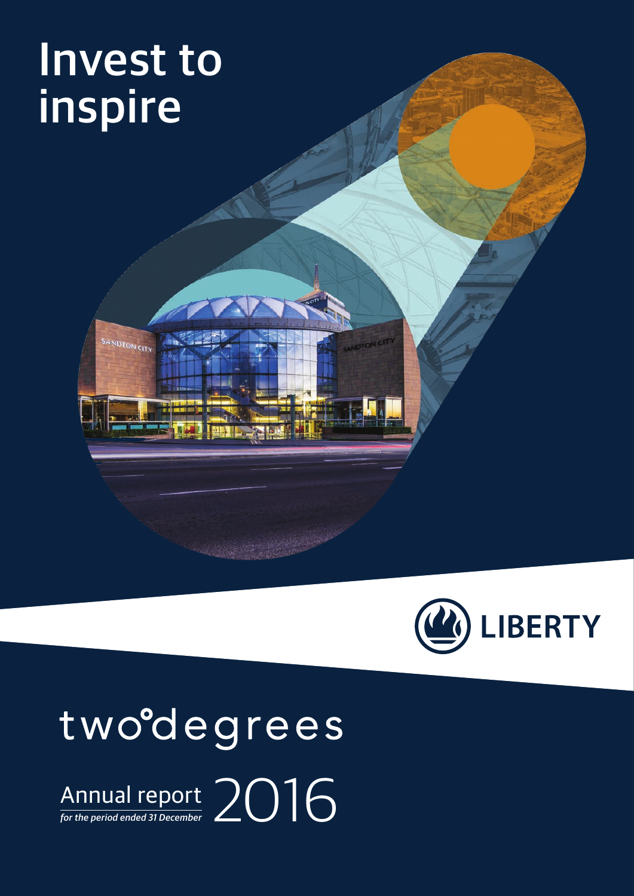# Invest to inspire

LIBERTY

twodegrees

Annual report 2016

*for the period ended 31 December*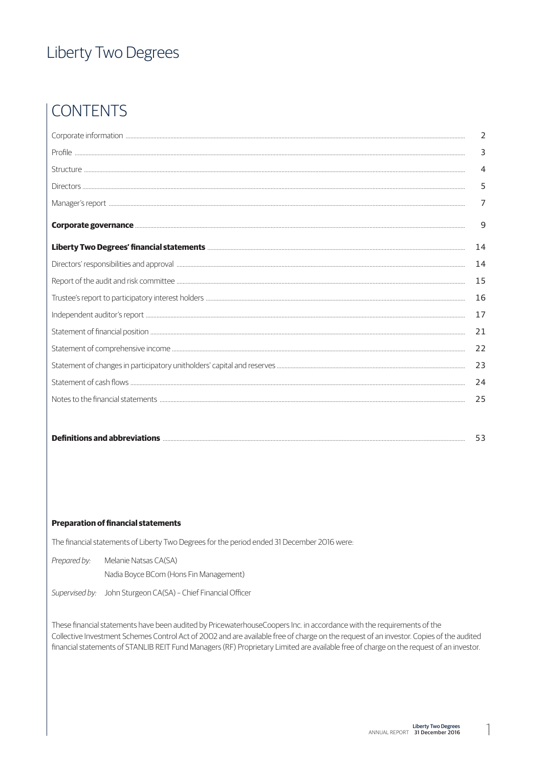# Liberty Two Degrees

## CONTENTS

| | |
|---|---|
| Corporate information | 2 |
| Profile | 3 |
| Structure | 4 |
| Directors | 5 |
| Manager's report | 7 |
| **Corporate governance** | 9 |
| **Liberty Two Degrees' financial statements** | 14 |
| Directors' responsibilities and approval | 14 |
| Report of the audit and risk committee | 15 |
| Trustee's report to participatory interest holders | 16 |
| Independent auditor's report | 17 |
| Statement of financial position | 21 |
| Statement of comprehensive income | 22 |
| Statement of changes in participatory unitholders' capital and reserves | 23 |
| Statement of cash flows | 24 |
| Notes to the financial statements | 25 |
| **Definitions and abbreviations** | 53 |

### Preparation of financial statements

The financial statements of Liberty Two Degrees for the period ended 31 December 2016 were:

*Prepared by:* Melanie Natsas CA(SA)
Nadia Boyce BCom (Hons Fin Management)

*Supervised by:* John Sturgeon CA(SA) – Chief Financial Officer

These financial statements have been audited by PricewaterhouseCoopers Inc. in accordance with the requirements of the Collective Investment Schemes Control Act of 2002 and are available free of charge on the request of an investor. Copies of the audited financial statements of STANLIB REIT Fund Managers (RF) Proprietary Limited are available free of charge on the request of an investor.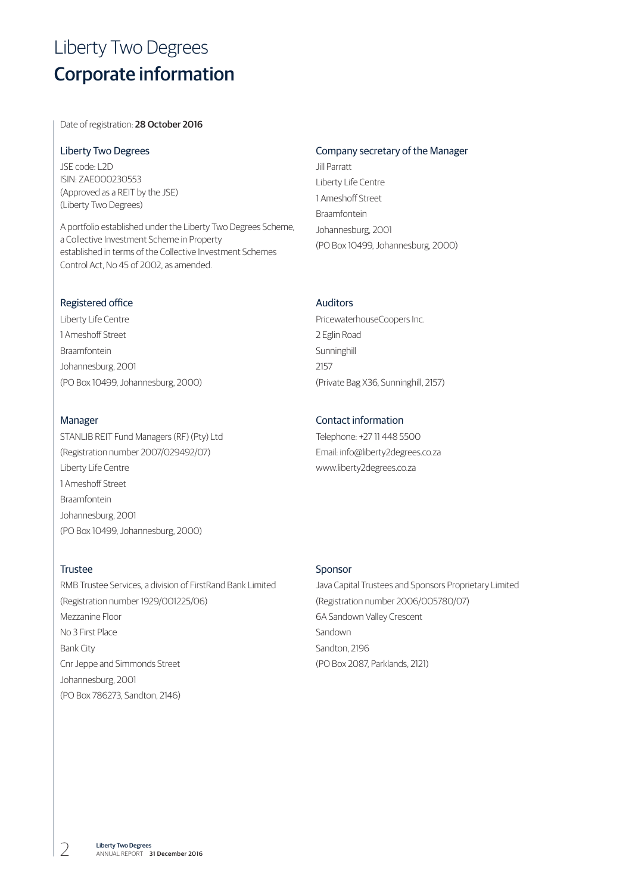# Liberty Two Degrees

## Corporate information

Date of registration: **28 October 2016**

### Liberty Two Degrees

JSE code: L2D
ISIN: ZAE000230553
(Approved as a REIT by the JSE)
(Liberty Two Degrees)

A portfolio established under the Liberty Two Degrees Scheme, a Collective Investment Scheme in Property established in terms of the Collective Investment Schemes Control Act, No 45 of 2002, as amended.

### Registered office

Liberty Life Centre
1 Ameshoff Street
Braamfontein
Johannesburg, 2001
(PO Box 10499, Johannesburg, 2000)

### Manager

STANLIB REIT Fund Managers (RF) (Pty) Ltd
(Registration number 2007/029492/07)
Liberty Life Centre
1 Ameshoff Street
Braamfontein
Johannesburg, 2001
(PO Box 10499, Johannesburg, 2000)

### Trustee

RMB Trustee Services, a division of FirstRand Bank Limited
(Registration number 1929/001225/06)
Mezzanine Floor
No 3 First Place
Bank City
Cnr Jeppe and Simmonds Street
Johannesburg, 2001
(PO Box 786273, Sandton, 2146)

### Company secretary of the Manager

Jill Parratt
Liberty Life Centre
1 Ameshoff Street
Braamfontein
Johannesburg, 2001
(PO Box 10499, Johannesburg, 2000)

### Auditors

PricewaterhouseCoopers Inc.
2 Eglin Road
Sunninghill
2157
(Private Bag X36, Sunninghill, 2157)

### Contact information

Telephone: +27 11 448 5500
Email: info@liberty2degrees.co.za
www.liberty2degrees.co.za

### Sponsor

Java Capital Trustees and Sponsors Proprietary Limited
(Registration number 2006/005780/07)
6A Sandown Valley Crescent
Sandown
Sandton, 2196
(PO Box 2087, Parklands, 2121)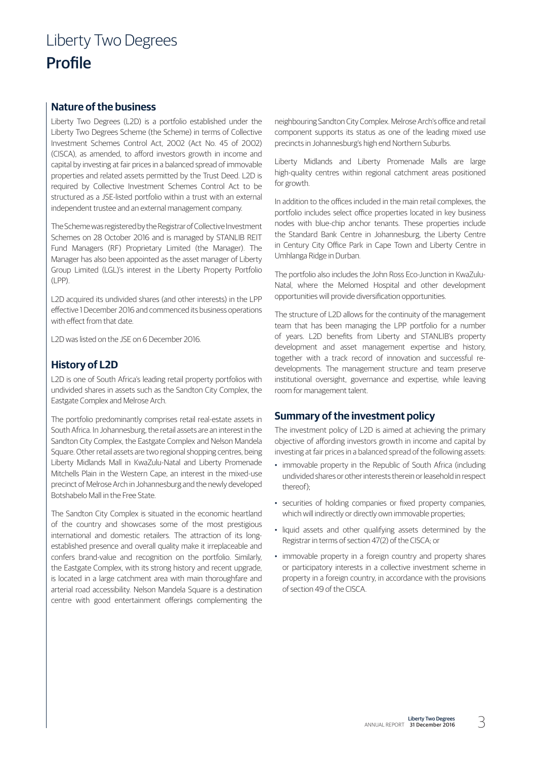# Liberty Two Degrees
# Profile

## Nature of the business

Liberty Two Degrees (L2D) is a portfolio established under the Liberty Two Degrees Scheme (the Scheme) in terms of Collective Investment Schemes Control Act, 2002 (Act No. 45 of 2002) (CISCA), as amended, to afford investors growth in income and capital by investing at fair prices in a balanced spread of immovable properties and related assets permitted by the Trust Deed. L2D is required by Collective Investment Schemes Control Act to be structured as a JSE-listed portfolio within a trust with an external independent trustee and an external management company.

The Scheme was registered by the Registrar of Collective Investment Schemes on 28 October 2016 and is managed by STANLIB REIT Fund Managers (RF) Proprietary Limited (the Manager). The Manager has also been appointed as the asset manager of Liberty Group Limited (LGL)'s interest in the Liberty Property Portfolio (LPP).

L2D acquired its undivided shares (and other interests) in the LPP effective 1 December 2016 and commenced its business operations with effect from that date.

L2D was listed on the JSE on 6 December 2016.

## History of L2D

L2D is one of South Africa's leading retail property portfolios with undivided shares in assets such as the Sandton City Complex, the Eastgate Complex and Melrose Arch.

The portfolio predominantly comprises retail real-estate assets in South Africa. In Johannesburg, the retail assets are an interest in the Sandton City Complex, the Eastgate Complex and Nelson Mandela Square. Other retail assets are two regional shopping centres, being Liberty Midlands Mall in KwaZulu-Natal and Liberty Promenade Mitchells Plain in the Western Cape, an interest in the mixed-use precinct of Melrose Arch in Johannesburg and the newly developed Botshabelo Mall in the Free State.

The Sandton City Complex is situated in the economic heartland of the country and showcases some of the most prestigious international and domestic retailers. The attraction of its long-established presence and overall quality make it irreplaceable and confers brand-value and recognition on the portfolio. Similarly, the Eastgate Complex, with its strong history and recent upgrade, is located in a large catchment area with main thoroughfare and arterial road accessibility. Nelson Mandela Square is a destination centre with good entertainment offerings complementing the neighbouring Sandton City Complex. Melrose Arch's office and retail component supports its status as one of the leading mixed use precincts in Johannesburg's high end Northern Suburbs.

Liberty Midlands and Liberty Promenade Malls are large high-quality centres within regional catchment areas positioned for growth.

In addition to the offices included in the main retail complexes, the portfolio includes select office properties located in key business nodes with blue-chip anchor tenants. These properties include the Standard Bank Centre in Johannesburg, the Liberty Centre in Century City Office Park in Cape Town and Liberty Centre in Umhlanga Ridge in Durban.

The portfolio also includes the John Ross Eco-Junction in KwaZulu-Natal, where the Melomed Hospital and other development opportunities will provide diversification opportunities.

The structure of L2D allows for the continuity of the management team that has been managing the LPP portfolio for a number of years. L2D benefits from Liberty and STANLIB's property development and asset management expertise and history, together with a track record of innovation and successful re-developments. The management structure and team preserve institutional oversight, governance and expertise, while leaving room for management talent.

## Summary of the investment policy

The investment policy of L2D is aimed at achieving the primary objective of affording investors growth in income and capital by investing at fair prices in a balanced spread of the following assets:

- immovable property in the Republic of South Africa (including undivided shares or other interests therein or leasehold in respect thereof);
- securities of holding companies or fixed property companies, which will indirectly or directly own immovable properties;
- liquid assets and other qualifying assets determined by the Registrar in terms of section 47(2) of the CISCA; or
- immovable property in a foreign country and property shares or participatory interests in a collective investment scheme in property in a foreign country, in accordance with the provisions of section 49 of the CISCA.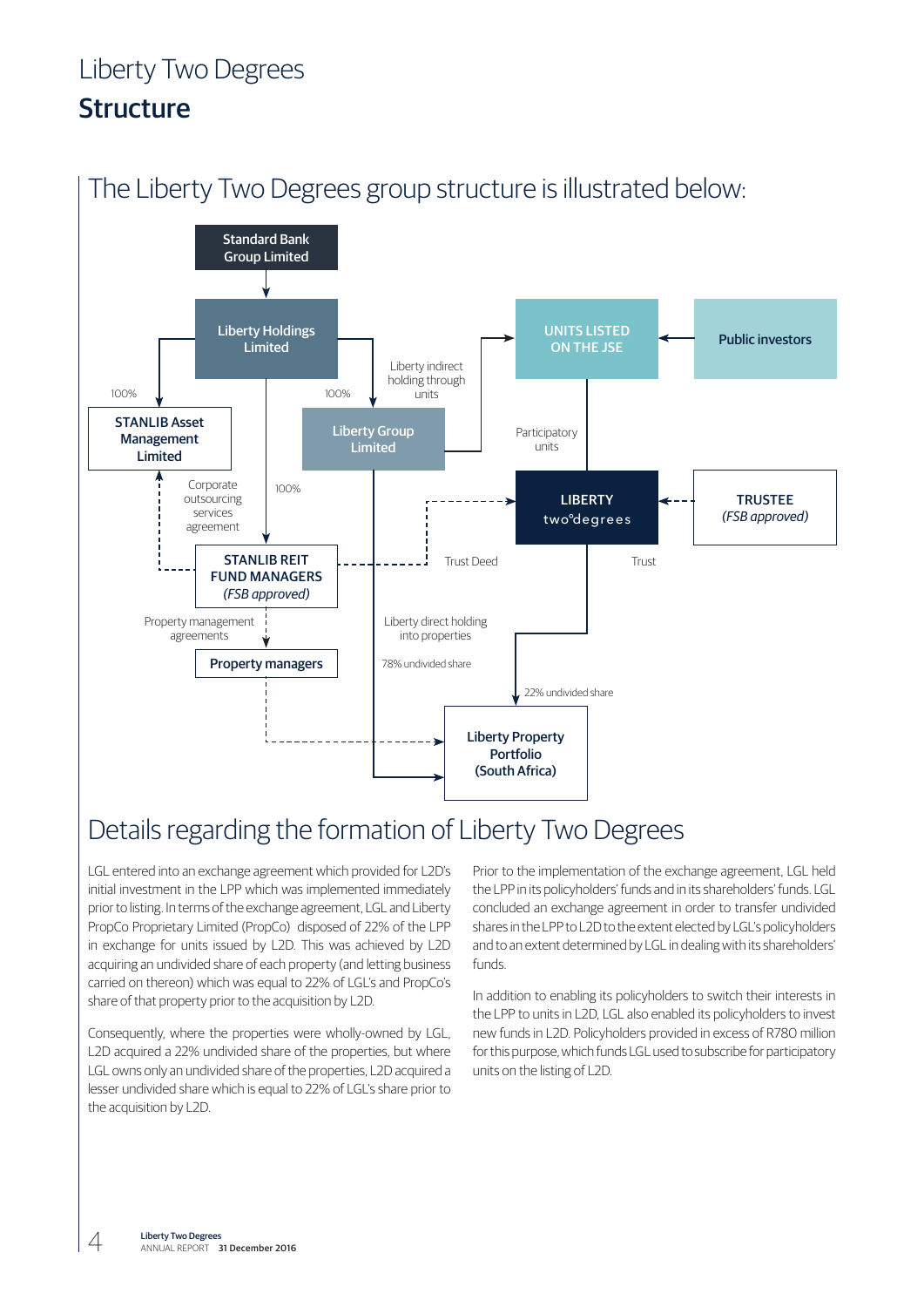# Liberty Two Degrees

## Structure

## The Liberty Two Degrees group structure is illustrated below:

Standard Bank Group Limited

Liberty Holdings Limited

100%

STANLIB Asset Management Limited

100%

Liberty Group Limited

Liberty indirect holding through units

UNITS LISTED ON THE JSE

Public investors

Participatory units

Corporate outsourcing services agreement

100%

LIBERTY two°degrees

TRUSTEE *(FSB approved)*

STANLIB REIT FUND MANAGERS *(FSB approved)*

Trust Deed

Trust

Property management agreements

Liberty direct holding into properties

Property managers

78% undivided share

22% undivided share

Liberty Property Portfolio (South Africa)

## Details regarding the formation of Liberty Two Degrees

LGL entered into an exchange agreement which provided for L2D's initial investment in the LPP which was implemented immediately prior to listing. In terms of the exchange agreement, LGL and Liberty PropCo Proprietary Limited (PropCo) disposed of 22% of the LPP in exchange for units issued by L2D. This was achieved by L2D acquiring an undivided share of each property (and letting business carried on thereon) which was equal to 22% of LGL's and PropCo's share of that property prior to the acquisition by L2D.

Consequently, where the properties were wholly-owned by LGL, L2D acquired a 22% undivided share of the properties, but where LGL owns only an undivided share of the properties, L2D acquired a lesser undivided share which is equal to 22% of LGL's share prior to the acquisition by L2D.

Prior to the implementation of the exchange agreement, LGL held the LPP in its policyholders' funds and in its shareholders' funds. LGL concluded an exchange agreement in order to transfer undivided shares in the LPP to L2D to the extent elected by LGL's policyholders and to an extent determined by LGL in dealing with its shareholders' funds.

In addition to enabling its policyholders to switch their interests in the LPP to units in L2D, LGL also enabled its policyholders to invest new funds in L2D. Policyholders provided in excess of R780 million for this purpose, which funds LGL used to subscribe for participatory units on the listing of L2D.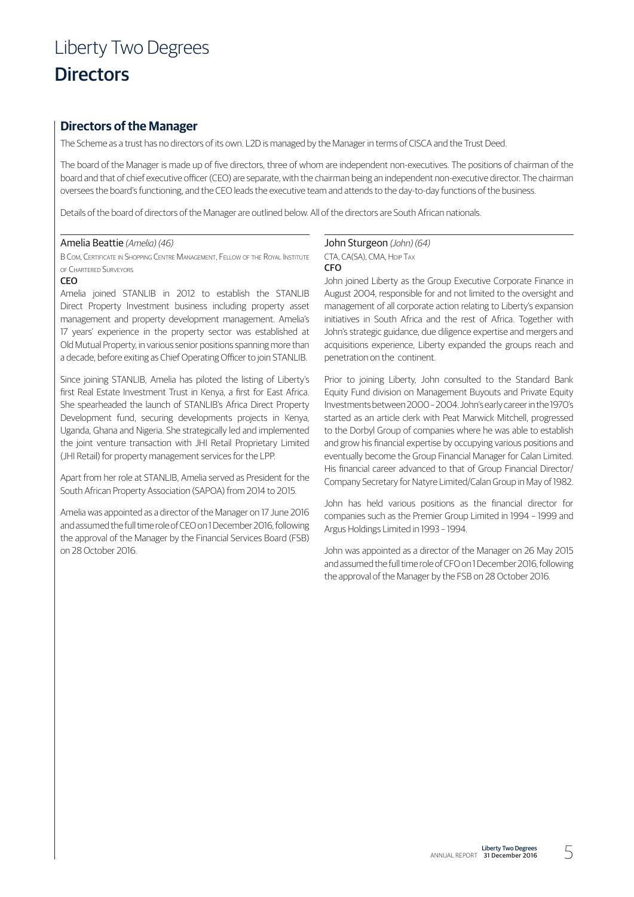# Liberty Two Degrees
# Directors

## Directors of the Manager

The Scheme as a trust has no directors of its own. L2D is managed by the Manager in terms of CISCA and the Trust Deed.

The board of the Manager is made up of five directors, three of whom are independent non-executives. The positions of chairman of the board and that of chief executive officer (CEO) are separate, with the chairman being an independent non-executive director. The chairman oversees the board's functioning, and the CEO leads the executive team and attends to the day-to-day functions of the business.

Details of the board of directors of the Manager are outlined below. All of the directors are South African nationals.

### Amelia Beattie *(Amelia) (46)*

B Com, Certificate in Shopping Centre Management, Fellow of the Royal Institute of Chartered Surveyors

**CEO**

Amelia joined STANLIB in 2012 to establish the STANLIB Direct Property Investment business including property asset management and property development management. Amelia's 17 years' experience in the property sector was established at Old Mutual Property, in various senior positions spanning more than a decade, before exiting as Chief Operating Officer to join STANLIB.

Since joining STANLIB, Amelia has piloted the listing of Liberty's first Real Estate Investment Trust in Kenya, a first for East Africa. She spearheaded the launch of STANLIB's Africa Direct Property Development fund, securing developments projects in Kenya, Uganda, Ghana and Nigeria. She strategically led and implemented the joint venture transaction with JHI Retail Proprietary Limited (JHI Retail) for property management services for the LPP.

Apart from her role at STANLIB, Amelia served as President for the South African Property Association (SAPOA) from 2014 to 2015.

Amelia was appointed as a director of the Manager on 17 June 2016 and assumed the full time role of CEO on 1 December 2016, following the approval of the Manager by the Financial Services Board (FSB) on 28 October 2016.

### John Sturgeon *(John) (64)*

CTA, CA(SA), CMA, Hdip Tax

**CFO**

John joined Liberty as the Group Executive Corporate Finance in August 2004, responsible for and not limited to the oversight and management of all corporate action relating to Liberty's expansion initiatives in South Africa and the rest of Africa. Together with John's strategic guidance, due diligence expertise and mergers and acquisitions experience, Liberty expanded the groups reach and penetration on the continent.

Prior to joining Liberty, John consulted to the Standard Bank Equity Fund division on Management Buyouts and Private Equity Investments between 2000 – 2004. John's early career in the 1970's started as an article clerk with Peat Marwick Mitchell, progressed to the Dorbyl Group of companies where he was able to establish and grow his financial expertise by occupying various positions and eventually become the Group Financial Manager for Calan Limited. His financial career advanced to that of Group Financial Director/ Company Secretary for Natyre Limited/Calan Group in May of 1982.

John has held various positions as the financial director for companies such as the Premier Group Limited in 1994 – 1999 and Argus Holdings Limited in 1993 – 1994.

John was appointed as a director of the Manager on 26 May 2015 and assumed the full time role of CFO on 1 December 2016, following the approval of the Manager by the FSB on 28 October 2016.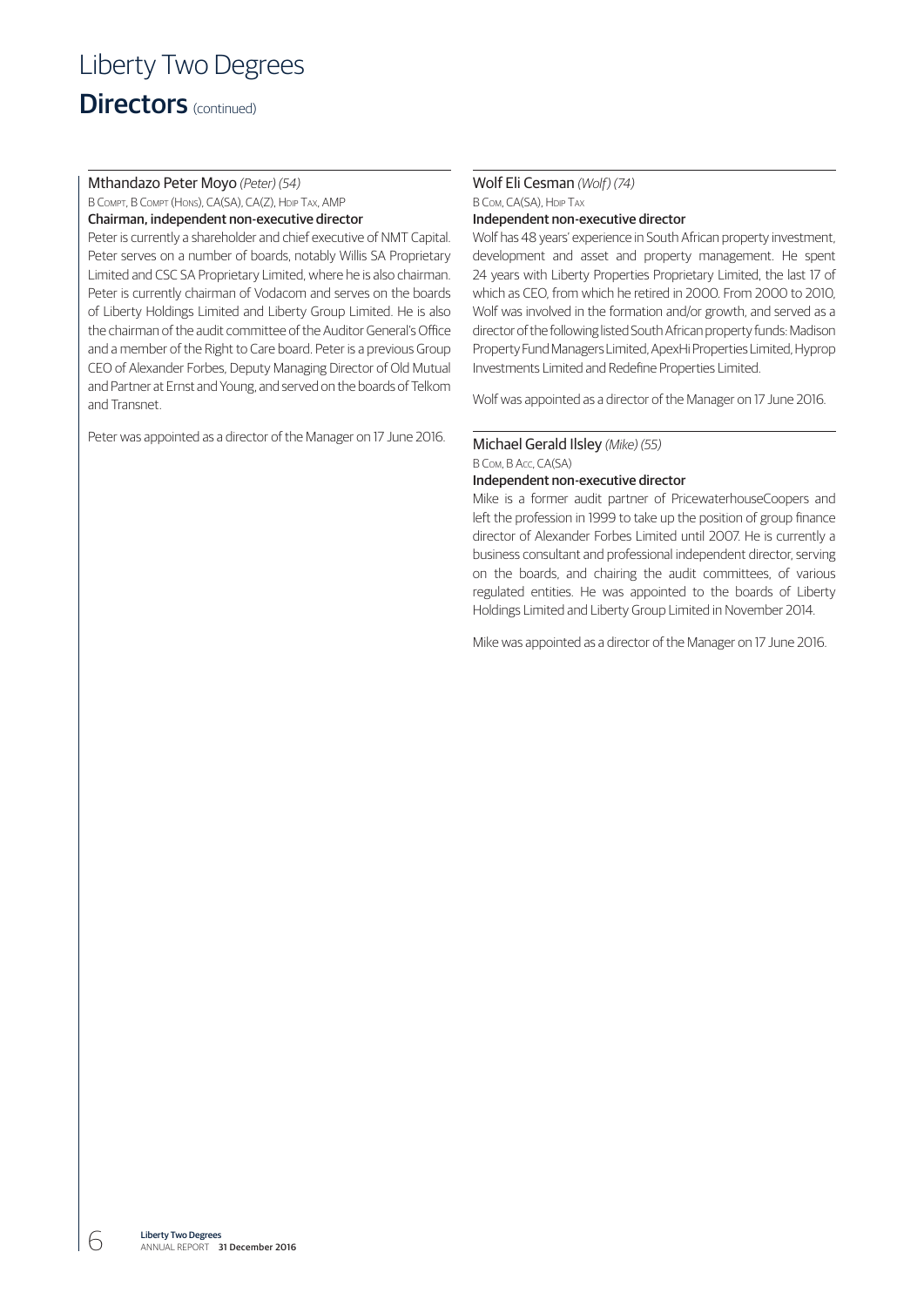# Liberty Two Degrees

## Directors (continued)

### Mthandazo Peter Moyo *(Peter) (54)*

B Compt, B Compt (Hons), CA(SA), CA(Z), Hdip Tax, AMP

**Chairman, independent non-executive director**

Peter is currently a shareholder and chief executive of NMT Capital. Peter serves on a number of boards, notably Willis SA Proprietary Limited and CSC SA Proprietary Limited, where he is also chairman. Peter is currently chairman of Vodacom and serves on the boards of Liberty Holdings Limited and Liberty Group Limited. He is also the chairman of the audit committee of the Auditor General's Office and a member of the Right to Care board. Peter is a previous Group CEO of Alexander Forbes, Deputy Managing Director of Old Mutual and Partner at Ernst and Young, and served on the boards of Telkom and Transnet.

Peter was appointed as a director of the Manager on 17 June 2016.

### Wolf Eli Cesman *(Wolf) (74)*

B Com, CA(SA), Hdip Tax

**Independent non-executive director**

Wolf has 48 years' experience in South African property investment, development and asset and property management. He spent 24 years with Liberty Properties Proprietary Limited, the last 17 of which as CEO, from which he retired in 2000. From 2000 to 2010, Wolf was involved in the formation and/or growth, and served as a director of the following listed South African property funds: Madison Property Fund Managers Limited, ApexHi Properties Limited, Hyprop Investments Limited and Redefine Properties Limited.

Wolf was appointed as a director of the Manager on 17 June 2016.

### Michael Gerald Ilsley *(Mike) (55)*

B Com, B Acc, CA(SA)

**Independent non-executive director**

Mike is a former audit partner of PricewaterhouseCoopers and left the profession in 1999 to take up the position of group finance director of Alexander Forbes Limited until 2007. He is currently a business consultant and professional independent director, serving on the boards, and chairing the audit committees, of various regulated entities. He was appointed to the boards of Liberty Holdings Limited and Liberty Group Limited in November 2014.

Mike was appointed as a director of the Manager on 17 June 2016.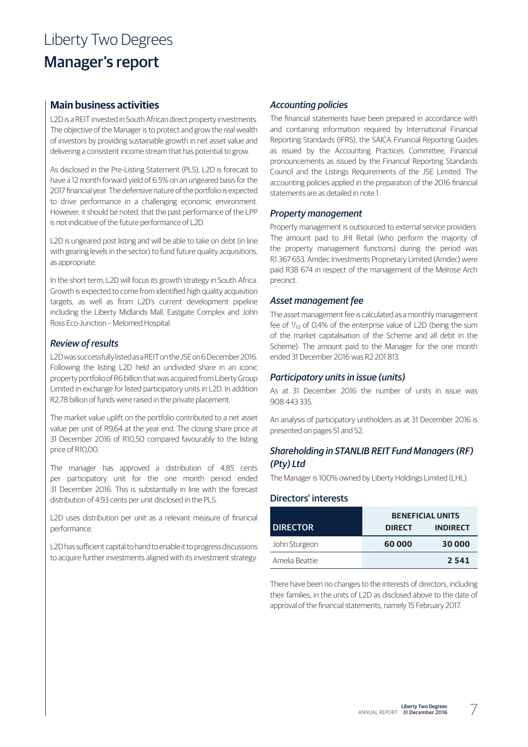# Liberty Two Degrees

# Manager's report

## Main business activities

L2D is a REIT invested in South African direct property investments. The objective of the Manager is to protect and grow the real wealth of investors by providing sustainable growth in net asset value and delivering a consistent income stream that has potential to grow.

As disclosed in the Pre-Listing Statement (PLS), L2D is forecast to have a 12 month forward yield of 6.5% on an ungeared basis for the 2017 financial year. The defensive nature of the portfolio is expected to drive performance in a challenging economic environment. However, it should be noted, that the past performance of the LPP is not indicative of the future performance of L2D.

L2D is ungeared post listing and will be able to take on debt (in line with gearing levels in the sector) to fund future quality acquisitions, as appropriate.

In the short term, L2D will focus its growth strategy in South Africa. Growth is expected to come from identified high quality acquisition targets, as well as from L2D's current development pipeline including the Liberty Midlands Mall, Eastgate Complex and John Ross Eco-Junction – Melomed Hospital.

### *Review of results*

L2D was successfully listed as a REIT on the JSE on 6 December 2016. Following the listing L2D held an undivided share in an iconic property portfolio of R6 billion that was acquired from Liberty Group Limited in exchange for listed participatory units in L2D. In addition R2,78 billion of funds were raised in the private placement.

The market value uplift on the portfolio contributed to a net asset value per unit of R9,64 at the year end. The closing share price at 31 December 2016 of R10,50 compared favourably to the listing price of R10,00.

The manager has approved a distribution of 4,85 cents per participatory unit for the one month period ended 31 December 2016. This is substantially in line with the forecast distribution of 4,93 cents per unit disclosed in the PLS.

L2D uses distribution per unit as a relevant measure of financial performance.

L2D has sufficient capital to hand to enable it to progress discussions to acquire further investments aligned with its investment strategy.

### *Accounting policies*

The financial statements have been prepared in accordance with and containing information required by International Financial Reporting Standards (IFRS), the SAICA Financial Reporting Guides as issued by the Accounting Practices Committee, Financial pronouncements as issued by the Financial Reporting Standards Council and the Listings Requirements of the JSE Limited. The accounting policies applied in the preparation of the 2016 financial statements are as detailed in note 1.

### *Property management*

Property management is outsourced to external service providers. The amount paid to JHI Retail (who perform the majority of the property management functions) during the period was R1 367 653. Amdec Investments Proprietary Limited (Amdec) were paid R38 674 in respect of the management of the Melrose Arch precinct.

### *Asset management fee*

The asset management fee is calculated as a monthly management fee of $^{1}/_{12}$ of 0,4% of the enterprise value of L2D (being the sum of the market capitalisation of the Scheme and all debt in the Scheme). The amount paid to the Manager for the one month ended 31 December 2016 was R2 201 813.

### *Participatory units in issue (units)*

As at 31 December 2016 the number of units in issue was 908 443 335.

An analysis of participatory unitholders as at 31 December 2016 is presented on pages 51 and 52.

### *Shareholding in STANLIB REIT Fund Managers (RF) (Pty) Ltd*

The Manager is 100% owned by Liberty Holdings Limited (LHL).

### Directors' interests

| DIRECTOR | BENEFICIAL UNITS DIRECT | BENEFICIAL UNITS INDIRECT |
|---|---|---|
| John Sturgeon | **60 000** | **30 000** |
| Amelia Beattie | | **2 541** |

There have been no changes to the interests of directors, including their families, in the units of L2D as disclosed above to the date of approval of the financial statements, namely 15 February 2017.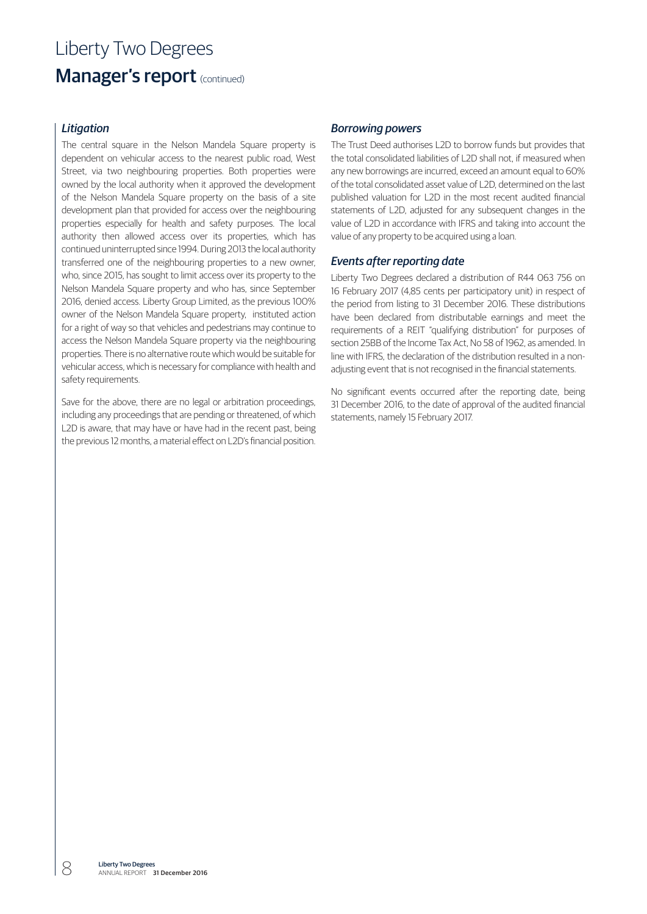# Liberty Two Degrees

## Manager's report (continued)

### *Litigation*

The central square in the Nelson Mandela Square property is dependent on vehicular access to the nearest public road, West Street, via two neighbouring properties. Both properties were owned by the local authority when it approved the development of the Nelson Mandela Square property on the basis of a site development plan that provided for access over the neighbouring properties especially for health and safety purposes. The local authority then allowed access over its properties, which has continued uninterrupted since 1994. During 2013 the local authority transferred one of the neighbouring properties to a new owner, who, since 2015, has sought to limit access over its property to the Nelson Mandela Square property and who has, since September 2016, denied access. Liberty Group Limited, as the previous 100% owner of the Nelson Mandela Square property, instituted action for a right of way so that vehicles and pedestrians may continue to access the Nelson Mandela Square property via the neighbouring properties. There is no alternative route which would be suitable for vehicular access, which is necessary for compliance with health and safety requirements.

Save for the above, there are no legal or arbitration proceedings, including any proceedings that are pending or threatened, of which L2D is aware, that may have or have had in the recent past, being the previous 12 months, a material effect on L2D's financial position.

### *Borrowing powers*

The Trust Deed authorises L2D to borrow funds but provides that the total consolidated liabilities of L2D shall not, if measured when any new borrowings are incurred, exceed an amount equal to 60% of the total consolidated asset value of L2D, determined on the last published valuation for L2D in the most recent audited financial statements of L2D, adjusted for any subsequent changes in the value of L2D in accordance with IFRS and taking into account the value of any property to be acquired using a loan.

### *Events after reporting date*

Liberty Two Degrees declared a distribution of R44 063 756 on 16 February 2017 (4,85 cents per participatory unit) in respect of the period from listing to 31 December 2016. These distributions have been declared from distributable earnings and meet the requirements of a REIT "qualifying distribution" for purposes of section 25BB of the Income Tax Act, No 58 of 1962, as amended. In line with IFRS, the declaration of the distribution resulted in a non-adjusting event that is not recognised in the financial statements.

No significant events occurred after the reporting date, being 31 December 2016, to the date of approval of the audited financial statements, namely 15 February 2017.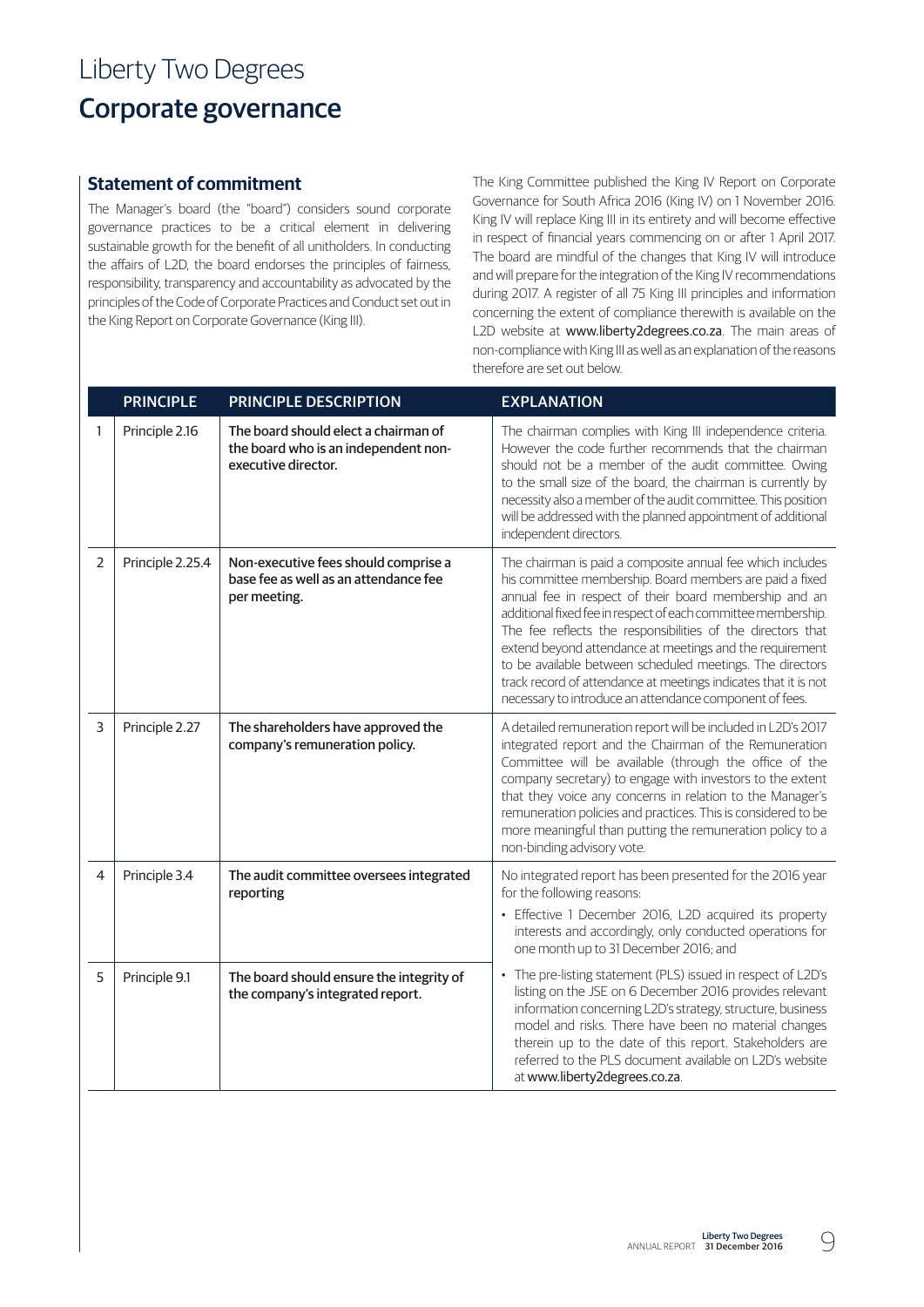# Liberty Two Degrees
# Corporate governance

## Statement of commitment

The Manager's board (the "board") considers sound corporate governance practices to be a critical element in delivering sustainable growth for the benefit of all unitholders. In conducting the affairs of L2D, the board endorses the principles of fairness, responsibility, transparency and accountability as advocated by the principles of the Code of Corporate Practices and Conduct set out in the King Report on Corporate Governance (King III).

The King Committee published the King IV Report on Corporate Governance for South Africa 2016 (King IV) on 1 November 2016. King IV will replace King III in its entirety and will become effective in respect of financial years commencing on or after 1 April 2017. The board are mindful of the changes that King IV will introduce and will prepare for the integration of the King IV recommendations during 2017. A register of all 75 King III principles and information concerning the extent of compliance therewith is available on the L2D website at www.liberty2degrees.co.za. The main areas of non-compliance with King III as well as an explanation of the reasons therefore are set out below.

| | PRINCIPLE | PRINCIPLE DESCRIPTION | EXPLANATION |
|---|---|---|---|
| 1 | Principle 2.16 | **The board should elect a chairman of the board who is an independent non-executive director.** | The chairman complies with King III independence criteria. However the code further recommends that the chairman should not be a member of the audit committee. Owing to the small size of the board, the chairman is currently by necessity also a member of the audit committee. This position will be addressed with the planned appointment of additional independent directors. |
| 2 | Principle 2.25.4 | **Non-executive fees should comprise a base fee as well as an attendance fee per meeting.** | The chairman is paid a composite annual fee which includes his committee membership. Board members are paid a fixed annual fee in respect of their board membership and an additional fixed fee in respect of each committee membership. The fee reflects the responsibilities of the directors that extend beyond attendance at meetings and the requirement to be available between scheduled meetings. The directors track record of attendance at meetings indicates that it is not necessary to introduce an attendance component of fees. |
| 3 | Principle 2.27 | **The shareholders have approved the company's remuneration policy.** | A detailed remuneration report will be included in L2D's 2017 integrated report and the Chairman of the Remuneration Committee will be available (through the office of the company secretary) to engage with investors to the extent that they voice any concerns in relation to the Manager's remuneration policies and practices. This is considered to be more meaningful than putting the remuneration policy to a non-binding advisory vote. |
| 4 | Principle 3.4 | **The audit committee oversees integrated reporting** | No integrated report has been presented for the 2016 year for the following reasons:<br>• Effective 1 December 2016, L2D acquired its property interests and accordingly, only conducted operations for one month up to 31 December 2016; and<br>• The pre-listing statement (PLS) issued in respect of L2D's listing on the JSE on 6 December 2016 provides relevant information concerning L2D's strategy, structure, business model and risks. There have been no material changes therein up to the date of this report. Stakeholders are referred to the PLS document available on L2D's website at www.liberty2degrees.co.za. |
| 5 | Principle 9.1 | **The board should ensure the integrity of the company's integrated report.** | |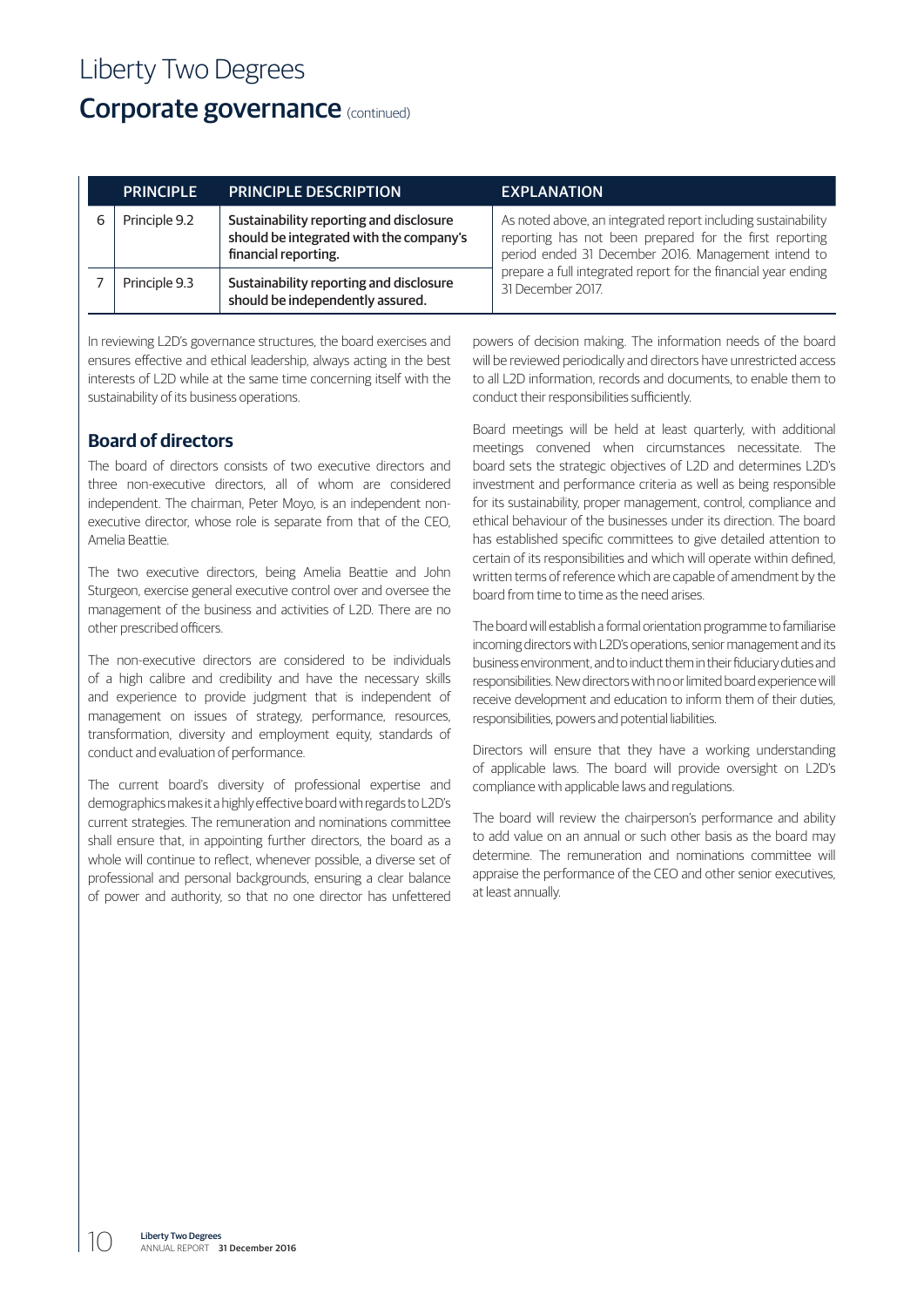# Liberty Two Degrees

## Corporate governance (continued)

| | PRINCIPLE | PRINCIPLE DESCRIPTION | EXPLANATION |
|---|---|---|---|
| 6 | Principle 9.2 | **Sustainability reporting and disclosure should be integrated with the company's financial reporting.** | As noted above, an integrated report including sustainability reporting has not been prepared for the first reporting period ended 31 December 2016. Management intend to prepare a full integrated report for the financial year ending 31 December 2017. |
| 7 | Principle 9.3 | **Sustainability reporting and disclosure should be independently assured.** | |

In reviewing L2D's governance structures, the board exercises and ensures effective and ethical leadership, always acting in the best interests of L2D while at the same time concerning itself with the sustainability of its business operations.

### Board of directors

The board of directors consists of two executive directors and three non-executive directors, all of whom are considered independent. The chairman, Peter Moyo, is an independent non-executive director, whose role is separate from that of the CEO, Amelia Beattie.

The two executive directors, being Amelia Beattie and John Sturgeon, exercise general executive control over and oversee the management of the business and activities of L2D. There are no other prescribed officers.

The non-executive directors are considered to be individuals of a high calibre and credibility and have the necessary skills and experience to provide judgment that is independent of management on issues of strategy, performance, resources, transformation, diversity and employment equity, standards of conduct and evaluation of performance.

The current board's diversity of professional expertise and demographics makes it a highly effective board with regards to L2D's current strategies. The remuneration and nominations committee shall ensure that, in appointing further directors, the board as a whole will continue to reflect, whenever possible, a diverse set of professional and personal backgrounds, ensuring a clear balance of power and authority, so that no one director has unfettered powers of decision making. The information needs of the board will be reviewed periodically and directors have unrestricted access to all L2D information, records and documents, to enable them to conduct their responsibilities sufficiently.

Board meetings will be held at least quarterly, with additional meetings convened when circumstances necessitate. The board sets the strategic objectives of L2D and determines L2D's investment and performance criteria as well as being responsible for its sustainability, proper management, control, compliance and ethical behaviour of the businesses under its direction. The board has established specific committees to give detailed attention to certain of its responsibilities and which will operate within defined, written terms of reference which are capable of amendment by the board from time to time as the need arises.

The board will establish a formal orientation programme to familiarise incoming directors with L2D's operations, senior management and its business environment, and to induct them in their fiduciary duties and responsibilities. New directors with no or limited board experience will receive development and education to inform them of their duties, responsibilities, powers and potential liabilities.

Directors will ensure that they have a working understanding of applicable laws. The board will provide oversight on L2D's compliance with applicable laws and regulations.

The board will review the chairperson's performance and ability to add value on an annual or such other basis as the board may determine. The remuneration and nominations committee will appraise the performance of the CEO and other senior executives, at least annually.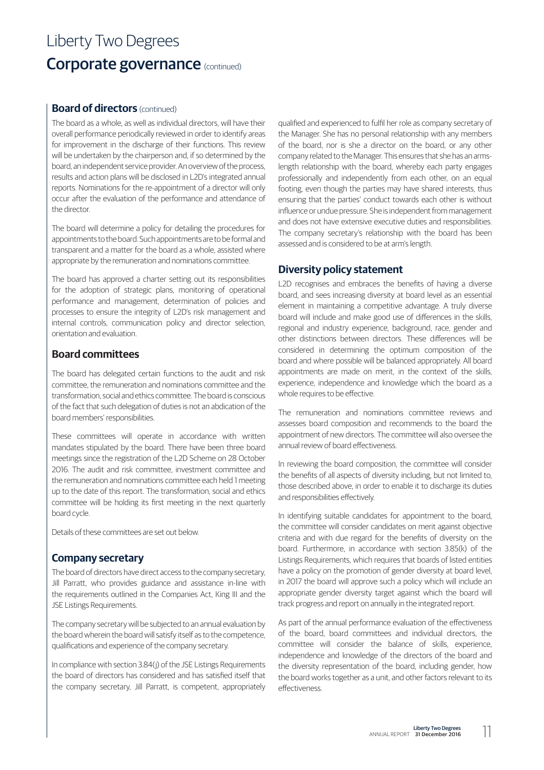# Liberty Two Degrees

## Corporate governance (continued)

### Board of directors (continued)

The board as a whole, as well as individual directors, will have their overall performance periodically reviewed in order to identify areas for improvement in the discharge of their functions. This review will be undertaken by the chairperson and, if so determined by the board, an independent service provider. An overview of the process, results and action plans will be disclosed in L2D's integrated annual reports. Nominations for the re-appointment of a director will only occur after the evaluation of the performance and attendance of the director.

The board will determine a policy for detailing the procedures for appointments to the board. Such appointments are to be formal and transparent and a matter for the board as a whole, assisted where appropriate by the remuneration and nominations committee.

The board has approved a charter setting out its responsibilities for the adoption of strategic plans, monitoring of operational performance and management, determination of policies and processes to ensure the integrity of L2D's risk management and internal controls, communication policy and director selection, orientation and evaluation.

### Board committees

The board has delegated certain functions to the audit and risk committee, the remuneration and nominations committee and the transformation, social and ethics committee. The board is conscious of the fact that such delegation of duties is not an abdication of the board members' responsibilities.

These committees will operate in accordance with written mandates stipulated by the board. There have been three board meetings since the registration of the L2D Scheme on 28 October 2016. The audit and risk committee, investment committee and the remuneration and nominations committee each held 1 meeting up to the date of this report. The transformation, social and ethics committee will be holding its first meeting in the next quarterly board cycle.

Details of these committees are set out below.

### Company secretary

The board of directors have direct access to the company secretary, Jill Parratt, who provides guidance and assistance in-line with the requirements outlined in the Companies Act, King III and the JSE Listings Requirements.

The company secretary will be subjected to an annual evaluation by the board wherein the board will satisfy itself as to the competence, qualifications and experience of the company secretary.

In compliance with section 3.84(j) of the JSE Listings Requirements the board of directors has considered and has satisfied itself that the company secretary, Jill Parratt, is competent, appropriately qualified and experienced to fulfil her role as company secretary of the Manager. She has no personal relationship with any members of the board, nor is she a director on the board, or any other company related to the Manager. This ensures that she has an arms-length relationship with the board, whereby each party engages professionally and independently from each other, on an equal footing, even though the parties may have shared interests, thus ensuring that the parties' conduct towards each other is without influence or undue pressure. She is independent from management and does not have extensive executive duties and responsibilities. The company secretary's relationship with the board has been assessed and is considered to be at arm's length.

### Diversity policy statement

L2D recognises and embraces the benefits of having a diverse board, and sees increasing diversity at board level as an essential element in maintaining a competitive advantage. A truly diverse board will include and make good use of differences in the skills, regional and industry experience, background, race, gender and other distinctions between directors. These differences will be considered in determining the optimum composition of the board and where possible will be balanced appropriately. All board appointments are made on merit, in the context of the skills, experience, independence and knowledge which the board as a whole requires to be effective.

The remuneration and nominations committee reviews and assesses board composition and recommends to the board the appointment of new directors. The committee will also oversee the annual review of board effectiveness.

In reviewing the board composition, the committee will consider the benefits of all aspects of diversity including, but not limited to, those described above, in order to enable it to discharge its duties and responsibilities effectively.

In identifying suitable candidates for appointment to the board, the committee will consider candidates on merit against objective criteria and with due regard for the benefits of diversity on the board. Furthermore, in accordance with section 3.85(k) of the Listings Requirements, which requires that boards of listed entities have a policy on the promotion of gender diversity at board level, in 2017 the board will approve such a policy which will include an appropriate gender diversity target against which the board will track progress and report on annually in the integrated report.

As part of the annual performance evaluation of the effectiveness of the board, board committees and individual directors, the committee will consider the balance of skills, experience, independence and knowledge of the directors of the board and the diversity representation of the board, including gender, how the board works together as a unit, and other factors relevant to its effectiveness.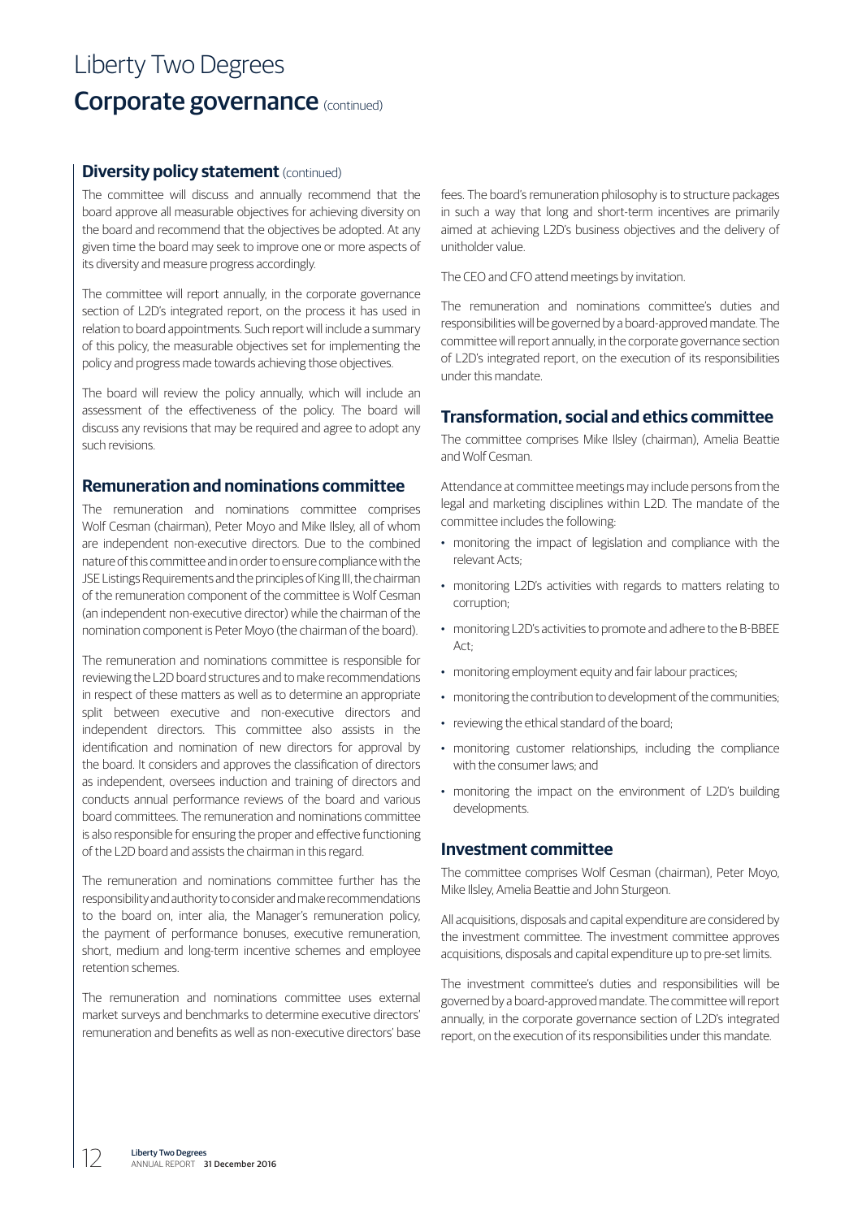# Liberty Two Degrees

## Corporate governance (continued)

### Diversity policy statement (continued)

The committee will discuss and annually recommend that the board approve all measurable objectives for achieving diversity on the board and recommend that the objectives be adopted. At any given time the board may seek to improve one or more aspects of its diversity and measure progress accordingly.

The committee will report annually, in the corporate governance section of L2D's integrated report, on the process it has used in relation to board appointments. Such report will include a summary of this policy, the measurable objectives set for implementing the policy and progress made towards achieving those objectives.

The board will review the policy annually, which will include an assessment of the effectiveness of the policy. The board will discuss any revisions that may be required and agree to adopt any such revisions.

### Remuneration and nominations committee

The remuneration and nominations committee comprises Wolf Cesman (chairman), Peter Moyo and Mike Ilsley, all of whom are independent non-executive directors. Due to the combined nature of this committee and in order to ensure compliance with the JSE Listings Requirements and the principles of King III, the chairman of the remuneration component of the committee is Wolf Cesman (an independent non-executive director) while the chairman of the nomination component is Peter Moyo (the chairman of the board).

The remuneration and nominations committee is responsible for reviewing the L2D board structures and to make recommendations in respect of these matters as well as to determine an appropriate split between executive and non-executive directors and independent directors. This committee also assists in the identification and nomination of new directors for approval by the board. It considers and approves the classification of directors as independent, oversees induction and training of directors and conducts annual performance reviews of the board and various board committees. The remuneration and nominations committee is also responsible for ensuring the proper and effective functioning of the L2D board and assists the chairman in this regard.

The remuneration and nominations committee further has the responsibility and authority to consider and make recommendations to the board on, inter alia, the Manager's remuneration policy, the payment of performance bonuses, executive remuneration, short, medium and long-term incentive schemes and employee retention schemes.

The remuneration and nominations committee uses external market surveys and benchmarks to determine executive directors' remuneration and benefits as well as non-executive directors' base fees. The board's remuneration philosophy is to structure packages in such a way that long and short-term incentives are primarily aimed at achieving L2D's business objectives and the delivery of unitholder value.

The CEO and CFO attend meetings by invitation.

The remuneration and nominations committee's duties and responsibilities will be governed by a board-approved mandate. The committee will report annually, in the corporate governance section of L2D's integrated report, on the execution of its responsibilities under this mandate.

### Transformation, social and ethics committee

The committee comprises Mike Ilsley (chairman), Amelia Beattie and Wolf Cesman.

Attendance at committee meetings may include persons from the legal and marketing disciplines within L2D. The mandate of the committee includes the following:

- monitoring the impact of legislation and compliance with the relevant Acts;
- monitoring L2D's activities with regards to matters relating to corruption;
- monitoring L2D's activities to promote and adhere to the B-BBEE Act;
- monitoring employment equity and fair labour practices;
- monitoring the contribution to development of the communities;
- reviewing the ethical standard of the board;
- monitoring customer relationships, including the compliance with the consumer laws; and
- monitoring the impact on the environment of L2D's building developments.

### Investment committee

The committee comprises Wolf Cesman (chairman), Peter Moyo, Mike Ilsley, Amelia Beattie and John Sturgeon.

All acquisitions, disposals and capital expenditure are considered by the investment committee. The investment committee approves acquisitions, disposals and capital expenditure up to pre-set limits.

The investment committee's duties and responsibilities will be governed by a board-approved mandate. The committee will report annually, in the corporate governance section of L2D's integrated report, on the execution of its responsibilities under this mandate.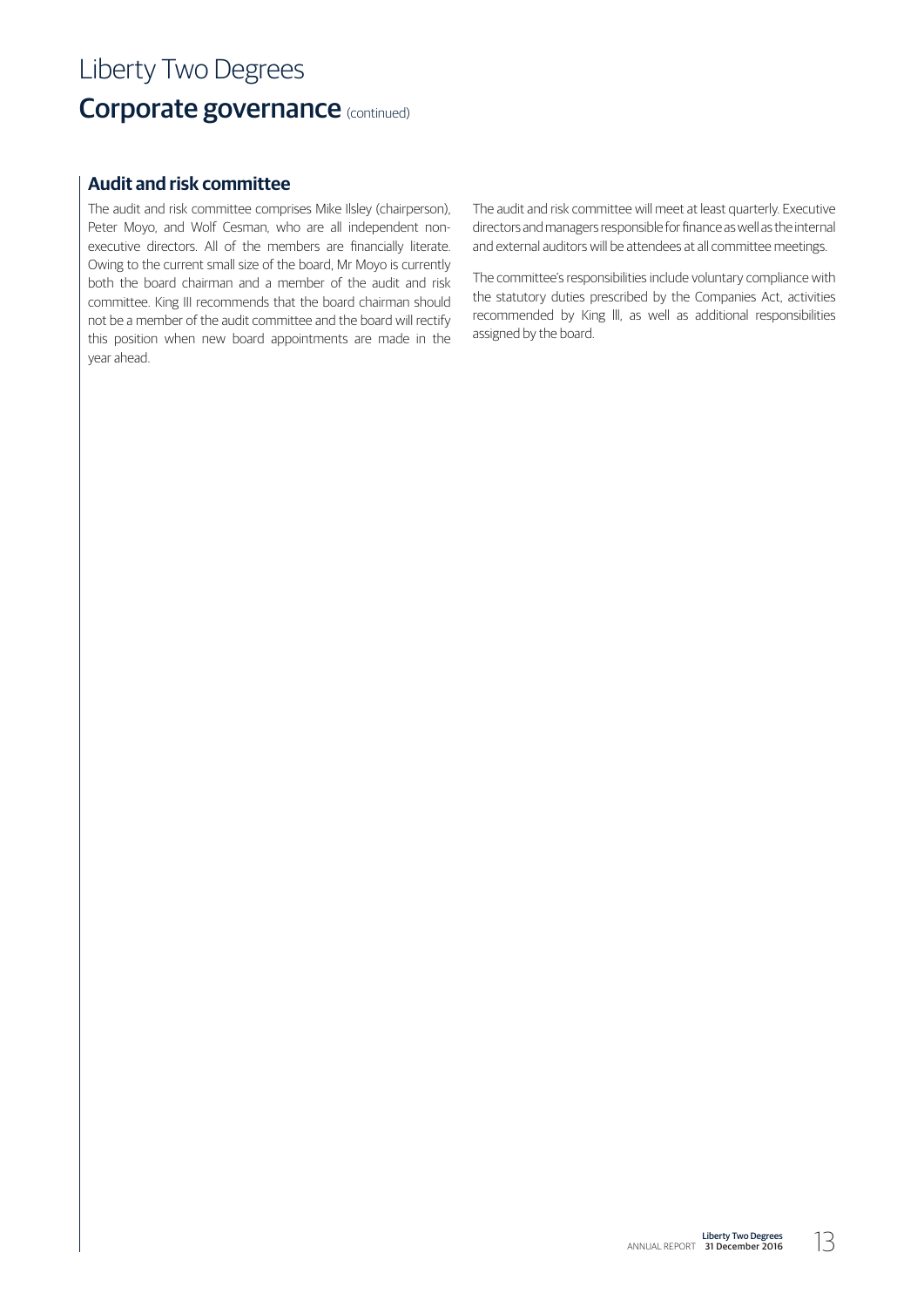# Liberty Two Degrees

## Corporate governance (continued)

### Audit and risk committee

The audit and risk committee comprises Mike Ilsley (chairperson), Peter Moyo, and Wolf Cesman, who are all independent non-executive directors. All of the members are financially literate. Owing to the current small size of the board, Mr Moyo is currently both the board chairman and a member of the audit and risk committee. King III recommends that the board chairman should not be a member of the audit committee and the board will rectify this position when new board appointments are made in the year ahead.

The audit and risk committee will meet at least quarterly. Executive directors and managers responsible for finance as well as the internal and external auditors will be attendees at all committee meetings.

The committee's responsibilities include voluntary compliance with the statutory duties prescribed by the Companies Act, activities recommended by King III, as well as additional responsibilities assigned by the board.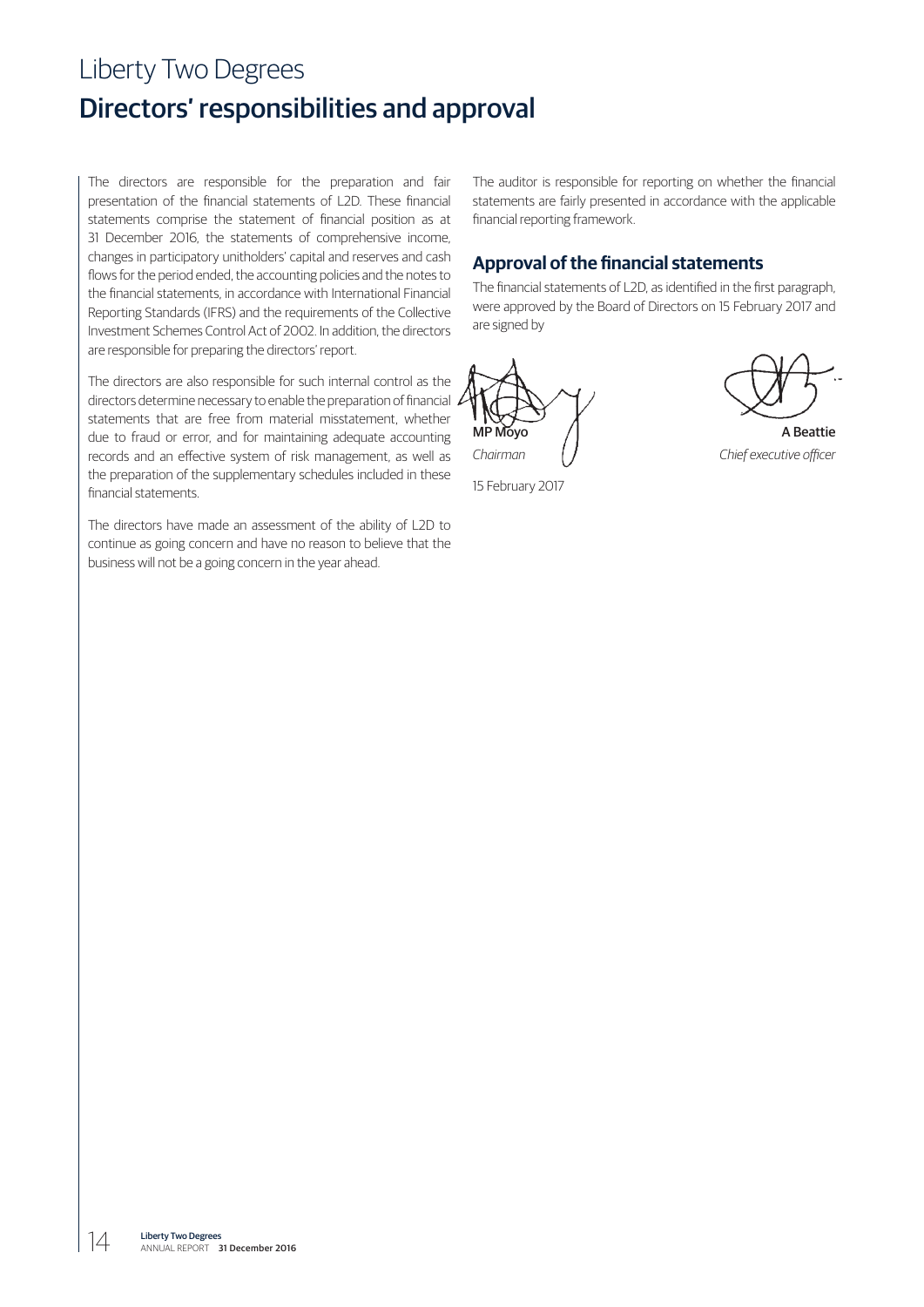# Liberty Two Degrees

## Directors' responsibilities and approval

The directors are responsible for the preparation and fair presentation of the financial statements of L2D. These financial statements comprise the statement of financial position as at 31 December 2016, the statements of comprehensive income, changes in participatory unitholders' capital and reserves and cash flows for the period ended, the accounting policies and the notes to the financial statements, in accordance with International Financial Reporting Standards (IFRS) and the requirements of the Collective Investment Schemes Control Act of 2002. In addition, the directors are responsible for preparing the directors' report.

The directors are also responsible for such internal control as the directors determine necessary to enable the preparation of financial statements that are free from material misstatement, whether due to fraud or error, and for maintaining adequate accounting records and an effective system of risk management, as well as the preparation of the supplementary schedules included in these financial statements.

The directors have made an assessment of the ability of L2D to continue as going concern and have no reason to believe that the business will not be a going concern in the year ahead.

The auditor is responsible for reporting on whether the financial statements are fairly presented in accordance with the applicable financial reporting framework.

### Approval of the financial statements

The financial statements of L2D, as identified in the first paragraph, were approved by the Board of Directors on 15 February 2017 and are signed by

**MP Moyo**
*Chairman*

**A Beattie**
*Chief executive officer*

15 February 2017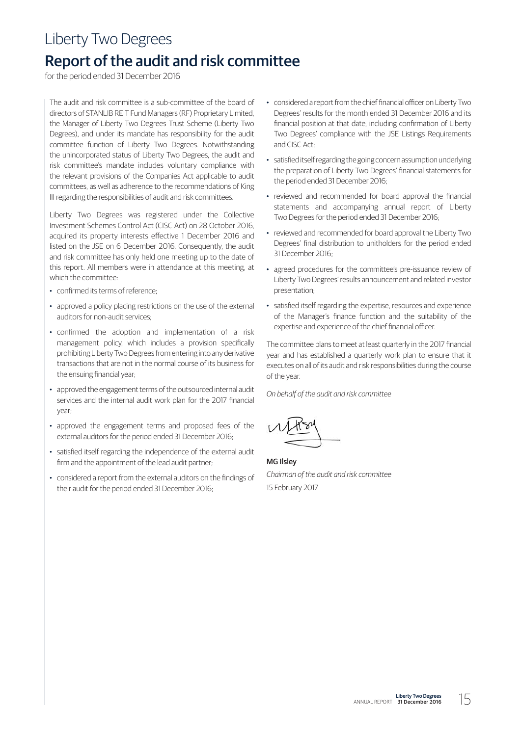# Liberty Two Degrees

## Report of the audit and risk committee

for the period ended 31 December 2016

The audit and risk committee is a sub-committee of the board of directors of STANLIB REIT Fund Managers (RF) Proprietary Limited, the Manager of Liberty Two Degrees Trust Scheme (Liberty Two Degrees), and under its mandate has responsibility for the audit committee function of Liberty Two Degrees. Notwithstanding the unincorporated status of Liberty Two Degrees, the audit and risk committee's mandate includes voluntary compliance with the relevant provisions of the Companies Act applicable to audit committees, as well as adherence to the recommendations of King III regarding the responsibilities of audit and risk committees.

Liberty Two Degrees was registered under the Collective Investment Schemes Control Act (CISC Act) on 28 October 2016, acquired its property interests effective 1 December 2016 and listed on the JSE on 6 December 2016. Consequently, the audit and risk committee has only held one meeting up to the date of this report. All members were in attendance at this meeting, at which the committee:

- confirmed its terms of reference;
- approved a policy placing restrictions on the use of the external auditors for non-audit services;
- confirmed the adoption and implementation of a risk management policy, which includes a provision specifically prohibiting Liberty Two Degrees from entering into any derivative transactions that are not in the normal course of its business for the ensuing financial year;
- approved the engagement terms of the outsourced internal audit services and the internal audit work plan for the 2017 financial year;
- approved the engagement terms and proposed fees of the external auditors for the period ended 31 December 2016;
- satisfied itself regarding the independence of the external audit firm and the appointment of the lead audit partner;
- considered a report from the external auditors on the findings of their audit for the period ended 31 December 2016;
- considered a report from the chief financial officer on Liberty Two Degrees' results for the month ended 31 December 2016 and its financial position at that date, including confirmation of Liberty Two Degrees' compliance with the JSE Listings Requirements and CISC Act;
- satisfied itself regarding the going concern assumption underlying the preparation of Liberty Two Degrees' financial statements for the period ended 31 December 2016;
- reviewed and recommended for board approval the financial statements and accompanying annual report of Liberty Two Degrees for the period ended 31 December 2016;
- reviewed and recommended for board approval the Liberty Two Degrees' final distribution to unitholders for the period ended 31 December 2016;
- agreed procedures for the committee's pre-issuance review of Liberty Two Degrees' results announcement and related investor presentation;
- satisfied itself regarding the expertise, resources and experience of the Manager's finance function and the suitability of the expertise and experience of the chief financial officer.

The committee plans to meet at least quarterly in the 2017 financial year and has established a quarterly work plan to ensure that it executes on all of its audit and risk responsibilities during the course of the year.

*On behalf of the audit and risk committee*

**MG Ilsley**
*Chairman of the audit and risk committee*
15 February 2017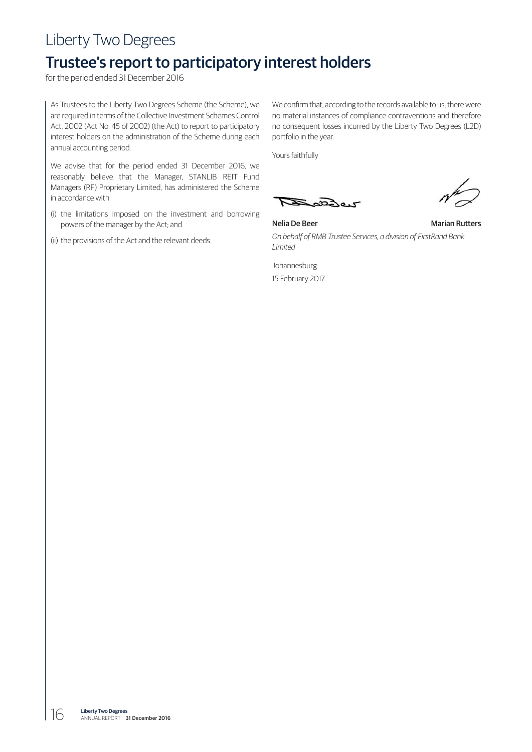# Liberty Two Degrees

## Trustee's report to participatory interest holders

for the period ended 31 December 2016

As Trustees to the Liberty Two Degrees Scheme (the Scheme), we are required in terms of the Collective Investment Schemes Control Act, 2002 (Act No. 45 of 2002) (the Act) to report to participatory interest holders on the administration of the Scheme during each annual accounting period.

We advise that for the period ended 31 December 2016, we reasonably believe that the Manager, STANLIB REIT Fund Managers (RF) Proprietary Limited, has administered the Scheme in accordance with:

(i) the limitations imposed on the investment and borrowing powers of the manager by the Act; and

(ii) the provisions of the Act and the relevant deeds.

We confirm that, according to the records available to us, there were no material instances of compliance contraventions and therefore no consequent losses incurred by the Liberty Two Degrees (L2D) portfolio in the year.

Yours faithfully

**Nelia De Beer** **Marian Rutters**

*On behalf of RMB Trustee Services, a division of FirstRand Bank Limited*

Johannesburg

15 February 2017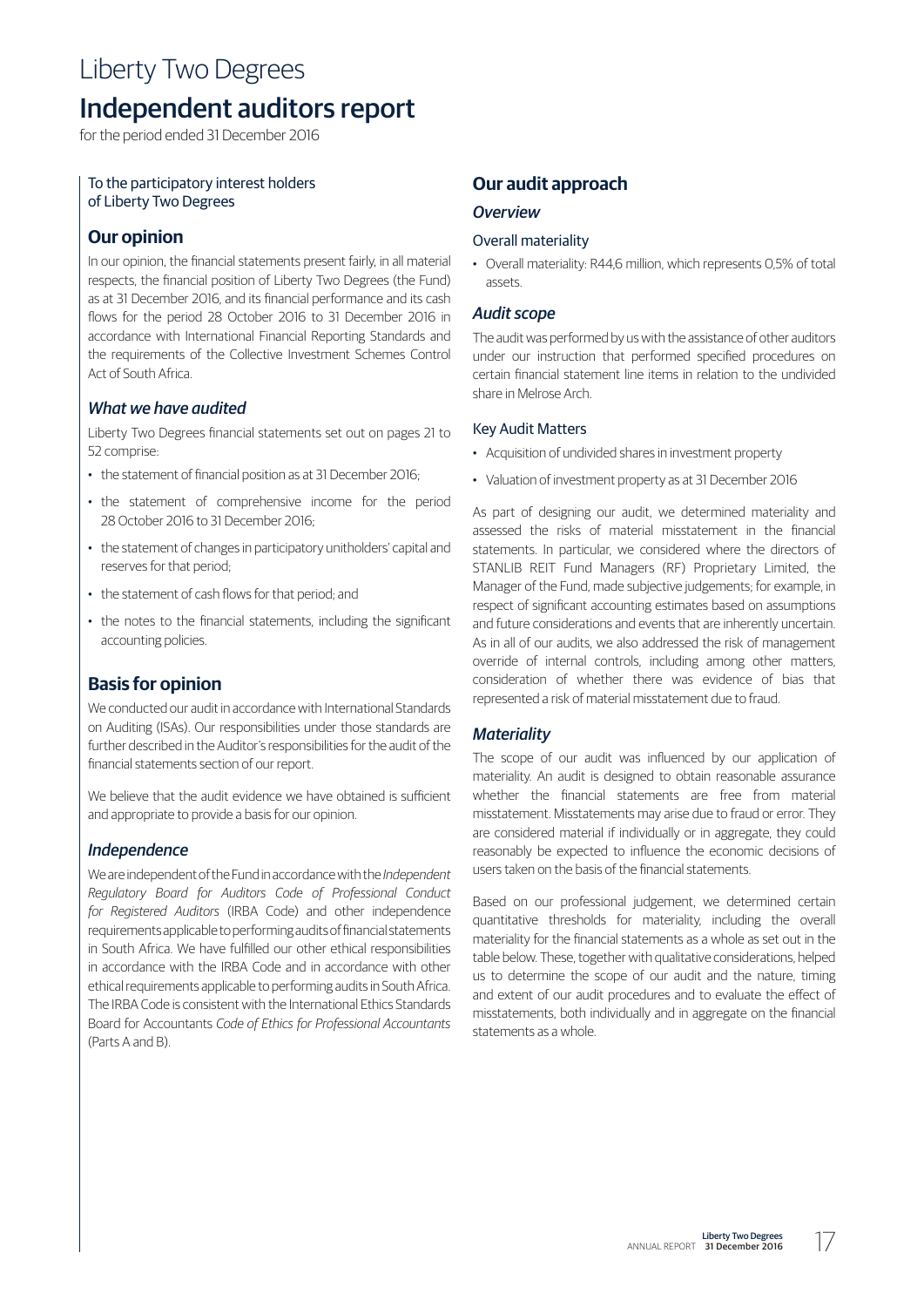# Liberty Two Degrees

## Independent auditors report

for the period ended 31 December 2016

To the participatory interest holders of Liberty Two Degrees

### Our opinion

In our opinion, the financial statements present fairly, in all material respects, the financial position of Liberty Two Degrees (the Fund) as at 31 December 2016, and its financial performance and its cash flows for the period 28 October 2016 to 31 December 2016 in accordance with International Financial Reporting Standards and the requirements of the Collective Investment Schemes Control Act of South Africa.

#### *What we have audited*

Liberty Two Degrees financial statements set out on pages 21 to 52 comprise:

- the statement of financial position as at 31 December 2016;
- the statement of comprehensive income for the period 28 October 2016 to 31 December 2016;
- the statement of changes in participatory unitholders' capital and reserves for that period;
- the statement of cash flows for that period; and
- the notes to the financial statements, including the significant accounting policies.

### Basis for opinion

We conducted our audit in accordance with International Standards on Auditing (ISAs). Our responsibilities under those standards are further described in the Auditor's responsibilities for the audit of the financial statements section of our report.

We believe that the audit evidence we have obtained is sufficient and appropriate to provide a basis for our opinion.

#### *Independence*

We are independent of the Fund in accordance with the *Independent Regulatory Board for Auditors Code of Professional Conduct for Registered Auditors* (IRBA Code) and other independence requirements applicable to performing audits of financial statements in South Africa. We have fulfilled our other ethical responsibilities in accordance with the IRBA Code and in accordance with other ethical requirements applicable to performing audits in South Africa. The IRBA Code is consistent with the International Ethics Standards Board for Accountants *Code of Ethics for Professional Accountants* (Parts A and B).

### Our audit approach

#### *Overview*

Overall materiality

- Overall materiality: R44,6 million, which represents 0,5% of total assets.

#### *Audit scope*

The audit was performed by us with the assistance of other auditors under our instruction that performed specified procedures on certain financial statement line items in relation to the undivided share in Melrose Arch.

Key Audit Matters

- Acquisition of undivided shares in investment property
- Valuation of investment property as at 31 December 2016

As part of designing our audit, we determined materiality and assessed the risks of material misstatement in the financial statements. In particular, we considered where the directors of STANLIB REIT Fund Managers (RF) Proprietary Limited, the Manager of the Fund, made subjective judgements; for example, in respect of significant accounting estimates based on assumptions and future considerations and events that are inherently uncertain. As in all of our audits, we also addressed the risk of management override of internal controls, including among other matters, consideration of whether there was evidence of bias that represented a risk of material misstatement due to fraud.

#### *Materiality*

The scope of our audit was influenced by our application of materiality. An audit is designed to obtain reasonable assurance whether the financial statements are free from material misstatement. Misstatements may arise due to fraud or error. They are considered material if individually or in aggregate, they could reasonably be expected to influence the economic decisions of users taken on the basis of the financial statements.

Based on our professional judgement, we determined certain quantitative thresholds for materiality, including the overall materiality for the financial statements as a whole as set out in the table below. These, together with qualitative considerations, helped us to determine the scope of our audit and the nature, timing and extent of our audit procedures and to evaluate the effect of misstatements, both individually and in aggregate on the financial statements as a whole.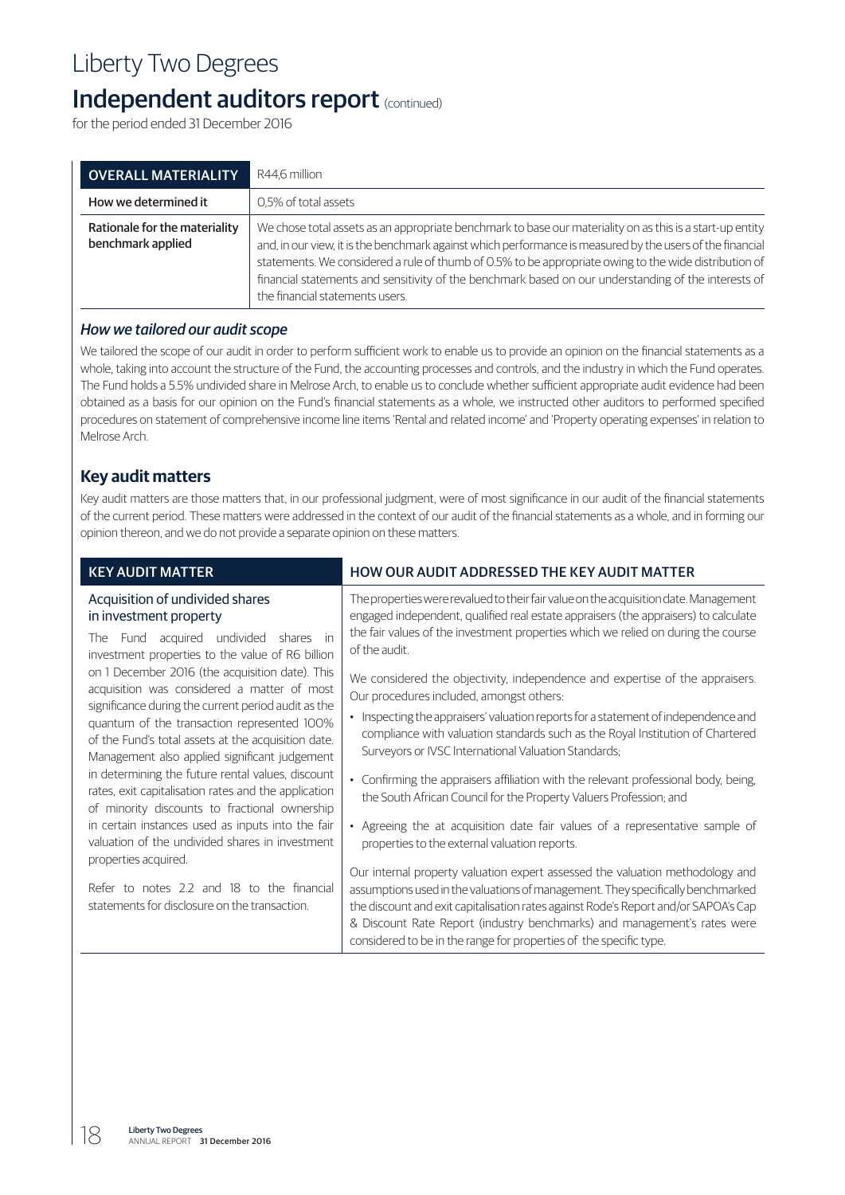# Liberty Two Degrees

## Independent auditors report (continued)

for the period ended 31 December 2016

| OVERALL MATERIALITY | R44,6 million |
|---|---|
| How we determined it | 0,5% of total assets |
| Rationale for the materiality benchmark applied | We chose total assets as an appropriate benchmark to base our materiality on as this is a start-up entity and, in our view, it is the benchmark against which performance is measured by the users of the financial statements. We considered a rule of thumb of 0.5% to be appropriate owing to the wide distribution of financial statements and sensitivity of the benchmark based on our understanding of the interests of the financial statements users. |

### *How we tailored our audit scope*

We tailored the scope of our audit in order to perform sufficient work to enable us to provide an opinion on the financial statements as a whole, taking into account the structure of the Fund, the accounting processes and controls, and the industry in which the Fund operates. The Fund holds a 5.5% undivided share in Melrose Arch, to enable us to conclude whether sufficient appropriate audit evidence had been obtained as a basis for our opinion on the Fund's financial statements as a whole, we instructed other auditors to performed specified procedures on statement of comprehensive income line items 'Rental and related income' and 'Property operating expenses' in relation to Melrose Arch.

## Key audit matters

Key audit matters are those matters that, in our professional judgment, were of most significance in our audit of the financial statements of the current period. These matters were addressed in the context of our audit of the financial statements as a whole, and in forming our opinion thereon, and we do not provide a separate opinion on these matters.

| KEY AUDIT MATTER | HOW OUR AUDIT ADDRESSED THE KEY AUDIT MATTER |
|---|---|
| **Acquisition of undivided shares in investment property**<br><br>The Fund acquired undivided shares in investment properties to the value of R6 billion on 1 December 2016 (the acquisition date). This acquisition was considered a matter of most significance during the current period audit as the quantum of the transaction represented 100% of the Fund's total assets at the acquisition date. Management also applied significant judgement in determining the future rental values, discount rates, exit capitalisation rates and the application of minority discounts to fractional ownership in certain instances used as inputs into the fair valuation of the undivided shares in investment properties acquired.<br><br>Refer to notes 2.2 and 18 to the financial statements for disclosure on the transaction. | The properties were revalued to their fair value on the acquisition date. Management engaged independent, qualified real estate appraisers (the appraisers) to calculate the fair values of the investment properties which we relied on during the course of the audit.<br><br>We considered the objectivity, independence and expertise of the appraisers. Our procedures included, amongst others:<br><br>• Inspecting the appraisers' valuation reports for a statement of independence and compliance with valuation standards such as the Royal Institution of Chartered Surveyors or IVSC International Valuation Standards;<br><br>• Confirming the appraisers affiliation with the relevant professional body, being, the South African Council for the Property Valuers Profession; and<br><br>• Agreeing the at acquisition date fair values of a representative sample of properties to the external valuation reports.<br><br>Our internal property valuation expert assessed the valuation methodology and assumptions used in the valuations of management. They specifically benchmarked the discount and exit capitalisation rates against Rode's Report and/or SAPOA's Cap & Discount Rate Report (industry benchmarks) and management's rates were considered to be in the range for properties of the specific type. |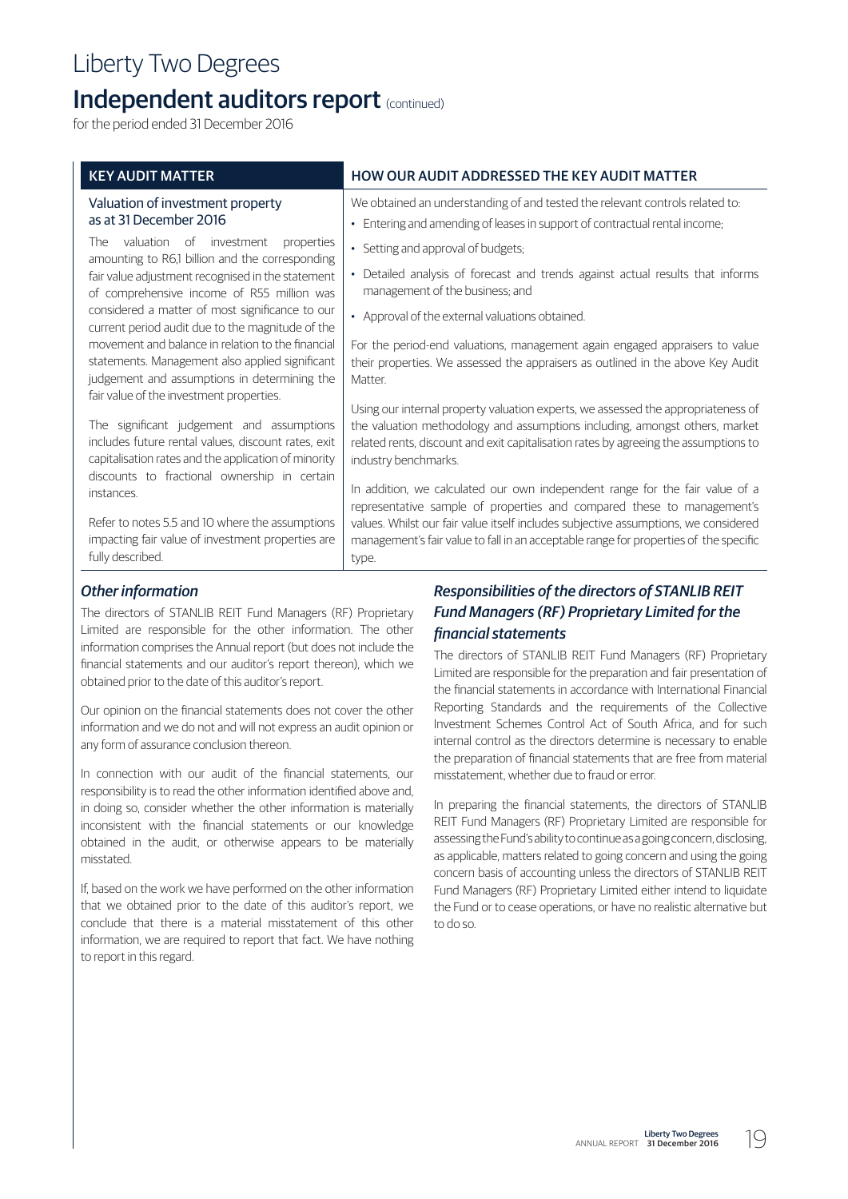# Liberty Two Degrees

## Independent auditors report (continued)

for the period ended 31 December 2016

| KEY AUDIT MATTER | HOW OUR AUDIT ADDRESSED THE KEY AUDIT MATTER |
|---|---|
| **Valuation of investment property as at 31 December 2016**<br><br>The valuation of investment properties amounting to R6,1 billion and the corresponding fair value adjustment recognised in the statement of comprehensive income of R55 million was considered a matter of most significance to our current period audit due to the magnitude of the movement and balance in relation to the financial statements. Management also applied significant judgement and assumptions in determining the fair value of the investment properties.<br><br>The significant judgement and assumptions includes future rental values, discount rates, exit capitalisation rates and the application of minority discounts to fractional ownership in certain instances.<br><br>Refer to notes 5.5 and 10 where the assumptions impacting fair value of investment properties are fully described. | We obtained an understanding of and tested the relevant controls related to:<br>• Entering and amending of leases in support of contractual rental income;<br>• Setting and approval of budgets;<br>• Detailed analysis of forecast and trends against actual results that informs management of the business; and<br>• Approval of the external valuations obtained.<br><br>For the period-end valuations, management again engaged appraisers to value their properties. We assessed the appraisers as outlined in the above Key Audit Matter.<br><br>Using our internal property valuation experts, we assessed the appropriateness of the valuation methodology and assumptions including, amongst others, market related rents, discount and exit capitalisation rates by agreeing the assumptions to industry benchmarks.<br><br>In addition, we calculated our own independent range for the fair value of a representative sample of properties and compared these to management's values. Whilst our fair value itself includes subjective assumptions, we considered management's fair value to fall in an acceptable range for properties of the specific type. |

### *Other information*

The directors of STANLIB REIT Fund Managers (RF) Proprietary Limited are responsible for the other information. The other information comprises the Annual report (but does not include the financial statements and our auditor's report thereon), which we obtained prior to the date of this auditor's report.

Our opinion on the financial statements does not cover the other information and we do not and will not express an audit opinion or any form of assurance conclusion thereon.

In connection with our audit of the financial statements, our responsibility is to read the other information identified above and, in doing so, consider whether the other information is materially inconsistent with the financial statements or our knowledge obtained in the audit, or otherwise appears to be materially misstated.

If, based on the work we have performed on the other information that we obtained prior to the date of this auditor's report, we conclude that there is a material misstatement of this other information, we are required to report that fact. We have nothing to report in this regard.

### *Responsibilities of the directors of STANLIB REIT Fund Managers (RF) Proprietary Limited for the financial statements*

The directors of STANLIB REIT Fund Managers (RF) Proprietary Limited are responsible for the preparation and fair presentation of the financial statements in accordance with International Financial Reporting Standards and the requirements of the Collective Investment Schemes Control Act of South Africa, and for such internal control as the directors determine is necessary to enable the preparation of financial statements that are free from material misstatement, whether due to fraud or error.

In preparing the financial statements, the directors of STANLIB REIT Fund Managers (RF) Proprietary Limited are responsible for assessing the Fund's ability to continue as a going concern, disclosing, as applicable, matters related to going concern and using the going concern basis of accounting unless the directors of STANLIB REIT Fund Managers (RF) Proprietary Limited either intend to liquidate the Fund or to cease operations, or have no realistic alternative but to do so.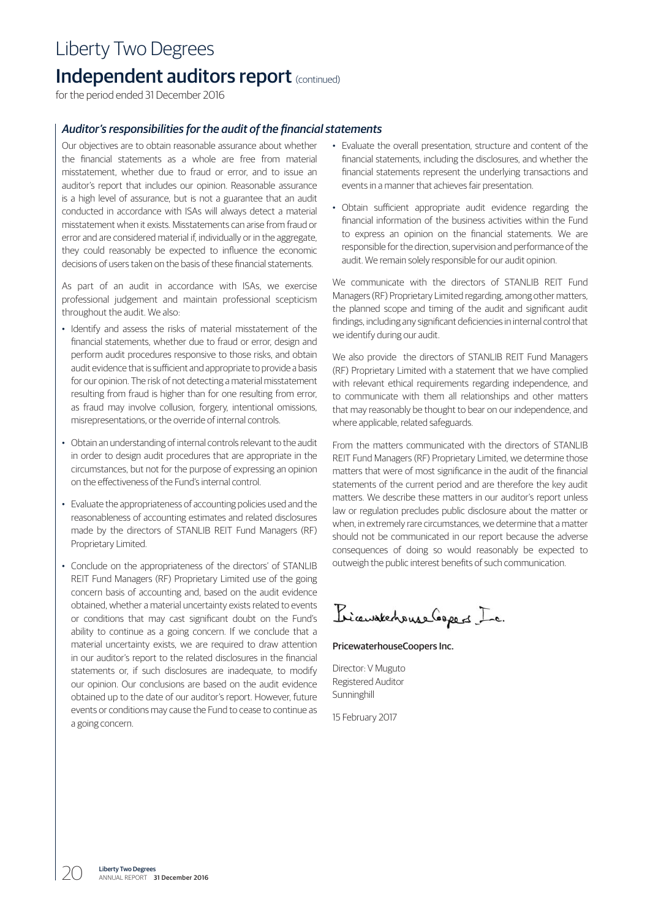# Liberty Two Degrees

## Independent auditors report (continued)

for the period ended 31 December 2016

### *Auditor's responsibilities for the audit of the financial statements*

Our objectives are to obtain reasonable assurance about whether the financial statements as a whole are free from material misstatement, whether due to fraud or error, and to issue an auditor's report that includes our opinion. Reasonable assurance is a high level of assurance, but is not a guarantee that an audit conducted in accordance with ISAs will always detect a material misstatement when it exists. Misstatements can arise from fraud or error and are considered material if, individually or in the aggregate, they could reasonably be expected to influence the economic decisions of users taken on the basis of these financial statements.

As part of an audit in accordance with ISAs, we exercise professional judgement and maintain professional scepticism throughout the audit. We also:

- Identify and assess the risks of material misstatement of the financial statements, whether due to fraud or error, design and perform audit procedures responsive to those risks, and obtain audit evidence that is sufficient and appropriate to provide a basis for our opinion. The risk of not detecting a material misstatement resulting from fraud is higher than for one resulting from error, as fraud may involve collusion, forgery, intentional omissions, misrepresentations, or the override of internal controls.
- Obtain an understanding of internal controls relevant to the audit in order to design audit procedures that are appropriate in the circumstances, but not for the purpose of expressing an opinion on the effectiveness of the Fund's internal control.
- Evaluate the appropriateness of accounting policies used and the reasonableness of accounting estimates and related disclosures made by the directors of STANLIB REIT Fund Managers (RF) Proprietary Limited.
- Conclude on the appropriateness of the directors' of STANLIB REIT Fund Managers (RF) Proprietary Limited use of the going concern basis of accounting and, based on the audit evidence obtained, whether a material uncertainty exists related to events or conditions that may cast significant doubt on the Fund's ability to continue as a going concern. If we conclude that a material uncertainty exists, we are required to draw attention in our auditor's report to the related disclosures in the financial statements or, if such disclosures are inadequate, to modify our opinion. Our conclusions are based on the audit evidence obtained up to the date of our auditor's report. However, future events or conditions may cause the Fund to cease to continue as a going concern.
- Evaluate the overall presentation, structure and content of the financial statements, including the disclosures, and whether the financial statements represent the underlying transactions and events in a manner that achieves fair presentation.
- Obtain sufficient appropriate audit evidence regarding the financial information of the business activities within the Fund to express an opinion on the financial statements. We are responsible for the direction, supervision and performance of the audit. We remain solely responsible for our audit opinion.

We communicate with the directors of STANLIB REIT Fund Managers (RF) Proprietary Limited regarding, among other matters, the planned scope and timing of the audit and significant audit findings, including any significant deficiencies in internal control that we identify during our audit.

We also provide the directors of STANLIB REIT Fund Managers (RF) Proprietary Limited with a statement that we have complied with relevant ethical requirements regarding independence, and to communicate with them all relationships and other matters that may reasonably be thought to bear on our independence, and where applicable, related safeguards.

From the matters communicated with the directors of STANLIB REIT Fund Managers (RF) Proprietary Limited, we determine those matters that were of most significance in the audit of the financial statements of the current period and are therefore the key audit matters. We describe these matters in our auditor's report unless law or regulation precludes public disclosure about the matter or when, in extremely rare circumstances, we determine that a matter should not be communicated in our report because the adverse consequences of doing so would reasonably be expected to outweigh the public interest benefits of such communication.

PricewaterhouseCoopers Inc.

**PricewaterhouseCoopers Inc.**

Director: V Muguto
Registered Auditor
Sunninghill

15 February 2017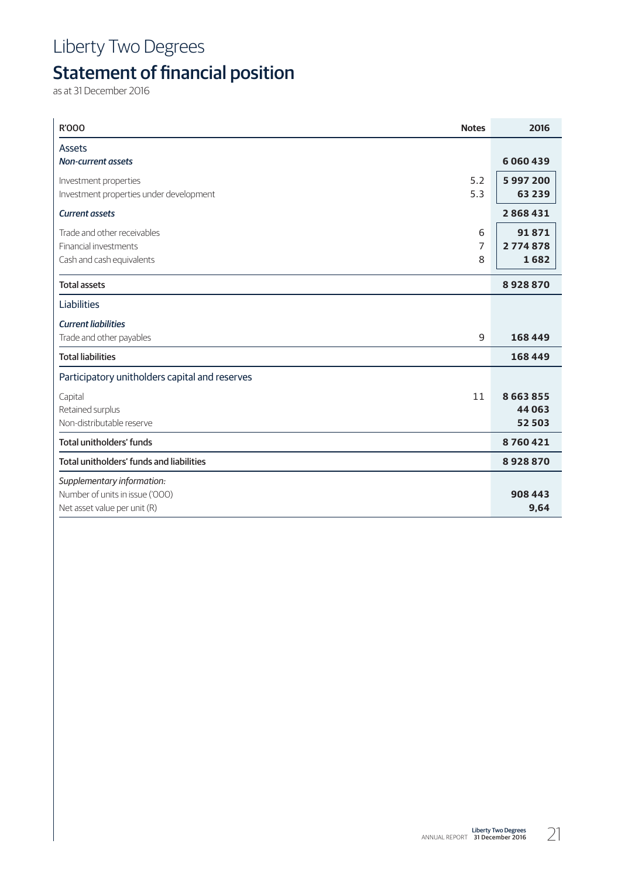# Liberty Two Degrees

## Statement of financial position

as at 31 December 2016

| R'000 | Notes | 2016 |
|---|---|---|
| **Assets** | | |
| ***Non-current assets*** | | **6 060 439** |
| Investment properties | 5.2 | **5 997 200** |
| Investment properties under development | 5.3 | **63 239** |
| ***Current assets*** | | **2 868 431** |
| Trade and other receivables | 6 | **91 871** |
| Financial investments | 7 | **2 774 878** |
| Cash and cash equivalents | 8 | **1 682** |
| **Total assets** | | **8 928 870** |
| **Liabilities** | | |
| ***Current liabilities*** | | |
| Trade and other payables | 9 | **168 449** |
| **Total liabilities** | | **168 449** |
| **Participatory unitholders capital and reserves** | | |
| Capital | 11 | **8 663 855** |
| Retained surplus | | **44 063** |
| Non-distributable reserve | | **52 503** |
| **Total unitholders' funds** | | **8 760 421** |
| **Total unitholders' funds and liabilities** | | **8 928 870** |
| *Supplementary information:* | | |
| Number of units in issue ('000) | | **908 443** |
| Net asset value per unit (R) | | **9,64** |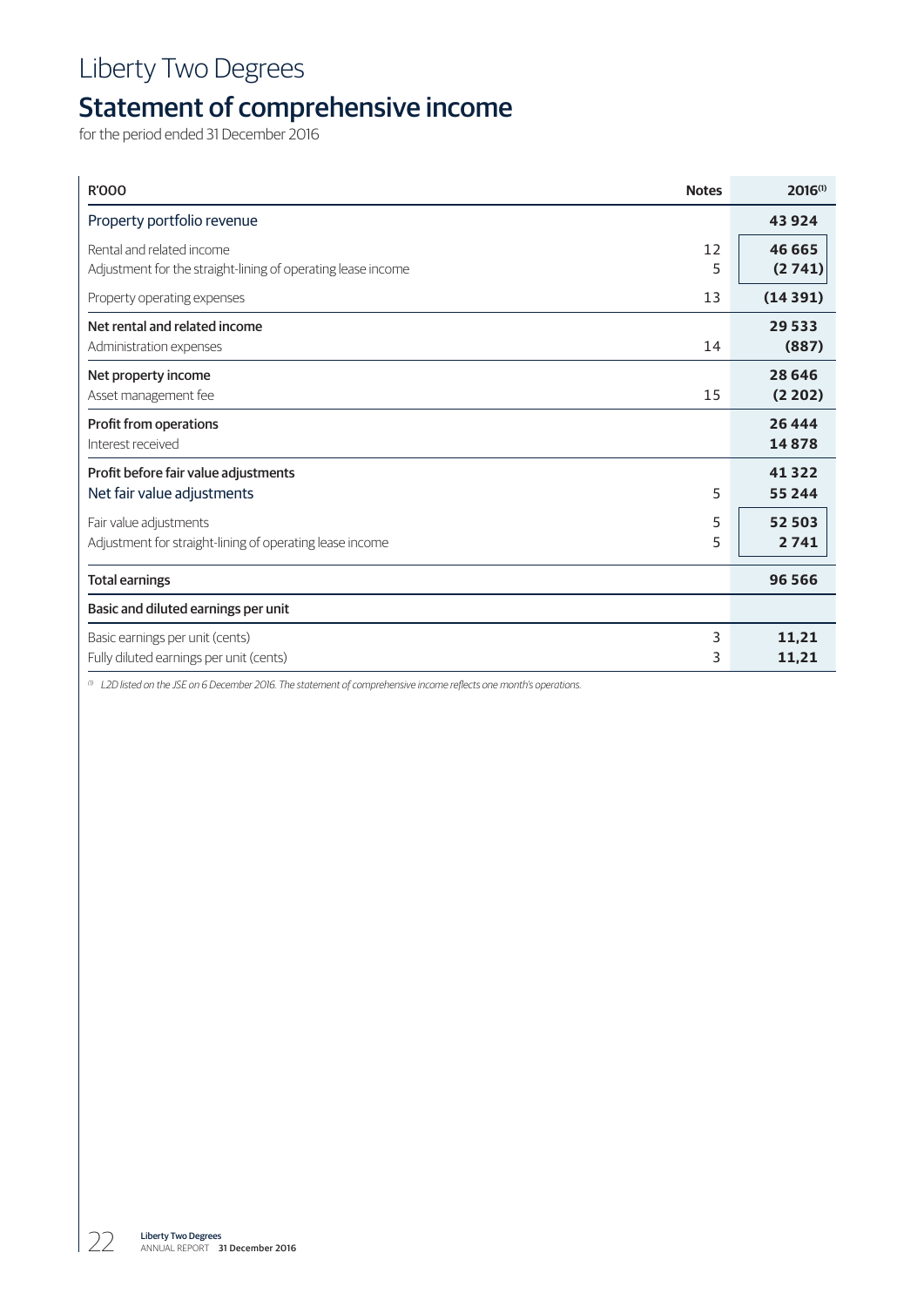# Liberty Two Degrees

## Statement of comprehensive income

for the period ended 31 December 2016

| R'000 | Notes | 2016[1] |
|---|---|---|
| Property portfolio revenue | | **43 924** |
| Rental and related income | 12 | **46 665** |
| Adjustment for the straight-lining of operating lease income | 5 | **(2 741)** |
| Property operating expenses | 13 | **(14 391)** |
| **Net rental and related income** | | **29 533** |
| Administration expenses | 14 | **(887)** |
| **Net property income** | | **28 646** |
| Asset management fee | 15 | **(2 202)** |
| **Profit from operations** | | **26 444** |
| Interest received | | **14 878** |
| **Profit before fair value adjustments** | | **41 322** |
| Net fair value adjustments | 5 | **55 244** |
| Fair value adjustments | 5 | **52 503** |
| Adjustment for straight-lining of operating lease income | 5 | **2 741** |
| **Total earnings** | | **96 566** |
| **Basic and diluted earnings per unit** | | |
| Basic earnings per unit (cents) | 3 | **11,21** |
| Fully diluted earnings per unit (cents) | 3 | **11,21** |

*[1] L2D listed on the JSE on 6 December 2016. The statement of comprehensive income reflects one month's operations.*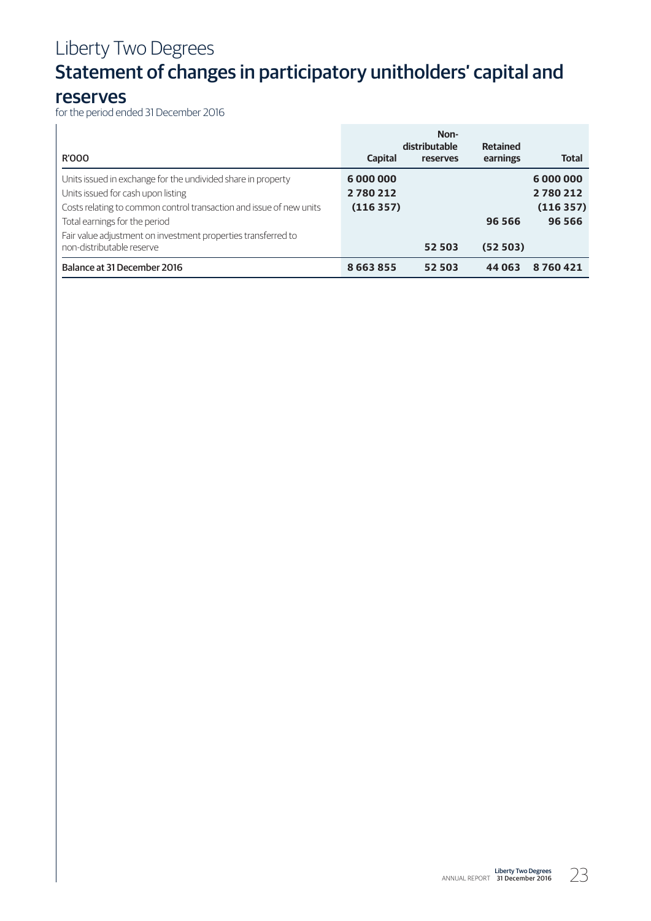# Liberty Two Degrees

## Statement of changes in participatory unitholders' capital and reserves

for the period ended 31 December 2016

| R'000 | Capital | Non-distributable reserves | Retained earnings | Total |
|---|---|---|---|---|
| Units issued in exchange for the undivided share in property | **6 000 000** | | | **6 000 000** |
| Units issued for cash upon listing | **2 780 212** | | | **2 780 212** |
| Costs relating to common control transaction and issue of new units | **(116 357)** | | | **(116 357)** |
| Total earnings for the period | | | **96 566** | **96 566** |
| Fair value adjustment on investment properties transferred to non-distributable reserve | | **52 503** | **(52 503)** | |
| Balance at 31 December 2016 | **8 663 855** | **52 503** | **44 063** | **8 760 421** |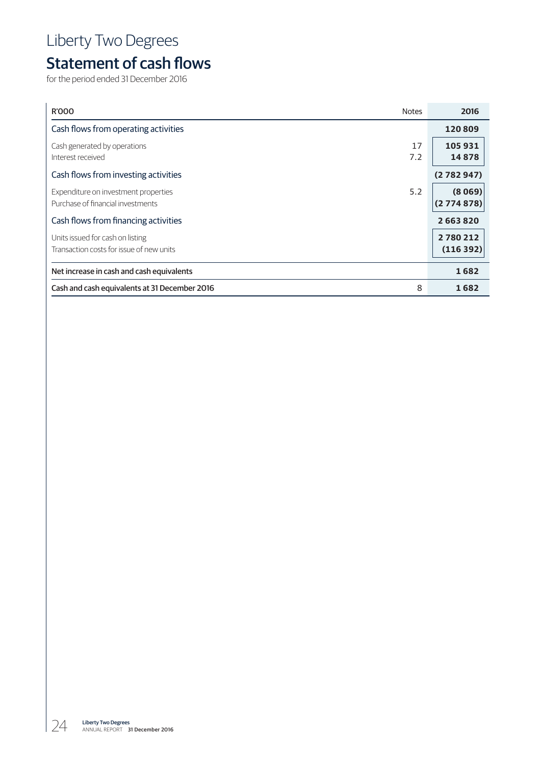# Liberty Two Degrees

## Statement of cash flows

for the period ended 31 December 2016

| R'000 | Notes | 2016 |
|---|---|---|
| Cash flows from operating activities | | **120 809** |
| Cash generated by operations | 17 | **105 931** |
| Interest received | 7.2 | **14 878** |
| Cash flows from investing activities | | **(2 782 947)** |
| Expenditure on investment properties | 5.2 | **(8 069)** |
| Purchase of financial investments | | **(2 774 878)** |
| Cash flows from financing activities | | **2 663 820** |
| Units issued for cash on listing | | **2 780 212** |
| Transaction costs for issue of new units | | **(116 392)** |
| **Net increase in cash and cash equivalents** | | **1 682** |
| **Cash and cash equivalents at 31 December 2016** | 8 | **1 682** |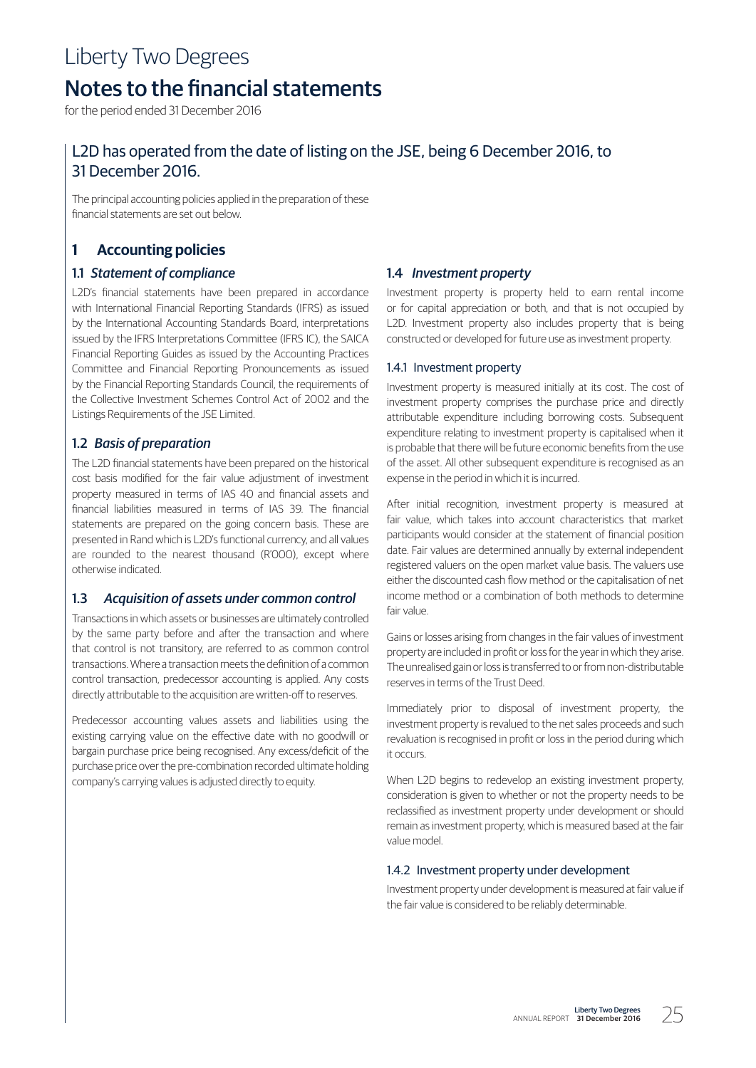# Liberty Two Degrees

# Notes to the financial statements

for the period ended 31 December 2016

## L2D has operated from the date of listing on the JSE, being 6 December 2016, to 31 December 2016.

The principal accounting policies applied in the preparation of these financial statements are set out below.

## 1 Accounting policies

### 1.1 *Statement of compliance*

L2D's financial statements have been prepared in accordance with International Financial Reporting Standards (IFRS) as issued by the International Accounting Standards Board, interpretations issued by the IFRS Interpretations Committee (IFRS IC), the SAICA Financial Reporting Guides as issued by the Accounting Practices Committee and Financial Reporting Pronouncements as issued by the Financial Reporting Standards Council, the requirements of the Collective Investment Schemes Control Act of 2002 and the Listings Requirements of the JSE Limited.

### 1.2 *Basis of preparation*

The L2D financial statements have been prepared on the historical cost basis modified for the fair value adjustment of investment property measured in terms of IAS 40 and financial assets and financial liabilities measured in terms of IAS 39. The financial statements are prepared on the going concern basis. These are presented in Rand which is L2D's functional currency, and all values are rounded to the nearest thousand (R'000), except where otherwise indicated.

### 1.3 *Acquisition of assets under common control*

Transactions in which assets or businesses are ultimately controlled by the same party before and after the transaction and where that control is not transitory, are referred to as common control transactions. Where a transaction meets the definition of a common control transaction, predecessor accounting is applied. Any costs directly attributable to the acquisition are written-off to reserves.

Predecessor accounting values assets and liabilities using the existing carrying value on the effective date with no goodwill or bargain purchase price being recognised. Any excess/deficit of the purchase price over the pre-combination recorded ultimate holding company's carrying values is adjusted directly to equity.

### 1.4 *Investment property*

Investment property is property held to earn rental income or for capital appreciation or both, and that is not occupied by L2D. Investment property also includes property that is being constructed or developed for future use as investment property.

#### 1.4.1 Investment property

Investment property is measured initially at its cost. The cost of investment property comprises the purchase price and directly attributable expenditure including borrowing costs. Subsequent expenditure relating to investment property is capitalised when it is probable that there will be future economic benefits from the use of the asset. All other subsequent expenditure is recognised as an expense in the period in which it is incurred.

After initial recognition, investment property is measured at fair value, which takes into account characteristics that market participants would consider at the statement of financial position date. Fair values are determined annually by external independent registered valuers on the open market value basis. The valuers use either the discounted cash flow method or the capitalisation of net income method or a combination of both methods to determine fair value.

Gains or losses arising from changes in the fair values of investment property are included in profit or loss for the year in which they arise. The unrealised gain or loss is transferred to or from non-distributable reserves in terms of the Trust Deed.

Immediately prior to disposal of investment property, the investment property is revalued to the net sales proceeds and such revaluation is recognised in profit or loss in the period during which it occurs.

When L2D begins to redevelop an existing investment property, consideration is given to whether or not the property needs to be reclassified as investment property under development or should remain as investment property, which is measured based at the fair value model.

#### 1.4.2 Investment property under development

Investment property under development is measured at fair value if the fair value is considered to be reliably determinable.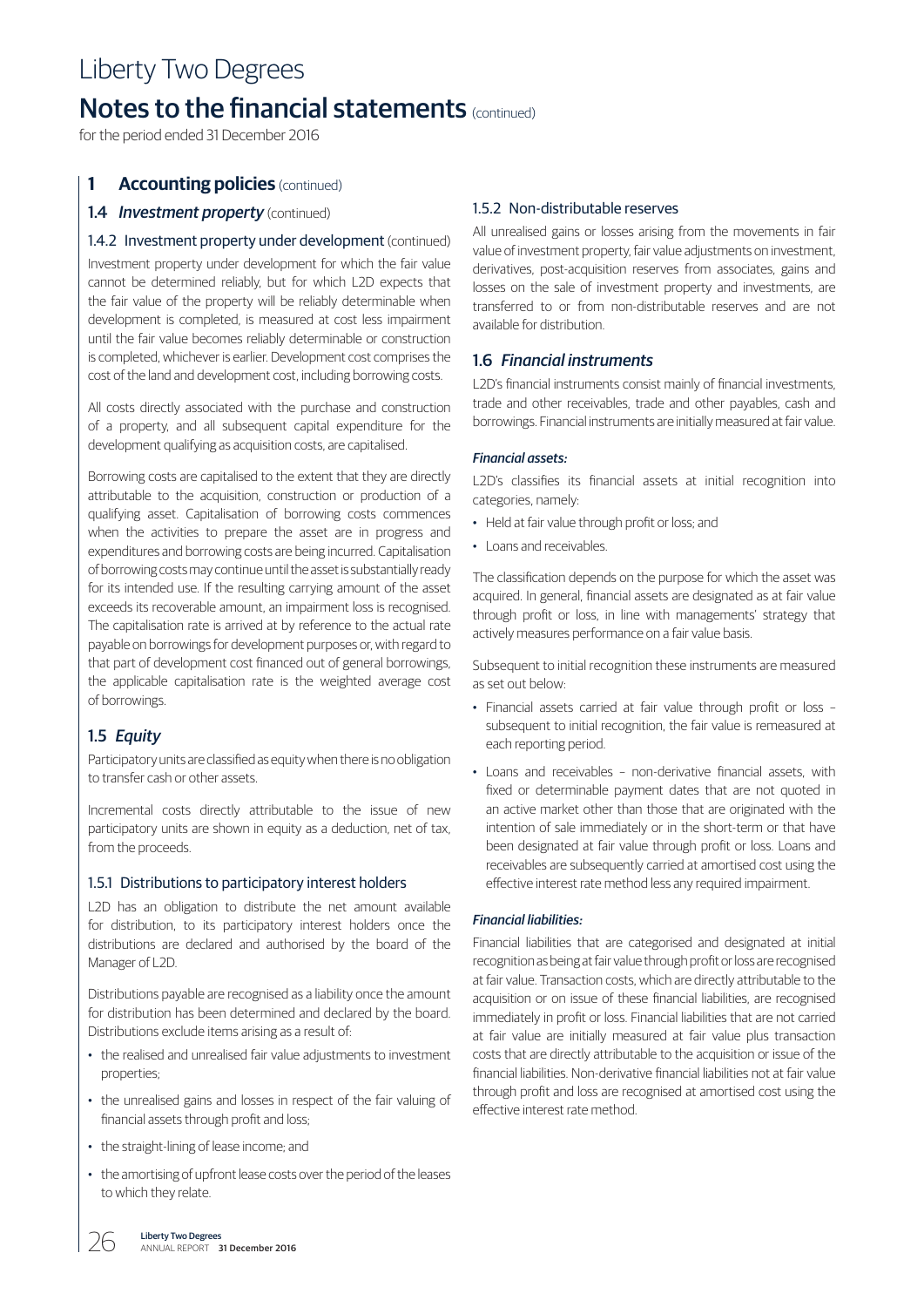# Liberty Two Degrees

## Notes to the financial statements (continued)

for the period ended 31 December 2016

## 1 Accounting policies (continued)

### 1.4 *Investment property* (continued)

#### 1.4.2 Investment property under development (continued)

Investment property under development for which the fair value cannot be determined reliably, but for which L2D expects that the fair value of the property will be reliably determinable when development is completed, is measured at cost less impairment until the fair value becomes reliably determinable or construction is completed, whichever is earlier. Development cost comprises the cost of the land and development cost, including borrowing costs.

All costs directly associated with the purchase and construction of a property, and all subsequent capital expenditure for the development qualifying as acquisition costs, are capitalised.

Borrowing costs are capitalised to the extent that they are directly attributable to the acquisition, construction or production of a qualifying asset. Capitalisation of borrowing costs commences when the activities to prepare the asset are in progress and expenditures and borrowing costs are being incurred. Capitalisation of borrowing costs may continue until the asset is substantially ready for its intended use. If the resulting carrying amount of the asset exceeds its recoverable amount, an impairment loss is recognised. The capitalisation rate is arrived at by reference to the actual rate payable on borrowings for development purposes or, with regard to that part of development cost financed out of general borrowings, the applicable capitalisation rate is the weighted average cost of borrowings.

### 1.5 *Equity*

Participatory units are classified as equity when there is no obligation to transfer cash or other assets.

Incremental costs directly attributable to the issue of new participatory units are shown in equity as a deduction, net of tax, from the proceeds.

#### 1.5.1 Distributions to participatory interest holders

L2D has an obligation to distribute the net amount available for distribution, to its participatory interest holders once the distributions are declared and authorised by the board of the Manager of L2D.

Distributions payable are recognised as a liability once the amount for distribution has been determined and declared by the board. Distributions exclude items arising as a result of:

- the realised and unrealised fair value adjustments to investment properties;
- the unrealised gains and losses in respect of the fair valuing of financial assets through profit and loss;
- the straight-lining of lease income; and
- the amortising of upfront lease costs over the period of the leases to which they relate.

#### 1.5.2 Non-distributable reserves

All unrealised gains or losses arising from the movements in fair value of investment property, fair value adjustments on investment, derivatives, post-acquisition reserves from associates, gains and losses on the sale of investment property and investments, are transferred to or from non-distributable reserves and are not available for distribution.

### 1.6 *Financial instruments*

L2D's financial instruments consist mainly of financial investments, trade and other receivables, trade and other payables, cash and borrowings. Financial instruments are initially measured at fair value.

***Financial assets:***

L2D's classifies its financial assets at initial recognition into categories, namely:

- Held at fair value through profit or loss; and
- Loans and receivables.

The classification depends on the purpose for which the asset was acquired. In general, financial assets are designated as at fair value through profit or loss, in line with managements' strategy that actively measures performance on a fair value basis.

Subsequent to initial recognition these instruments are measured as set out below:

- Financial assets carried at fair value through profit or loss – subsequent to initial recognition, the fair value is remeasured at each reporting period.
- Loans and receivables – non-derivative financial assets, with fixed or determinable payment dates that are not quoted in an active market other than those that are originated with the intention of sale immediately or in the short-term or that have been designated at fair value through profit or loss. Loans and receivables are subsequently carried at amortised cost using the effective interest rate method less any required impairment.

***Financial liabilities:***

Financial liabilities that are categorised and designated at initial recognition as being at fair value through profit or loss are recognised at fair value. Transaction costs, which are directly attributable to the acquisition or on issue of these financial liabilities, are recognised immediately in profit or loss. Financial liabilities that are not carried at fair value are initially measured at fair value plus transaction costs that are directly attributable to the acquisition or issue of the financial liabilities. Non-derivative financial liabilities not at fair value through profit and loss are recognised at amortised cost using the effective interest rate method.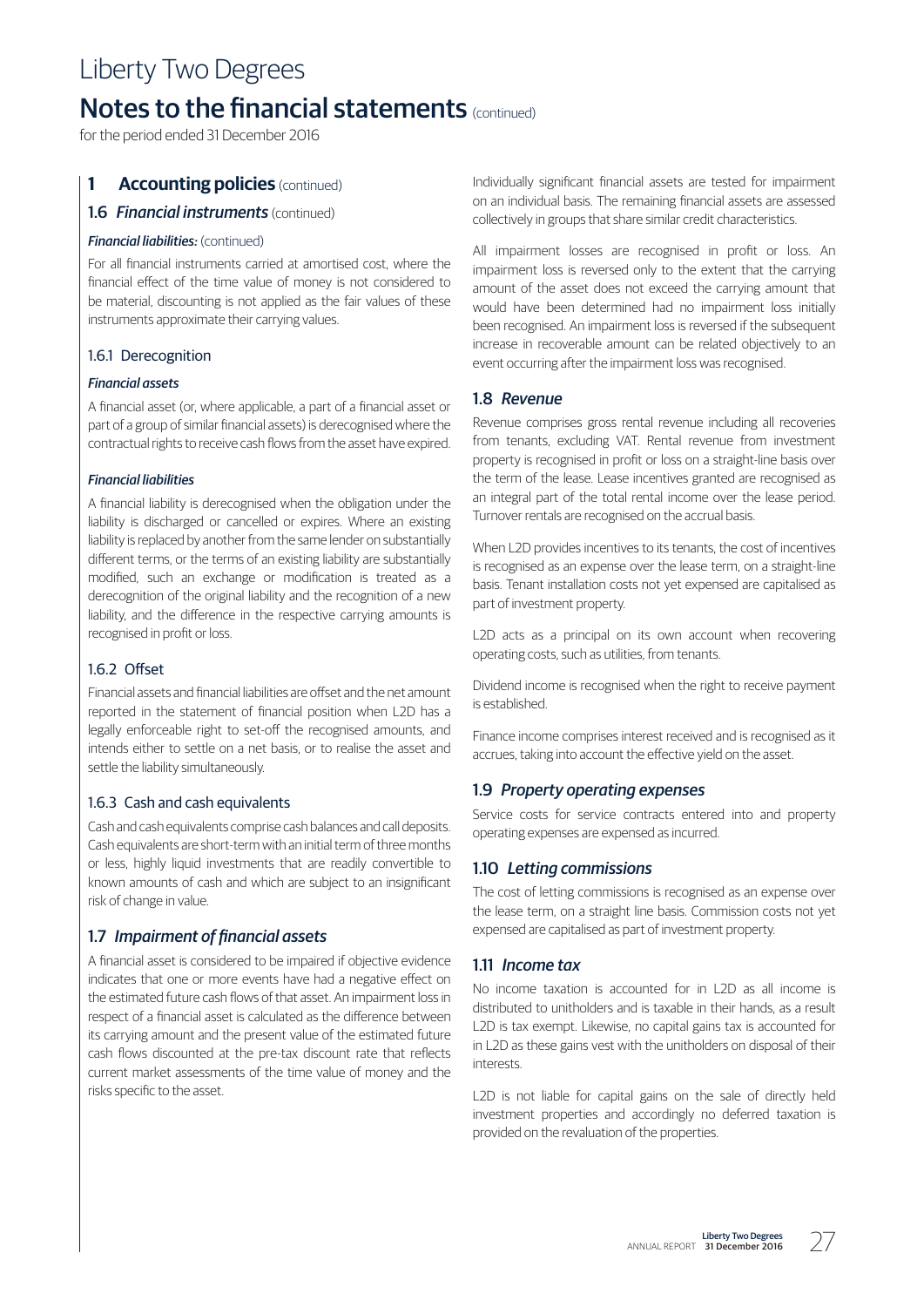# Liberty Two Degrees

## Notes to the financial statements (continued)

for the period ended 31 December 2016

## 1 Accounting policies (continued)

### 1.6 *Financial instruments* (continued)

***Financial liabilities:*** (continued)

For all financial instruments carried at amortised cost, where the financial effect of the time value of money is not considered to be material, discounting is not applied as the fair values of these instruments approximate their carrying values.

#### 1.6.1 Derecognition

***Financial assets***

A financial asset (or, where applicable, a part of a financial asset or part of a group of similar financial assets) is derecognised where the contractual rights to receive cash flows from the asset have expired.

***Financial liabilities***

A financial liability is derecognised when the obligation under the liability is discharged or cancelled or expires. Where an existing liability is replaced by another from the same lender on substantially different terms, or the terms of an existing liability are substantially modified, such an exchange or modification is treated as a derecognition of the original liability and the recognition of a new liability, and the difference in the respective carrying amounts is recognised in profit or loss.

#### 1.6.2 Offset

Financial assets and financial liabilities are offset and the net amount reported in the statement of financial position when L2D has a legally enforceable right to set-off the recognised amounts, and intends either to settle on a net basis, or to realise the asset and settle the liability simultaneously.

#### 1.6.3 Cash and cash equivalents

Cash and cash equivalents comprise cash balances and call deposits. Cash equivalents are short-term with an initial term of three months or less, highly liquid investments that are readily convertible to known amounts of cash and which are subject to an insignificant risk of change in value.

### 1.7 *Impairment of financial assets*

A financial asset is considered to be impaired if objective evidence indicates that one or more events have had a negative effect on the estimated future cash flows of that asset. An impairment loss in respect of a financial asset is calculated as the difference between its carrying amount and the present value of the estimated future cash flows discounted at the pre-tax discount rate that reflects current market assessments of the time value of money and the risks specific to the asset.

Individually significant financial assets are tested for impairment on an individual basis. The remaining financial assets are assessed collectively in groups that share similar credit characteristics.

All impairment losses are recognised in profit or loss. An impairment loss is reversed only to the extent that the carrying amount of the asset does not exceed the carrying amount that would have been determined had no impairment loss initially been recognised. An impairment loss is reversed if the subsequent increase in recoverable amount can be related objectively to an event occurring after the impairment loss was recognised.

### 1.8 *Revenue*

Revenue comprises gross rental revenue including all recoveries from tenants, excluding VAT. Rental revenue from investment property is recognised in profit or loss on a straight-line basis over the term of the lease. Lease incentives granted are recognised as an integral part of the total rental income over the lease period. Turnover rentals are recognised on the accrual basis.

When L2D provides incentives to its tenants, the cost of incentives is recognised as an expense over the lease term, on a straight-line basis. Tenant installation costs not yet expensed are capitalised as part of investment property.

L2D acts as a principal on its own account when recovering operating costs, such as utilities, from tenants.

Dividend income is recognised when the right to receive payment is established.

Finance income comprises interest received and is recognised as it accrues, taking into account the effective yield on the asset.

### 1.9 *Property operating expenses*

Service costs for service contracts entered into and property operating expenses are expensed as incurred.

### 1.10 *Letting commissions*

The cost of letting commissions is recognised as an expense over the lease term, on a straight line basis. Commission costs not yet expensed are capitalised as part of investment property.

### 1.11 *Income tax*

No income taxation is accounted for in L2D as all income is distributed to unitholders and is taxable in their hands, as a result L2D is tax exempt. Likewise, no capital gains tax is accounted for in L2D as these gains vest with the unitholders on disposal of their interests.

L2D is not liable for capital gains on the sale of directly held investment properties and accordingly no deferred taxation is provided on the revaluation of the properties.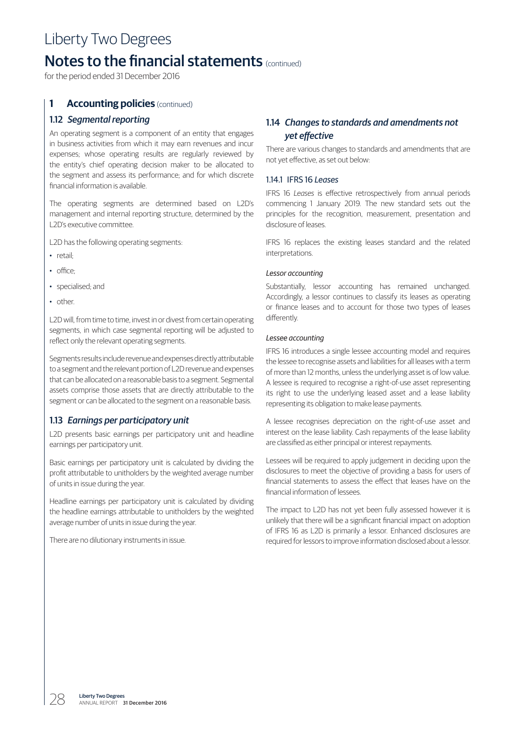# Liberty Two Degrees

## Notes to the financial statements (continued)

for the period ended 31 December 2016

### 1 Accounting policies (continued)

#### 1.12 *Segmental reporting*

An operating segment is a component of an entity that engages in business activities from which it may earn revenues and incur expenses; whose operating results are regularly reviewed by the entity's chief operating decision maker to be allocated to the segment and assess its performance; and for which discrete financial information is available.

The operating segments are determined based on L2D's management and internal reporting structure, determined by the L2D's executive committee.

L2D has the following operating segments:

- retail;
- office;
- specialised; and
- other.

L2D will, from time to time, invest in or divest from certain operating segments, in which case segmental reporting will be adjusted to reflect only the relevant operating segments.

Segments results include revenue and expenses directly attributable to a segment and the relevant portion of L2D revenue and expenses that can be allocated on a reasonable basis to a segment. Segmental assets comprise those assets that are directly attributable to the segment or can be allocated to the segment on a reasonable basis.

#### 1.13 *Earnings per participatory unit*

L2D presents basic earnings per participatory unit and headline earnings per participatory unit.

Basic earnings per participatory unit is calculated by dividing the profit attributable to unitholders by the weighted average number of units in issue during the year.

Headline earnings per participatory unit is calculated by dividing the headline earnings attributable to unitholders by the weighted average number of units in issue during the year.

There are no dilutionary instruments in issue.

#### 1.14 *Changes to standards and amendments not yet effective*

There are various changes to standards and amendments that are not yet effective, as set out below:

##### 1.14.1 IFRS 16 *Leases*

IFRS 16 *Leases* is effective retrospectively from annual periods commencing 1 January 2019. The new standard sets out the principles for the recognition, measurement, presentation and disclosure of leases.

IFRS 16 replaces the existing leases standard and the related interpretations.

*Lessor accounting*

Substantially, lessor accounting has remained unchanged. Accordingly, a lessor continues to classify its leases as operating or finance leases and to account for those two types of leases differently.

*Lessee accounting*

IFRS 16 introduces a single lessee accounting model and requires the lessee to recognise assets and liabilities for all leases with a term of more than 12 months, unless the underlying asset is of low value. A lessee is required to recognise a right-of-use asset representing its right to use the underlying leased asset and a lease liability representing its obligation to make lease payments.

A lessee recognises depreciation on the right-of-use asset and interest on the lease liability. Cash repayments of the lease liability are classified as either principal or interest repayments.

Lessees will be required to apply judgement in deciding upon the disclosures to meet the objective of providing a basis for users of financial statements to assess the effect that leases have on the financial information of lessees.

The impact to L2D has not yet been fully assessed however it is unlikely that there will be a significant financial impact on adoption of IFRS 16 as L2D is primarily a lessor. Enhanced disclosures are required for lessors to improve information disclosed about a lessor.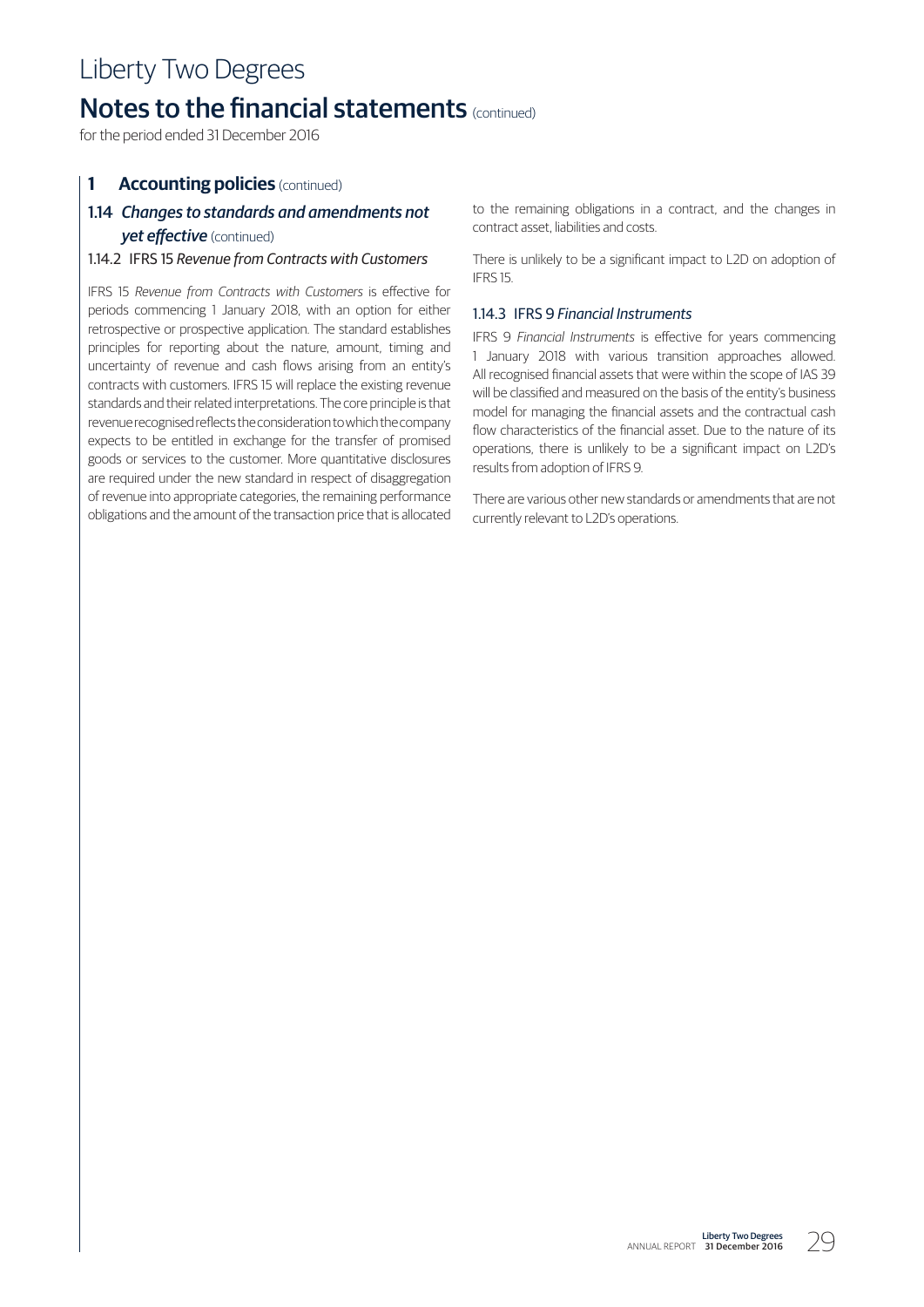# Notes to the financial statements (continued)

for the period ended 31 December 2016

## 1 Accounting policies (continued)

### 1.14 *Changes to standards and amendments not yet effective* (continued)

#### 1.14.2 IFRS 15 *Revenue from Contracts with Customers*

IFRS 15 *Revenue from Contracts with Customers* is effective for periods commencing 1 January 2018, with an option for either retrospective or prospective application. The standard establishes principles for reporting about the nature, amount, timing and uncertainty of revenue and cash flows arising from an entity's contracts with customers. IFRS 15 will replace the existing revenue standards and their related interpretations. The core principle is that revenue recognised reflects the consideration to which the company expects to be entitled in exchange for the transfer of promised goods or services to the customer. More quantitative disclosures are required under the new standard in respect of disaggregation of revenue into appropriate categories, the remaining performance obligations and the amount of the transaction price that is allocated to the remaining obligations in a contract, and the changes in contract asset, liabilities and costs.

There is unlikely to be a significant impact to L2D on adoption of IFRS 15.

#### 1.14.3 IFRS 9 *Financial Instruments*

IFRS 9 *Financial Instruments* is effective for years commencing 1 January 2018 with various transition approaches allowed. All recognised financial assets that were within the scope of IAS 39 will be classified and measured on the basis of the entity's business model for managing the financial assets and the contractual cash flow characteristics of the financial asset. Due to the nature of its operations, there is unlikely to be a significant impact on L2D's results from adoption of IFRS 9.

There are various other new standards or amendments that are not currently relevant to L2D's operations.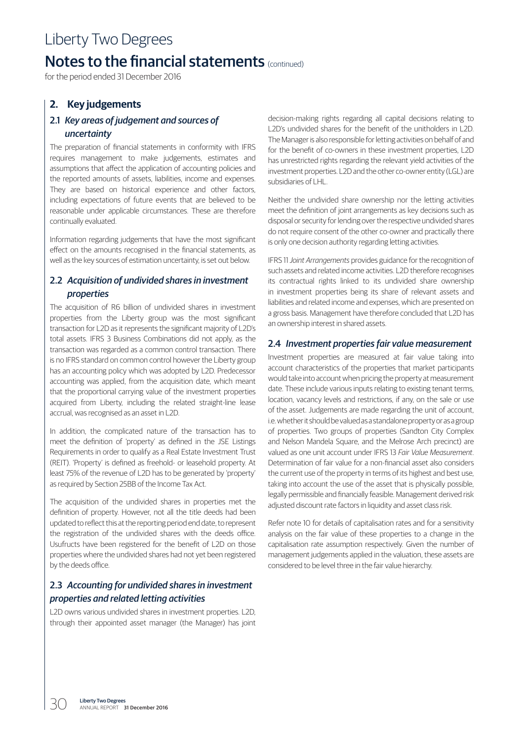# Liberty Two Degrees

## Notes to the financial statements (continued)

for the period ended 31 December 2016

## 2. Key judgements

### 2.1 *Key areas of judgement and sources of uncertainty*

The preparation of financial statements in conformity with IFRS requires management to make judgements, estimates and assumptions that affect the application of accounting policies and the reported amounts of assets, liabilities, income and expenses. They are based on historical experience and other factors, including expectations of future events that are believed to be reasonable under applicable circumstances. These are therefore continually evaluated.

Information regarding judgements that have the most significant effect on the amounts recognised in the financial statements, as well as the key sources of estimation uncertainty, is set out below.

### 2.2 *Acquisition of undivided shares in investment properties*

The acquisition of R6 billion of undivided shares in investment properties from the Liberty group was the most significant transaction for L2D as it represents the significant majority of L2D's total assets. IFRS 3 Business Combinations did not apply, as the transaction was regarded as a common control transaction. There is no IFRS standard on common control however the Liberty group has an accounting policy which was adopted by L2D. Predecessor accounting was applied, from the acquisition date, which meant that the proportional carrying value of the investment properties acquired from Liberty, including the related straight-line lease accrual, was recognised as an asset in L2D.

In addition, the complicated nature of the transaction has to meet the definition of 'property' as defined in the JSE Listings Requirements in order to qualify as a Real Estate Investment Trust (REIT). 'Property' is defined as freehold- or leasehold property. At least 75% of the revenue of L2D has to be generated by 'property' as required by Section 25BB of the Income Tax Act.

The acquisition of the undivided shares in properties met the definition of property. However, not all the title deeds had been updated to reflect this at the reporting period end date, to represent the registration of the undivided shares with the deeds office. Usufructs have been registered for the benefit of L2D on those properties where the undivided shares had not yet been registered by the deeds office.

### 2.3 *Accounting for undivided shares in investment properties and related letting activities*

L2D owns various undivided shares in investment properties. L2D, through their appointed asset manager (the Manager) has joint decision-making rights regarding all capital decisions relating to L2D's undivided shares for the benefit of the unitholders in L2D. The Manager is also responsible for letting activities on behalf of and for the benefit of co-owners in these investment properties, L2D has unrestricted rights regarding the relevant yield activities of the investment properties. L2D and the other co-owner entity (LGL) are subsidiaries of LHL.

Neither the undivided share ownership nor the letting activities meet the definition of joint arrangements as key decisions such as disposal or security for lending over the respective undivided shares do not require consent of the other co-owner and practically there is only one decision authority regarding letting activities.

IFRS 11 *Joint Arrangements* provides guidance for the recognition of such assets and related income activities. L2D therefore recognises its contractual rights linked to its undivided share ownership in investment properties being its share of relevant assets and liabilities and related income and expenses, which are presented on a gross basis. Management have therefore concluded that L2D has an ownership interest in shared assets.

### 2.4 *Investment properties fair value measurement*

Investment properties are measured at fair value taking into account characteristics of the properties that market participants would take into account when pricing the property at measurement date. These include various inputs relating to existing tenant terms, location, vacancy levels and restrictions, if any, on the sale or use of the asset. Judgements are made regarding the unit of account, i.e. whether it should be valued as a standalone property or as a group of properties. Two groups of properties (Sandton City Complex and Nelson Mandela Square, and the Melrose Arch precinct) are valued as one unit account under IFRS 13 *Fair Value Measurement*. Determination of fair value for a non-financial asset also considers the current use of the property in terms of its highest and best use, taking into account the use of the asset that is physically possible, legally permissible and financially feasible. Management derived risk adjusted discount rate factors in liquidity and asset class risk.

Refer note 10 for details of capitalisation rates and for a sensitivity analysis on the fair value of these properties to a change in the capitalisation rate assumption respectively. Given the number of management judgements applied in the valuation, these assets are considered to be level three in the fair value hierarchy.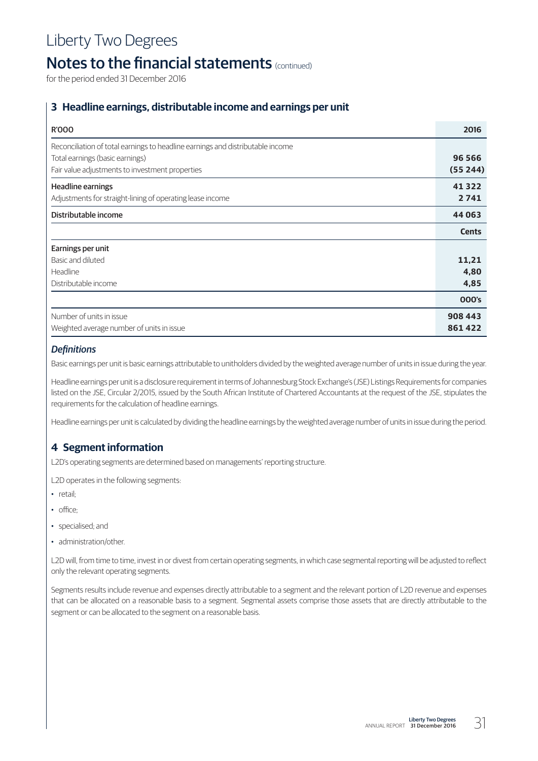# Liberty Two Degrees

## Notes to the financial statements (continued)

for the period ended 31 December 2016

### 3 Headline earnings, distributable income and earnings per unit

| R'000 | 2016 |
|---|---|
| Reconciliation of total earnings to headline earnings and distributable income | |
| Total earnings (basic earnings) | **96 566** |
| Fair value adjustments to investment properties | **(55 244)** |
| Headline earnings | **41 322** |
| Adjustments for straight-lining of operating lease income | **2 741** |
| Distributable income | **44 063** |
| | **Cents** |
| Earnings per unit | |
| Basic and diluted | **11,21** |
| Headline | **4,80** |
| Distributable income | **4,85** |
| | **000's** |
| Number of units in issue | **908 443** |
| Weighted average number of units in issue | **861 422** |

#### *Definitions*

Basic earnings per unit is basic earnings attributable to unitholders divided by the weighted average number of units in issue during the year.

Headline earnings per unit is a disclosure requirement in terms of Johannesburg Stock Exchange's (JSE) Listings Requirements for companies listed on the JSE, Circular 2/2015, issued by the South African Institute of Chartered Accountants at the request of the JSE, stipulates the requirements for the calculation of headline earnings.

Headline earnings per unit is calculated by dividing the headline earnings by the weighted average number of units in issue during the period.

### 4 Segment information

L2D's operating segments are determined based on managements' reporting structure.

L2D operates in the following segments:

- retail;
- office;
- specialised; and
- administration/other.

L2D will, from time to time, invest in or divest from certain operating segments, in which case segmental reporting will be adjusted to reflect only the relevant operating segments.

Segments results include revenue and expenses directly attributable to a segment and the relevant portion of L2D revenue and expenses that can be allocated on a reasonable basis to a segment. Segmental assets comprise those assets that are directly attributable to the segment or can be allocated to the segment on a reasonable basis.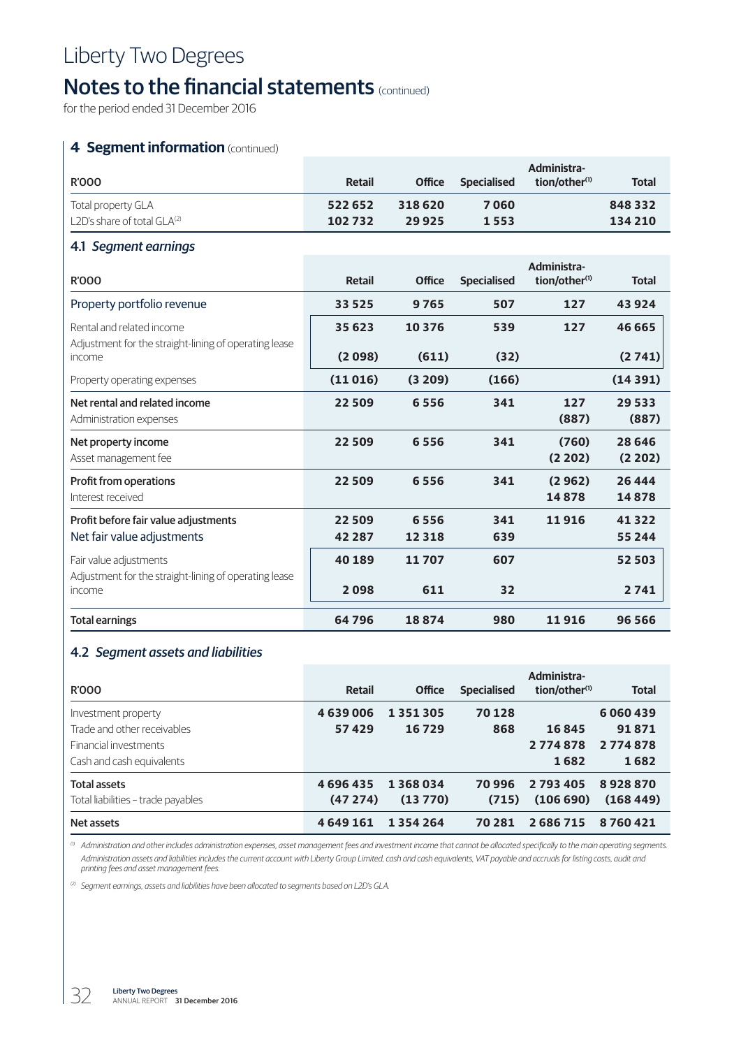# Liberty Two Degrees

## Notes to the financial statements (continued)

for the period ended 31 December 2016

### 4 Segment information (continued)

| R'000 | Retail | Office | Specialised | Administration/other[1] | Total |
|---|---|---|---|---|---|
| Total property GLA | **522 652** | **318 620** | **7 060** | | **848 332** |
| L2D's share of total GLA[2] | **102 732** | **29 925** | **1 553** | | **134 210** |

#### 4.1 *Segment earnings*

| R'000 | Retail | Office | Specialised | Administration/other[1] | Total |
|---|---|---|---|---|---|
| Property portfolio revenue | **33 525** | **9 765** | **507** | **127** | **43 924** |
| Rental and related income | **35 623** | **10 376** | **539** | **127** | **46 665** |
| Adjustment for the straight-lining of operating lease income | **(2 098)** | **(611)** | **(32)** | | **(2 741)** |
| Property operating expenses | **(11 016)** | **(3 209)** | **(166)** | | **(14 391)** |
| Net rental and related income | **22 509** | **6 556** | **341** | **127** | **29 533** |
| Administration expenses | | | | **(887)** | **(887)** |
| Net property income | **22 509** | **6 556** | **341** | **(760)** | **28 646** |
| Asset management fee | | | | **(2 202)** | **(2 202)** |
| Profit from operations | **22 509** | **6 556** | **341** | **(2 962)** | **26 444** |
| Interest received | | | | **14 878** | **14 878** |
| Profit before fair value adjustments | **22 509** | **6 556** | **341** | **11 916** | **41 322** |
| Net fair value adjustments | **42 287** | **12 318** | **639** | | **55 244** |
| Fair value adjustments | **40 189** | **11 707** | **607** | | **52 503** |
| Adjustment for the straight-lining of operating lease income | **2 098** | **611** | **32** | | **2 741** |
| Total earnings | **64 796** | **18 874** | **980** | **11 916** | **96 566** |

#### 4.2 *Segment assets and liabilities*

| R'000 | Retail | Office | Specialised | Administration/other[1] | Total |
|---|---|---|---|---|---|
| Investment property | **4 639 006** | **1 351 305** | **70 128** | | **6 060 439** |
| Trade and other receivables | **57 429** | **16 729** | **868** | **16 845** | **91 871** |
| Financial investments | | | | **2 774 878** | **2 774 878** |
| Cash and cash equivalents | | | | **1 682** | **1 682** |
| Total assets | **4 696 435** | **1 368 034** | **70 996** | **2 793 405** | **8 928 870** |
| Total liabilities – trade payables | **(47 274)** | **(13 770)** | **(715)** | **(106 690)** | **(168 449)** |
| Net assets | **4 649 161** | **1 354 264** | **70 281** | **2 686 715** | **8 760 421** |

*[1] Administration and other includes administration expenses, asset management fees and investment income that cannot be allocated specifically to the main operating segments. Administration assets and liabilities includes the current account with Liberty Group Limited, cash and cash equivalents, VAT payable and accruals for listing costs, audit and printing fees and asset management fees.*

*[2] Segment earnings, assets and liabilities have been allocated to segments based on L2D's GLA.*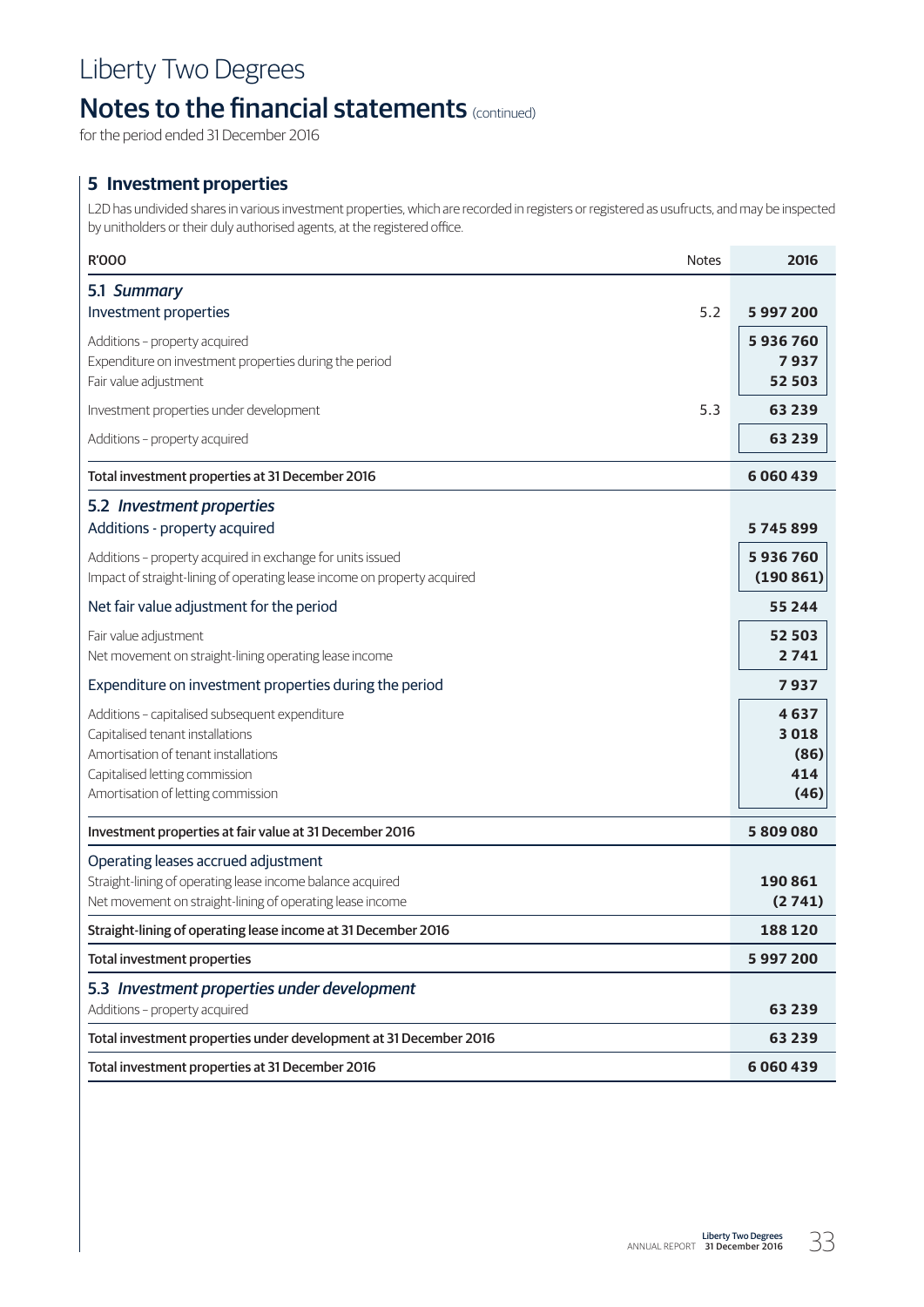# Liberty Two Degrees

## Notes to the financial statements (continued)

for the period ended 31 December 2016

### 5 Investment properties

L2D has undivided shares in various investment properties, which are recorded in registers or registered as usufructs, and may be inspected by unitholders or their duly authorised agents, at the registered office.

| R'000 | Notes | 2016 |
|---|---|---|
| **5.1 *Summary*** | | |
| Investment properties | 5.2 | **5 997 200** |
| Additions – property acquired | | **5 936 760** |
| Expenditure on investment properties during the period | | **7 937** |
| Fair value adjustment | | **52 503** |
| Investment properties under development | 5.3 | **63 239** |
| Additions – property acquired | | **63 239** |
| **Total investment properties at 31 December 2016** | | **6 060 439** |
| **5.2 *Investment properties*** | | |
| Additions - property acquired | | **5 745 899** |
| Additions – property acquired in exchange for units issued | | **5 936 760** |
| Impact of straight-lining of operating lease income on property acquired | | **(190 861)** |
| Net fair value adjustment for the period | | **55 244** |
| Fair value adjustment | | **52 503** |
| Net movement on straight-lining operating lease income | | **2 741** |
| Expenditure on investment properties during the period | | **7 937** |
| Additions – capitalised subsequent expenditure | | **4 637** |
| Capitalised tenant installations | | **3 018** |
| Amortisation of tenant installations | | **(86)** |
| Capitalised letting commission | | **414** |
| Amortisation of letting commission | | **(46)** |
| **Investment properties at fair value at 31 December 2016** | | **5 809 080** |
| Operating leases accrued adjustment | | |
| Straight-lining of operating lease income balance acquired | | **190 861** |
| Net movement on straight-lining of operating lease income | | **(2 741)** |
| **Straight-lining of operating lease income at 31 December 2016** | | **188 120** |
| **Total investment properties** | | **5 997 200** |
| **5.3 *Investment properties under development*** | | |
| Additions – property acquired | | **63 239** |
| **Total investment properties under development at 31 December 2016** | | **63 239** |
| **Total investment properties at 31 December 2016** | | **6 060 439** |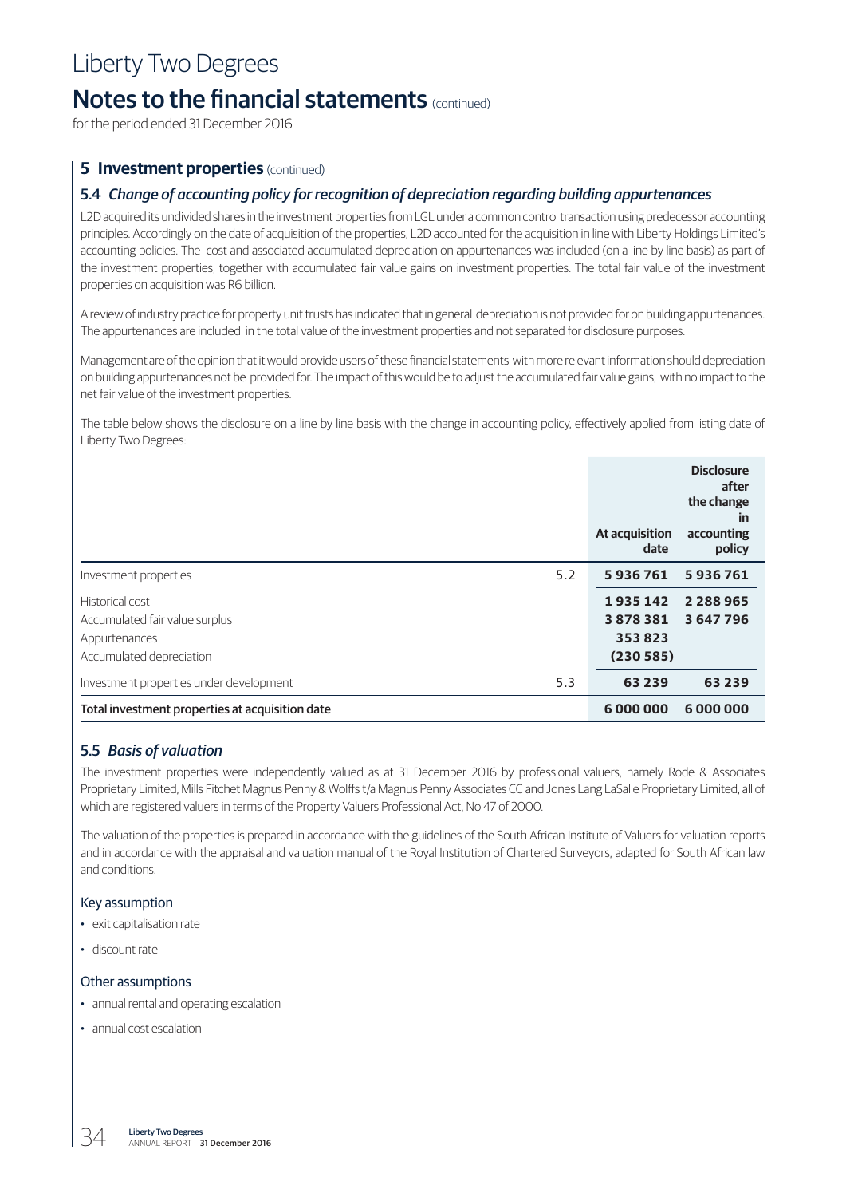# Liberty Two Degrees

## Notes to the financial statements (continued)

for the period ended 31 December 2016

### 5 Investment properties (continued)

#### 5.4 *Change of accounting policy for recognition of depreciation regarding building appurtenances*

L2D acquired its undivided shares in the investment properties from LGL under a common control transaction using predecessor accounting principles. Accordingly on the date of acquisition of the properties, L2D accounted for the acquisition in line with Liberty Holdings Limited's accounting policies. The cost and associated accumulated depreciation on appurtenances was included (on a line by line basis) as part of the investment properties, together with accumulated fair value gains on investment properties. The total fair value of the investment properties on acquisition was R6 billion.

A review of industry practice for property unit trusts has indicated that in general depreciation is not provided for on building appurtenances. The appurtenances are included in the total value of the investment properties and not separated for disclosure purposes.

Management are of the opinion that it would provide users of these financial statements with more relevant information should depreciation on building appurtenances not be provided for. The impact of this would be to adjust the accumulated fair value gains, with no impact to the net fair value of the investment properties.

The table below shows the disclosure on a line by line basis with the change in accounting policy, effectively applied from listing date of Liberty Two Degrees:

| | | At acquisition date | Disclosure after the change in accounting policy |
|---|---|---|---|
| Investment properties | 5.2 | **5 936 761** | **5 936 761** |
| Historical cost | | **1 935 142** | **2 288 965** |
| Accumulated fair value surplus | | **3 878 381** | **3 647 796** |
| Appurtenances | | **353 823** | |
| Accumulated depreciation | | **(230 585)** | |
| Investment properties under development | 5.3 | **63 239** | **63 239** |
| **Total investment properties at acquisition date** | | **6 000 000** | **6 000 000** |

#### 5.5 *Basis of valuation*

The investment properties were independently valued as at 31 December 2016 by professional valuers, namely Rode & Associates Proprietary Limited, Mills Fitchet Magnus Penny & Wolffs t/a Magnus Penny Associates CC and Jones Lang LaSalle Proprietary Limited, all of which are registered valuers in terms of the Property Valuers Professional Act, No 47 of 2000.

The valuation of the properties is prepared in accordance with the guidelines of the South African Institute of Valuers for valuation reports and in accordance with the appraisal and valuation manual of the Royal Institution of Chartered Surveyors, adapted for South African law and conditions.

##### Key assumption

- exit capitalisation rate
- discount rate

##### Other assumptions

- annual rental and operating escalation
- annual cost escalation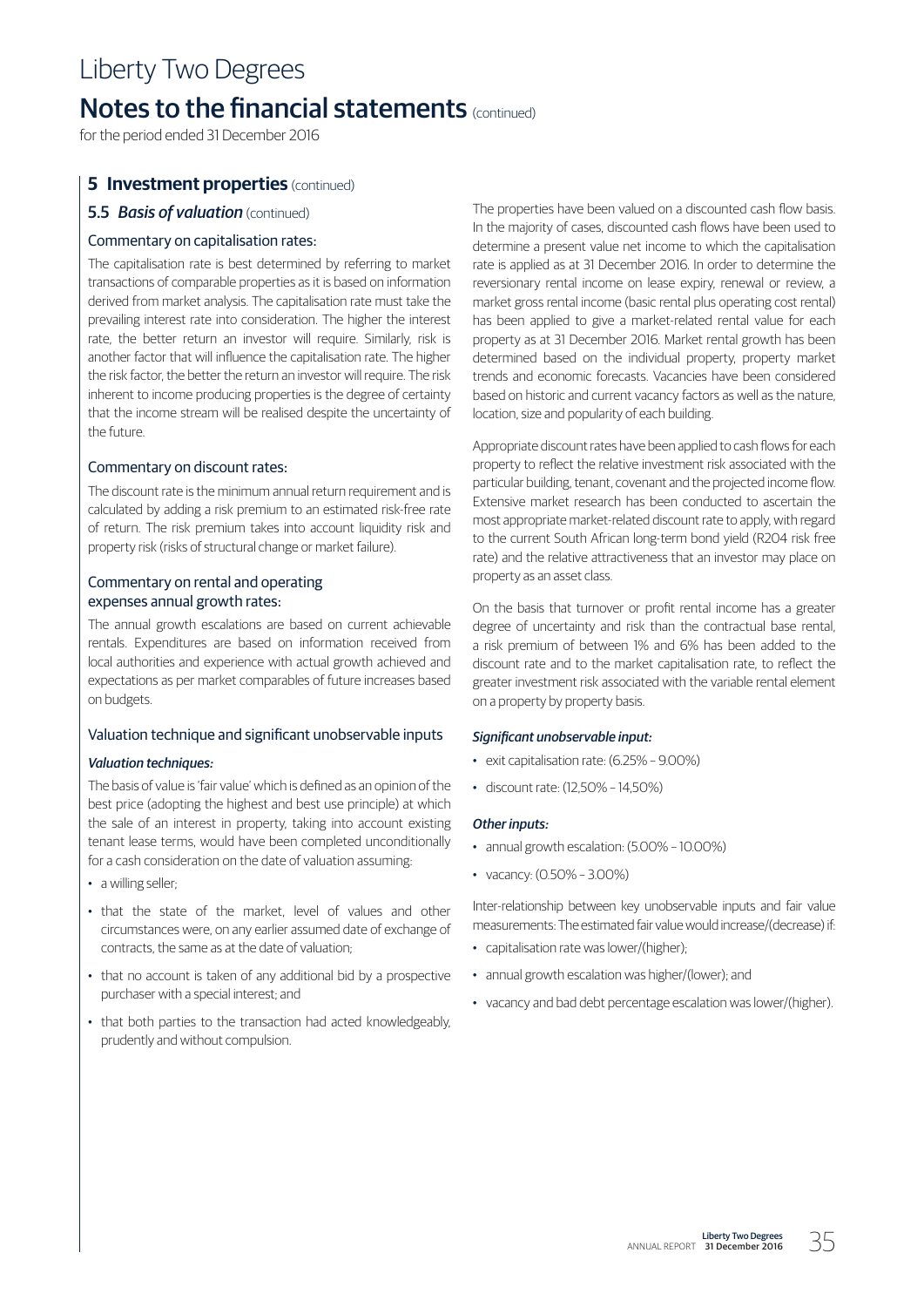# Liberty Two Degrees

## Notes to the financial statements (continued)

for the period ended 31 December 2016

### 5 Investment properties (continued)

#### 5.5 *Basis of valuation* (continued)

#### Commentary on capitalisation rates:

The capitalisation rate is best determined by referring to market transactions of comparable properties as it is based on information derived from market analysis. The capitalisation rate must take the prevailing interest rate into consideration. The higher the interest rate, the better return an investor will require. Similarly, risk is another factor that will influence the capitalisation rate. The higher the risk factor, the better the return an investor will require. The risk inherent to income producing properties is the degree of certainty that the income stream will be realised despite the uncertainty of the future.

#### Commentary on discount rates:

The discount rate is the minimum annual return requirement and is calculated by adding a risk premium to an estimated risk-free rate of return. The risk premium takes into account liquidity risk and property risk (risks of structural change or market failure).

#### Commentary on rental and operating expenses annual growth rates:

The annual growth escalations are based on current achievable rentals. Expenditures are based on information received from local authorities and experience with actual growth achieved and expectations as per market comparables of future increases based on budgets.

#### Valuation technique and significant unobservable inputs

***Valuation techniques:***

The basis of value is 'fair value' which is defined as an opinion of the best price (adopting the highest and best use principle) at which the sale of an interest in property, taking into account existing tenant lease terms, would have been completed unconditionally for a cash consideration on the date of valuation assuming:

- a willing seller;
- that the state of the market, level of values and other circumstances were, on any earlier assumed date of exchange of contracts, the same as at the date of valuation;
- that no account is taken of any additional bid by a prospective purchaser with a special interest; and
- that both parties to the transaction had acted knowledgeably, prudently and without compulsion.

The properties have been valued on a discounted cash flow basis. In the majority of cases, discounted cash flows have been used to determine a present value net income to which the capitalisation rate is applied as at 31 December 2016. In order to determine the reversionary rental income on lease expiry, renewal or review, a market gross rental income (basic rental plus operating cost rental) has been applied to give a market-related rental value for each property as at 31 December 2016. Market rental growth has been determined based on the individual property, property market trends and economic forecasts. Vacancies have been considered based on historic and current vacancy factors as well as the nature, location, size and popularity of each building.

Appropriate discount rates have been applied to cash flows for each property to reflect the relative investment risk associated with the particular building, tenant, covenant and the projected income flow. Extensive market research has been conducted to ascertain the most appropriate market-related discount rate to apply, with regard to the current South African long-term bond yield (R204 risk free rate) and the relative attractiveness that an investor may place on property as an asset class.

On the basis that turnover or profit rental income has a greater degree of uncertainty and risk than the contractual base rental, a risk premium of between 1% and 6% has been added to the discount rate and to the market capitalisation rate, to reflect the greater investment risk associated with the variable rental element on a property by property basis.

***Significant unobservable input:***

- exit capitalisation rate: (6.25% – 9.00%)
- discount rate: (12,50% – 14,50%)

***Other inputs:***

- annual growth escalation: (5.00% – 10.00%)
- vacancy: (0.50% – 3.00%)

Inter-relationship between key unobservable inputs and fair value measurements: The estimated fair value would increase/(decrease) if:

- capitalisation rate was lower/(higher);
- annual growth escalation was higher/(lower); and
- vacancy and bad debt percentage escalation was lower/(higher).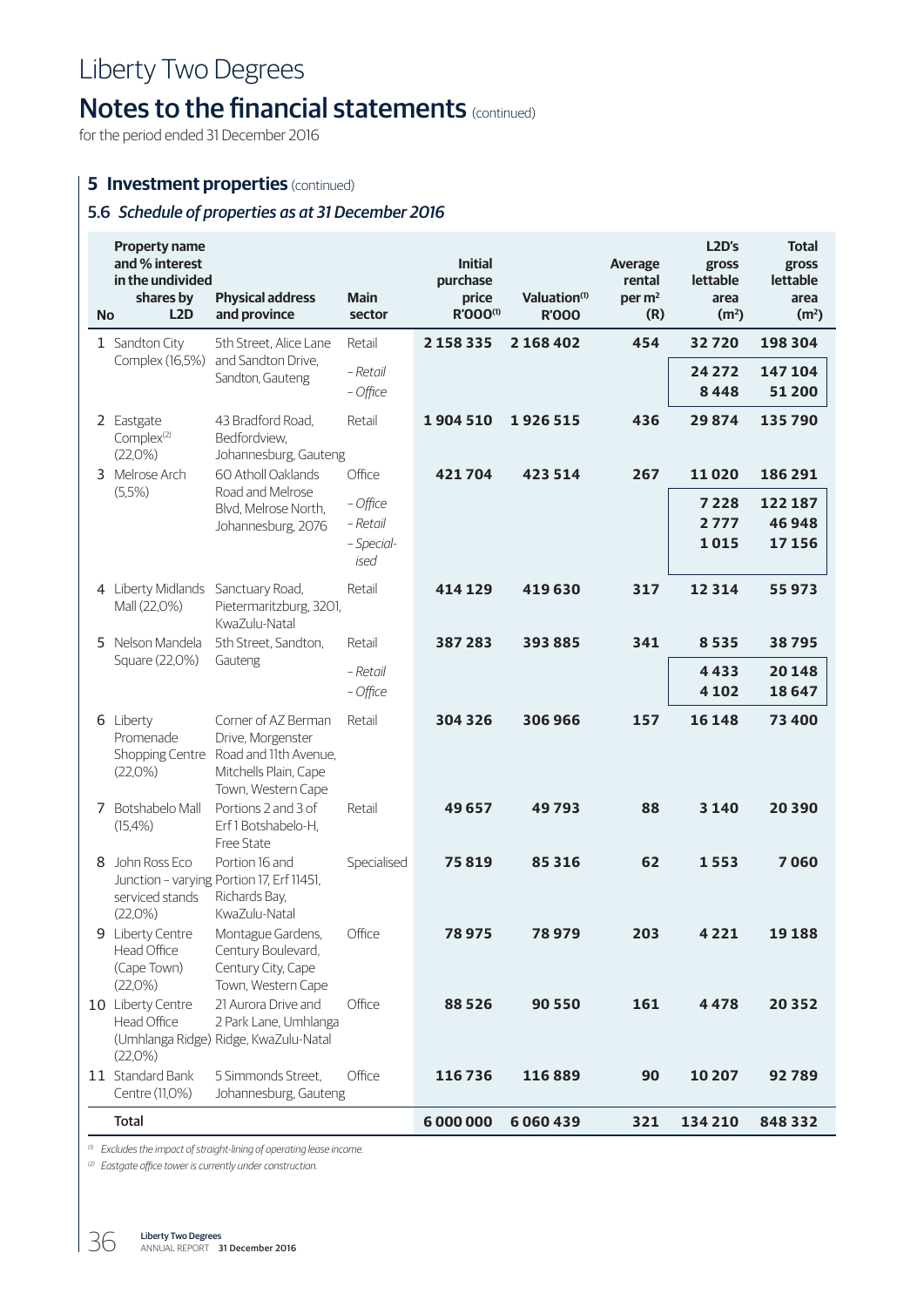# Liberty Two Degrees

## Notes to the financial statements (continued)

for the period ended 31 December 2016

### 5 Investment properties (continued)

#### 5.6 *Schedule of properties as at 31 December 2016*

| No | Property name and % interest in the undivided shares by L2D | Physical address and province | Main sector | Initial purchase price R'000[1] | Valuation[1] R'000 | Average rental per m² (R) | L2D's gross lettable area (m²) | Total gross lettable area (m²) |
|---|---|---|---|---|---|---|---|---|
| 1 | Sandton City Complex (16,5%) | 5th Street, Alice Lane and Sandton Drive, Sandton, Gauteng | Retail | **2 158 335** | **2 168 402** | **454** | **32 720** | **198 304** |
| | | | *– Retail* | | | | **24 272** | **147 104** |
| | | | *– Office* | | | | **8 448** | **51 200** |
| 2 | Eastgate Complex[2] (22,0%) | 43 Bradford Road, Bedfordview, Johannesburg, Gauteng | Retail | **1 904 510** | **1 926 515** | **436** | **29 874** | **135 790** |
| 3 | Melrose Arch (5,5%) | 60 Atholl Oaklands Road and Melrose Blvd, Melrose North, Johannesburg, 2076 | Office | **421 704** | **423 514** | **267** | **11 020** | **186 291** |
| | | | *– Office* | | | | **7 228** | **122 187** |
| | | | *– Retail* | | | | **2 777** | **46 948** |
| | | | *– Specialised* | | | | **1 015** | **17 156** |
| 4 | Liberty Midlands Mall (22,0%) | Sanctuary Road, Pietermaritzburg, 3201, KwaZulu-Natal | Retail | **414 129** | **419 630** | **317** | **12 314** | **55 973** |
| 5 | Nelson Mandela Square (22,0%) | 5th Street, Sandton, Gauteng | Retail | **387 283** | **393 885** | **341** | **8 535** | **38 795** |
| | | | *– Retail* | | | | **4 433** | **20 148** |
| | | | *– Office* | | | | **4 102** | **18 647** |
| 6 | Liberty Promenade Shopping Centre (22,0%) | Corner of AZ Berman Drive, Morgenster Road and 11th Avenue, Mitchells Plain, Cape Town, Western Cape | Retail | **304 326** | **306 966** | **157** | **16 148** | **73 400** |
| 7 | Botshabelo Mall (15,4%) | Portions 2 and 3 of Erf 1 Botshabelo-H, Free State | Retail | **49 657** | **49 793** | **88** | **3 140** | **20 390** |
| 8 | John Ross Eco Junction – varying serviced stands (22,0%) | Portion 16 and Portion 17, Erf 11451, Richards Bay, KwaZulu-Natal | Specialised | **75 819** | **85 316** | **62** | **1 553** | **7 060** |
| 9 | Liberty Centre Head Office (Cape Town) (22,0%) | Montague Gardens, Century Boulevard, Century City, Cape Town, Western Cape | Office | **78 975** | **78 979** | **203** | **4 221** | **19 188** |
| 10 | Liberty Centre Head Office (Umhlanga Ridge) (22,0%) | 21 Aurora Drive and 2 Park Lane, Umhlanga Ridge, KwaZulu-Natal | Office | **88 526** | **90 550** | **161** | **4 478** | **20 352** |
| 11 | Standard Bank Centre (11,0%) | 5 Simmonds Street, Johannesburg, Gauteng | Office | **116 736** | **116 889** | **90** | **10 207** | **92 789** |
| | **Total** | | | **6 000 000** | **6 060 439** | **321** | **134 210** | **848 332** |

[1] *Excludes the impact of straight-lining of operating lease income.*

[2] *Eastgate office tower is currently under construction.*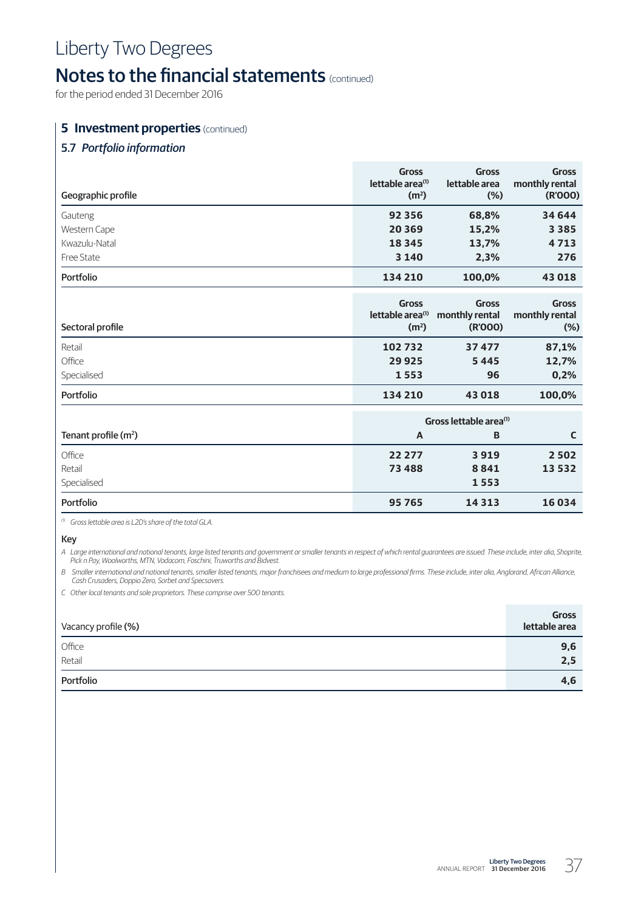# Liberty Two Degrees

## Notes to the financial statements (continued)

for the period ended 31 December 2016

### 5 Investment properties (continued)

#### 5.7 *Portfolio information*

| Geographic profile | Gross lettable area[(1)] (m²) | Gross lettable area (%) | Gross monthly rental (R'000) |
|---|---|---|---|
| Gauteng | **92 356** | **68,8%** | **34 644** |
| Western Cape | **20 369** | **15,2%** | **3 385** |
| Kwazulu-Natal | **18 345** | **13,7%** | **4 713** |
| Free State | **3 140** | **2,3%** | **276** |
| **Portfolio** | **134 210** | **100,0%** | **43 018** |

| Sectoral profile | Gross lettable area[(1)] (m²) | Gross monthly rental (R'000) | Gross monthly rental (%) |
|---|---|---|---|
| Retail | **102 732** | **37 477** | **87,1%** |
| Office | **29 925** | **5 445** | **12,7%** |
| Specialised | **1 553** | **96** | **0,2%** |
| **Portfolio** | **134 210** | **43 018** | **100,0%** |

| Tenant profile (m²) | Gross lettable area[(1)] | | |
|---|---|---|---|
| | A | B | C |
| Office | **22 277** | **3 919** | **2 502** |
| Retail | **73 488** | **8 841** | **13 532** |
| Specialised | | **1 553** | |
| **Portfolio** | **95 765** | **14 313** | **16 034** |

*(1) Gross lettable area is L2D's share of the total GLA.*

**Key**

*A Large international and national tenants, large listed tenants and government or smaller tenants in respect of which rental guarantees are issued. These include, inter alia, Shoprite, Pick n Pay, Woolworths, MTN, Vodacom, Foschini, Truworths and Bidvest.*

*B Smaller international and national tenants, smaller listed tenants, major franchisees and medium to large professional firms. These include, inter alia, Anglorand, African Alliance, Cash Crusaders, Doppio Zero, Sorbet and Specsavers.*

*C Other local tenants and sole proprietors. These comprise over 500 tenants.*

| Vacancy profile (%) | Gross lettable area |
|---|---|
| Office | **9,6** |
| Retail | **2,5** |
| **Portfolio** | **4,6** |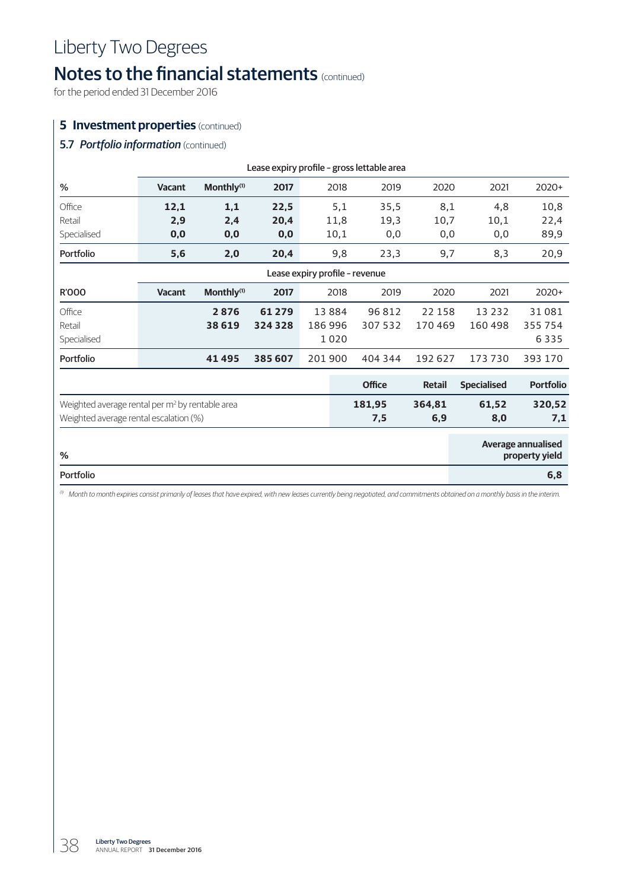# Liberty Two Degrees

## Notes to the financial statements (continued)

for the period ended 31 December 2016

### 5 Investment properties (continued)

#### 5.7 *Portfolio information* (continued)

| | Lease expiry profile – gross lettable area | | | | | | | |
|---|---|---|---|---|---|---|---|---|
| **%** | **Vacant** | **Monthly[1]** | **2017** | 2018 | 2019 | 2020 | 2021 | 2020+ |
| Office | **12,1** | **1,1** | **22,5** | 5,1 | 35,5 | 8,1 | 4,8 | 10,8 |
| Retail | **2,9** | **2,4** | **20,4** | 11,8 | 19,3 | 10,7 | 10,1 | 22,4 |
| Specialised | **0,0** | **0,0** | **0,0** | 10,1 | 0,0 | 0,0 | 0,0 | 89,9 |
| **Portfolio** | **5,6** | **2,0** | **20,4** | 9,8 | 23,3 | 9,7 | 8,3 | 20,9 |
| | **Lease expiry profile – revenue** | | | | | | | |
| **R'000** | **Vacant** | **Monthly[1]** | **2017** | 2018 | 2019 | 2020 | 2021 | 2020+ |
| Office | | **2 876** | **61 279** | 13 884 | 96 812 | 22 158 | 13 232 | 31 081 |
| Retail | | **38 619** | **324 328** | 186 996 | 307 532 | 170 469 | 160 498 | 355 754 |
| Specialised | | | | 1 020 | | | | 6 335 |
| **Portfolio** | | **41 495** | **385 607** | 201 900 | 404 344 | 192 627 | 173 730 | 393 170 |

| | Office | Retail | Specialised | Portfolio |
|---|---|---|---|---|
| Weighted average rental per $m^2$ by rentable area | **181,95** | **364,81** | **61,52** | **320,52** |
| Weighted average rental escalation (%) | **7,5** | **6,9** | **8,0** | **7,1** |

| % | Average annualised property yield |
|---|---|
| **Portfolio** | **6,8** |

[1] *Month to month expiries consist primarily of leases that have expired, with new leases currently being negotiated, and commitments obtained on a monthly basis in the interim.*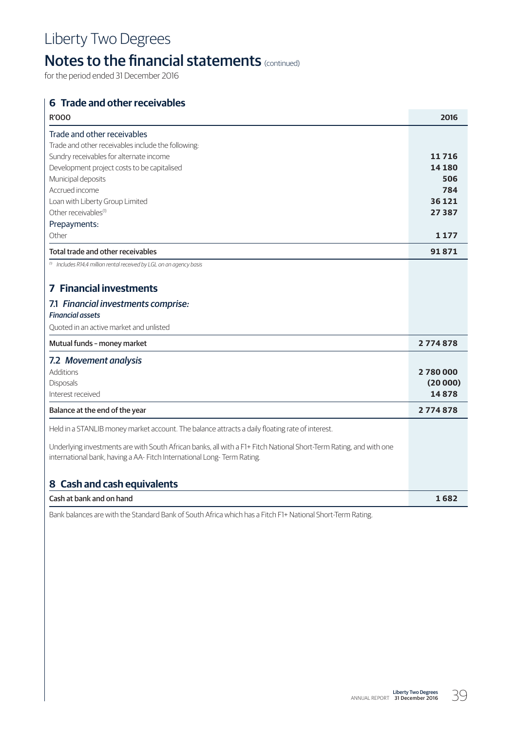# Liberty Two Degrees

## Notes to the financial statements (continued)

for the period ended 31 December 2016

### 6 Trade and other receivables

| R'000 | 2016 |
|---|---|
| **Trade and other receivables** | |
| Trade and other receivables include the following: | |
| Sundry receivables for alternate income | **11 716** |
| Development project costs to be capitalised | **14 180** |
| Municipal deposits | **506** |
| Accrued income | **784** |
| Loan with Liberty Group Limited | **36 121** |
| Other receivables[1] | **27 387** |
| **Prepayments:** | |
| Other | **1 177** |
| **Total trade and other receivables** | **91 871** |

[1] *Includes R14,4 million rental received by LGL on an agency basis*

### 7 Financial investments

#### 7.1 *Financial investments comprise:*

| ***Financial assets*** | |
|---|---|
| Quoted in an active market and unlisted | |
| **Mutual funds – money market** | **2 774 878** |

#### 7.2 *Movement analysis*

| | |
|---|---|
| Additions | **2 780 000** |
| Disposals | **(20 000)** |
| Interest received | **14 878** |
| **Balance at the end of the year** | **2 774 878** |

Held in a STANLIB money market account. The balance attracts a daily floating rate of interest.

Underlying investments are with South African banks, all with a F1+ Fitch National Short-Term Rating, and with one international bank, having a AA- Fitch International Long- Term Rating.

### 8 Cash and cash equivalents

| | |
|---|---|
| **Cash at bank and on hand** | **1 682** |

Bank balances are with the Standard Bank of South Africa which has a Fitch F1+ National Short-Term Rating.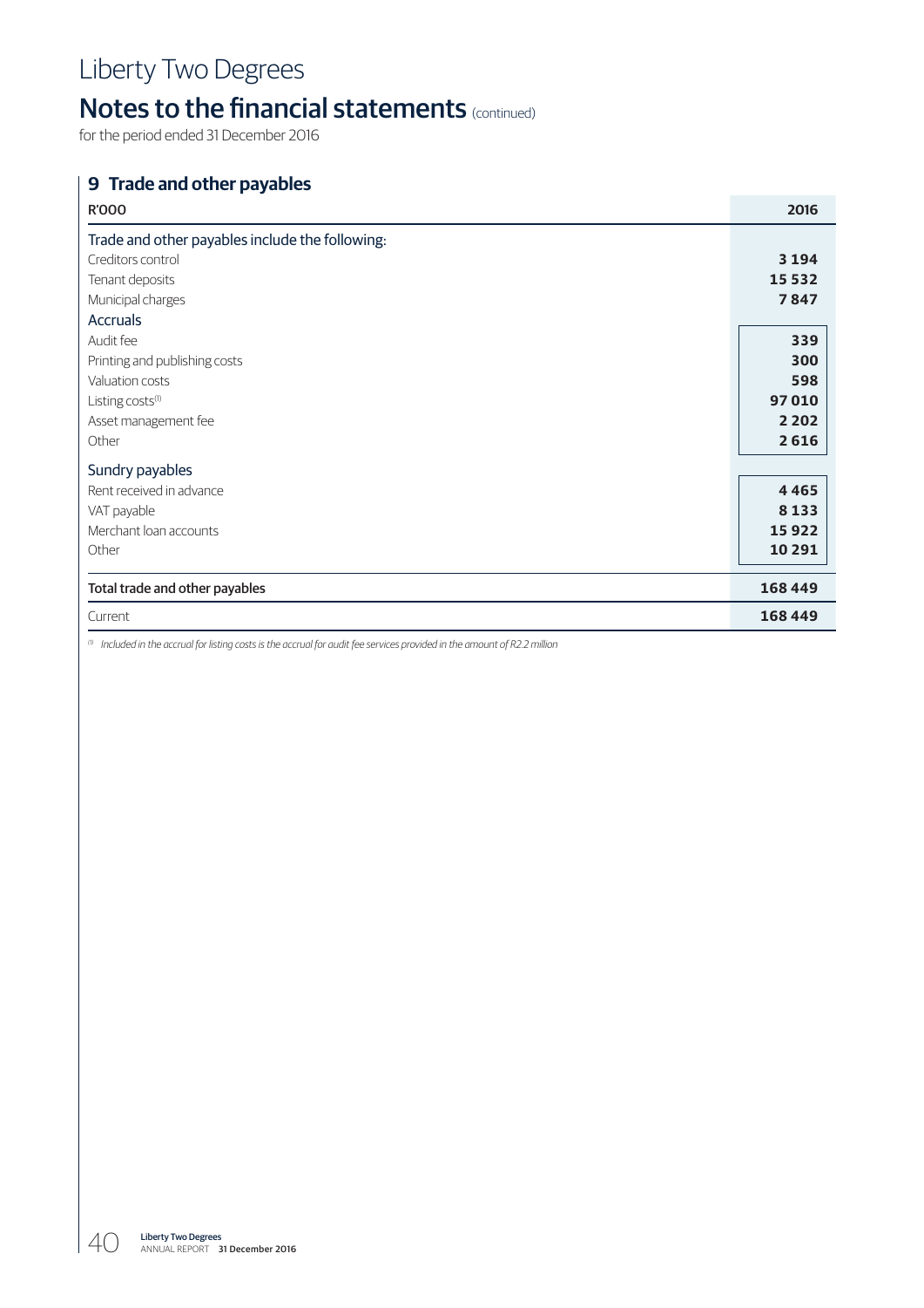# Liberty Two Degrees

## Notes to the financial statements (continued)

for the period ended 31 December 2016

### 9 Trade and other payables

| R'000 | 2016 |
|---|---|
| Trade and other payables include the following: | |
| Creditors control | **3 194** |
| Tenant deposits | **15 532** |
| Municipal charges | **7 847** |
| Accruals | |
| Audit fee | **339** |
| Printing and publishing costs | **300** |
| Valuation costs | **598** |
| Listing costs[1] | **97 010** |
| Asset management fee | **2 202** |
| Other | **2 616** |
| Sundry payables | |
| Rent received in advance | **4 465** |
| VAT payable | **8 133** |
| Merchant loan accounts | **15 922** |
| Other | **10 291** |
| Total trade and other payables | **168 449** |
| Current | **168 449** |

[1] *Included in the accrual for listing costs is the accrual for audit fee services provided in the amount of R2.2 million*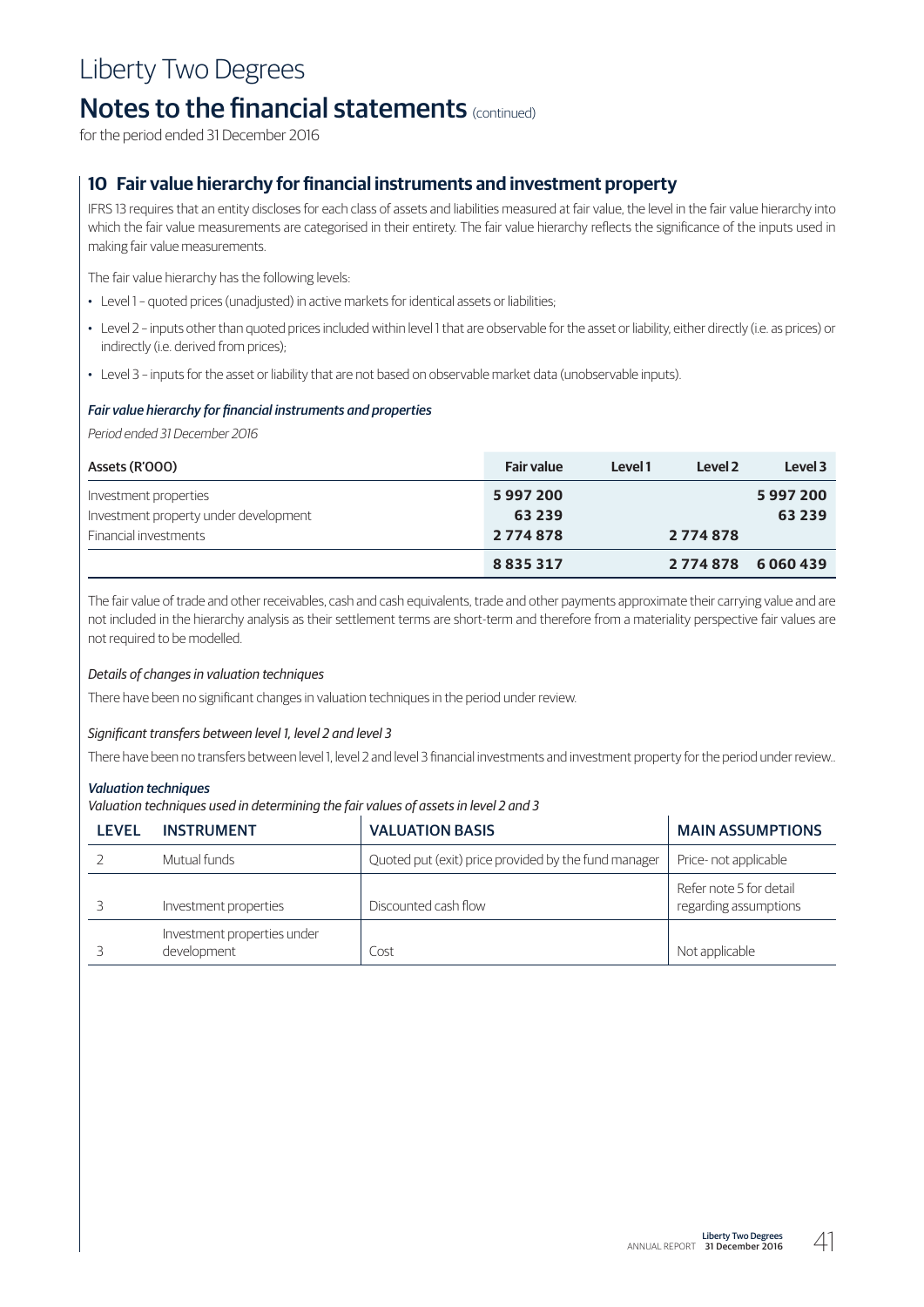# Liberty Two Degrees

## Notes to the financial statements (continued)

for the period ended 31 December 2016

### 10 Fair value hierarchy for financial instruments and investment property

IFRS 13 requires that an entity discloses for each class of assets and liabilities measured at fair value, the level in the fair value hierarchy into which the fair value measurements are categorised in their entirety. The fair value hierarchy reflects the significance of the inputs used in making fair value measurements.

The fair value hierarchy has the following levels:

- Level 1 – quoted prices (unadjusted) in active markets for identical assets or liabilities;
- Level 2 – inputs other than quoted prices included within level 1 that are observable for the asset or liability, either directly (i.e. as prices) or indirectly (i.e. derived from prices);
- Level 3 – inputs for the asset or liability that are not based on observable market data (unobservable inputs).

***Fair value hierarchy for financial instruments and properties***

*Period ended 31 December 2016*

| Assets (R'000) | Fair value | Level 1 | Level 2 | Level 3 |
|---|---|---|---|---|
| Investment properties | **5 997 200** | | | **5 997 200** |
| Investment property under development | **63 239** | | | **63 239** |
| Financial investments | **2 774 878** | | **2 774 878** | |
| | **8 835 317** | | **2 774 878** | **6 060 439** |

The fair value of trade and other receivables, cash and cash equivalents, trade and other payments approximate their carrying value and are not included in the hierarchy analysis as their settlement terms are short-term and therefore from a materiality perspective fair values are not required to be modelled.

*Details of changes in valuation techniques*

There have been no significant changes in valuation techniques in the period under review.

*Significant transfers between level 1, level 2 and level 3*

There have been no transfers between level 1, level 2 and level 3 financial investments and investment property for the period under review..

***Valuation techniques***

*Valuation techniques used in determining the fair values of assets in level 2 and 3*

| LEVEL | INSTRUMENT | VALUATION BASIS | MAIN ASSUMPTIONS |
|---|---|---|---|
| 2 | Mutual funds | Quoted put (exit) price provided by the fund manager | Price- not applicable |
| 3 | Investment properties | Discounted cash flow | Refer note 5 for detail regarding assumptions |
| 3 | Investment properties under development | Cost | Not applicable |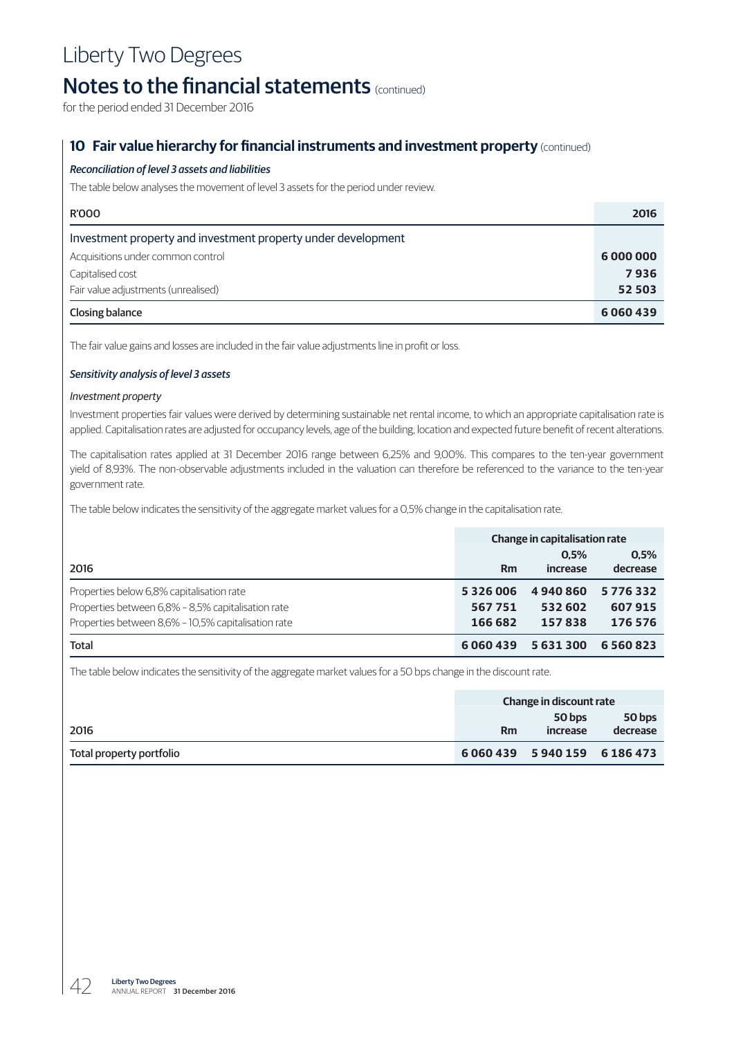# Liberty Two Degrees

## Notes to the financial statements (continued)

for the period ended 31 December 2016

### 10 Fair value hierarchy for financial instruments and investment property (continued)

***Reconciliation of level 3 assets and liabilities***

The table below analyses the movement of level 3 assets for the period under review.

| R'000 | 2016 |
|---|---|
| **Investment property and investment property under development** | |
| Acquisitions under common control | **6 000 000** |
| Capitalised cost | **7 936** |
| Fair value adjustments (unrealised) | **52 503** |
| **Closing balance** | **6 060 439** |

The fair value gains and losses are included in the fair value adjustments line in profit or loss.

***Sensitivity analysis of level 3 assets***

*Investment property*

Investment properties fair values were derived by determining sustainable net rental income, to which an appropriate capitalisation rate is applied. Capitalisation rates are adjusted for occupancy levels, age of the building, location and expected future benefit of recent alterations.

The capitalisation rates applied at 31 December 2016 range between 6,25% and 9,00%. This compares to the ten-year government yield of 8,93%. The non-observable adjustments included in the valuation can therefore be referenced to the variance to the ten-year government rate.

The table below indicates the sensitivity of the aggregate market values for a 0,5% change in the capitalisation rate.

| | Change in capitalisation rate | | |
|---|---|---|---|
| **2016** | **Rm** | **0,5% increase** | **0,5% decrease** |
| Properties below 6,8% capitalisation rate | **5 326 006** | **4 940 860** | **5 776 332** |
| Properties between 6,8% – 8,5% capitalisation rate | **567 751** | **532 602** | **607 915** |
| Properties between 8,6% – 10,5% capitalisation rate | **166 682** | **157 838** | **176 576** |
| **Total** | **6 060 439** | **5 631 300** | **6 560 823** |

The table below indicates the sensitivity of the aggregate market values for a 50 bps change in the discount rate.

| | Change in discount rate | | |
|---|---|---|---|
| **2016** | **Rm** | **50 bps increase** | **50 bps decrease** |
| **Total property portfolio** | **6 060 439** | **5 940 159** | **6 186 473** |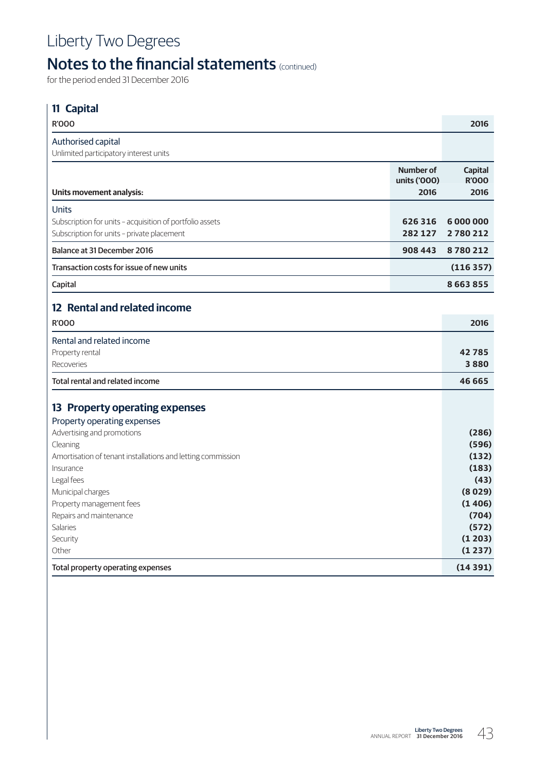# Liberty Two Degrees

## Notes to the financial statements (continued)

for the period ended 31 December 2016

### 11 Capital

| R'000 | 2016 |
|---|---|
| **Authorised capital** | |
| Unlimited participatory interest units | |

| Units movement analysis: | Number of units ('000) 2016 | Capital R'000 2016 |
|---|---|---|
| **Units** | | |
| Subscription for units – acquisition of portfolio assets | **626 316** | **6 000 000** |
| Subscription for units – private placement | **282 127** | **2 780 212** |
| **Balance at 31 December 2016** | **908 443** | **8 780 212** |
| **Transaction costs for issue of new units** | | **(116 357)** |
| **Capital** | | **8 663 855** |

### 12 Rental and related income

| R'000 | 2016 |
|---|---|
| **Rental and related income** | |
| Property rental | **42 785** |
| Recoveries | **3 880** |
| **Total rental and related income** | **46 665** |

### 13 Property operating expenses

| Property operating expenses | |
|---|---|
| Advertising and promotions | **(286)** |
| Cleaning | **(596)** |
| Amortisation of tenant installations and letting commission | **(132)** |
| Insurance | **(183)** |
| Legal fees | **(43)** |
| Municipal charges | **(8 029)** |
| Property management fees | **(1 406)** |
| Repairs and maintenance | **(704)** |
| Salaries | **(572)** |
| Security | **(1 203)** |
| Other | **(1 237)** |
| **Total property operating expenses** | **(14 391)** |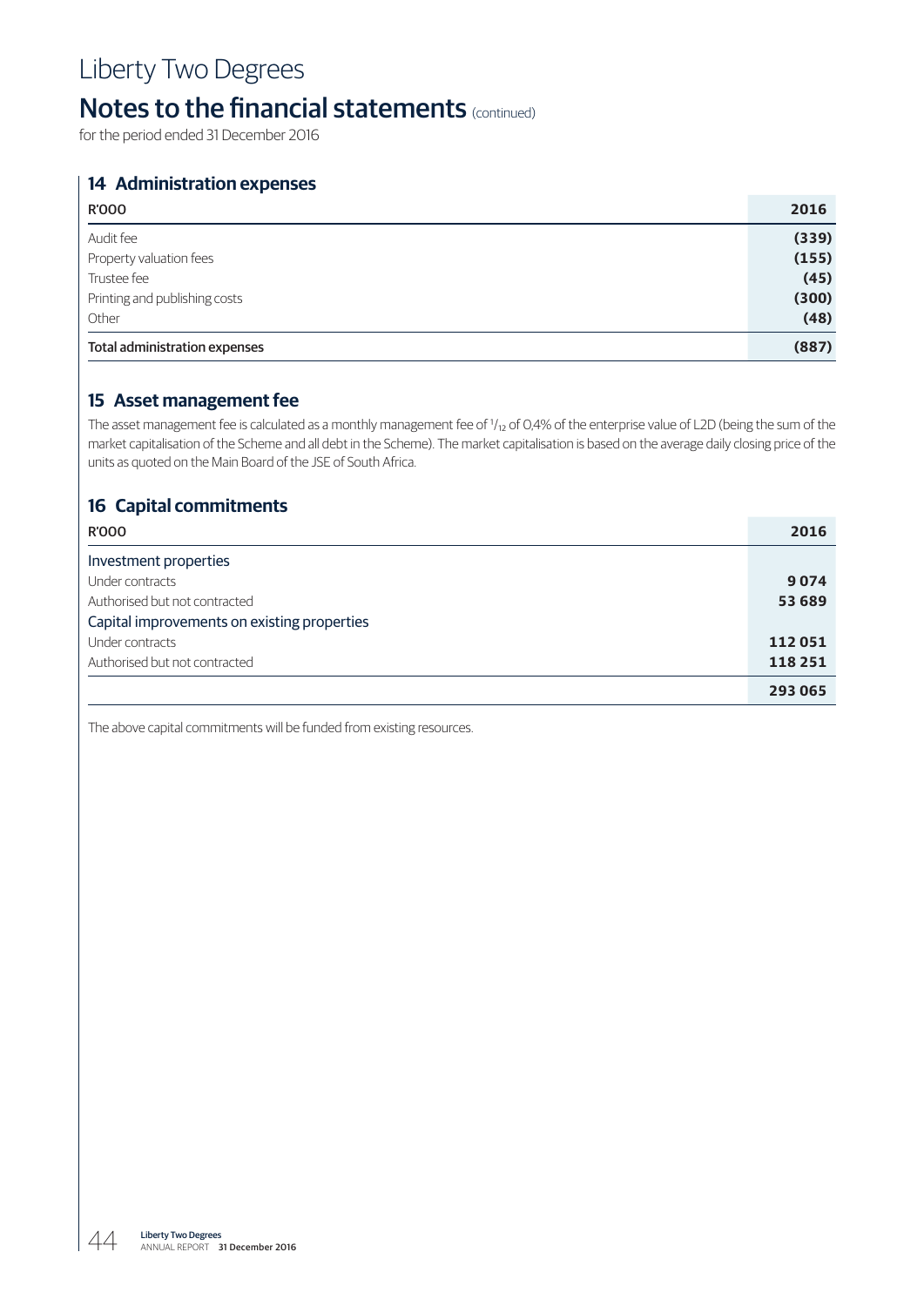# Liberty Two Degrees

## Notes to the financial statements (continued)

for the period ended 31 December 2016

### 14 Administration expenses

| R'000 | 2016 |
|---|---|
| Audit fee | **(339)** |
| Property valuation fees | **(155)** |
| Trustee fee | **(45)** |
| Printing and publishing costs | **(300)** |
| Other | **(48)** |
| **Total administration expenses** | **(887)** |

### 15 Asset management fee

The asset management fee is calculated as a monthly management fee of $^1/_{12}$ of 0,4% of the enterprise value of L2D (being the sum of the market capitalisation of the Scheme and all debt in the Scheme). The market capitalisation is based on the average daily closing price of the units as quoted on the Main Board of the JSE of South Africa.

### 16 Capital commitments

| R'000 | 2016 |
|---|---|
| Investment properties | |
| Under contracts | **9 074** |
| Authorised but not contracted | **53 689** |
| Capital improvements on existing properties | |
| Under contracts | **112 051** |
| Authorised but not contracted | **118 251** |
| | **293 065** |

The above capital commitments will be funded from existing resources.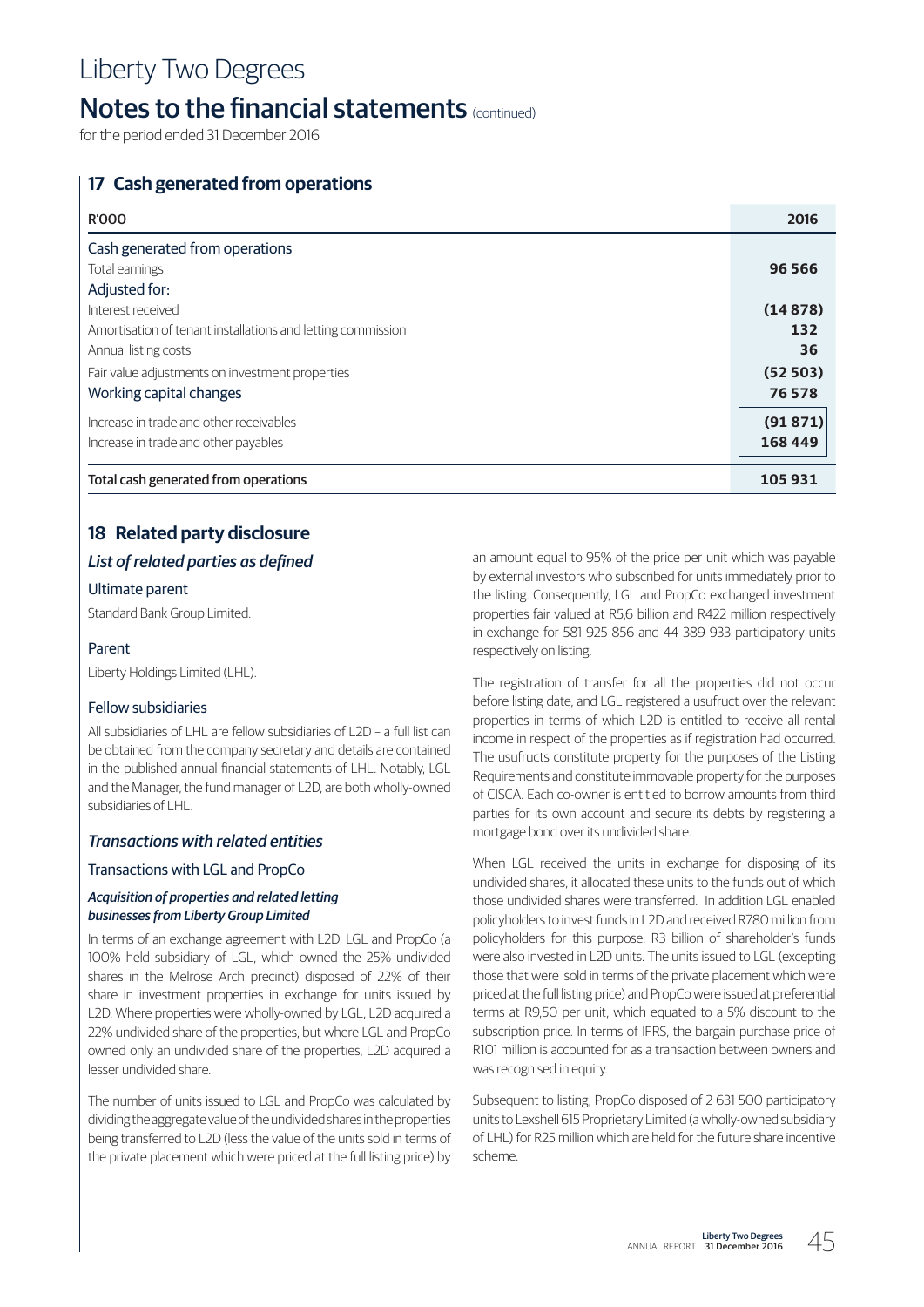# Liberty Two Degrees

## Notes to the financial statements (continued)

for the period ended 31 December 2016

### 17 Cash generated from operations

| R'000 | 2016 |
|---|---|
| Cash generated from operations | |
| Total earnings | **96 566** |
| Adjusted for: | |
| Interest received | **(14 878)** |
| Amortisation of tenant installations and letting commission | **132** |
| Annual listing costs | **36** |
| Fair value adjustments on investment properties | **(52 503)** |
| Working capital changes | **76 578** |
| Increase in trade and other receivables | **(91 871)** |
| Increase in trade and other payables | **168 449** |
| Total cash generated from operations | **105 931** |

### 18 Related party disclosure

#### *List of related parties as defined*

**Ultimate parent**

Standard Bank Group Limited.

**Parent**

Liberty Holdings Limited (LHL).

**Fellow subsidiaries**

All subsidiaries of LHL are fellow subsidiaries of L2D – a full list can be obtained from the company secretary and details are contained in the published annual financial statements of LHL. Notably, LGL and the Manager, the fund manager of L2D, are both wholly-owned subsidiaries of LHL.

#### *Transactions with related entities*

**Transactions with LGL and PropCo**

***Acquisition of properties and related letting businesses from Liberty Group Limited***

In terms of an exchange agreement with L2D, LGL and PropCo (a 100% held subsidiary of LGL, which owned the 25% undivided shares in the Melrose Arch precinct) disposed of 22% of their share in investment properties in exchange for units issued by L2D. Where properties were wholly-owned by LGL, L2D acquired a 22% undivided share of the properties, but where LGL and PropCo owned only an undivided share of the properties, L2D acquired a lesser undivided share.

The number of units issued to LGL and PropCo was calculated by dividing the aggregate value of the undivided shares in the properties being transferred to L2D (less the value of the units sold in terms of the private placement which were priced at the full listing price) by an amount equal to 95% of the price per unit which was payable by external investors who subscribed for units immediately prior to the listing. Consequently, LGL and PropCo exchanged investment properties fair valued at R5,6 billion and R422 million respectively in exchange for 581 925 856 and 44 389 933 participatory units respectively on listing.

The registration of transfer for all the properties did not occur before listing date, and LGL registered a usufruct over the relevant properties in terms of which L2D is entitled to receive all rental income in respect of the properties as if registration had occurred. The usufructs constitute property for the purposes of the Listing Requirements and constitute immovable property for the purposes of CISCA. Each co-owner is entitled to borrow amounts from third parties for its own account and secure its debts by registering a mortgage bond over its undivided share.

When LGL received the units in exchange for disposing of its undivided shares, it allocated these units to the funds out of which those undivided shares were transferred. In addition LGL enabled policyholders to invest funds in L2D and received R780 million from policyholders for this purpose. R3 billion of shareholder's funds were also invested in L2D units. The units issued to LGL (excepting those that were sold in terms of the private placement which were priced at the full listing price) and PropCo were issued at preferential terms at R9,50 per unit, which equated to a 5% discount to the subscription price. In terms of IFRS, the bargain purchase price of R101 million is accounted for as a transaction between owners and was recognised in equity.

Subsequent to listing, PropCo disposed of 2 631 500 participatory units to Lexshell 615 Proprietary Limited (a wholly-owned subsidiary of LHL) for R25 million which are held for the future share incentive scheme.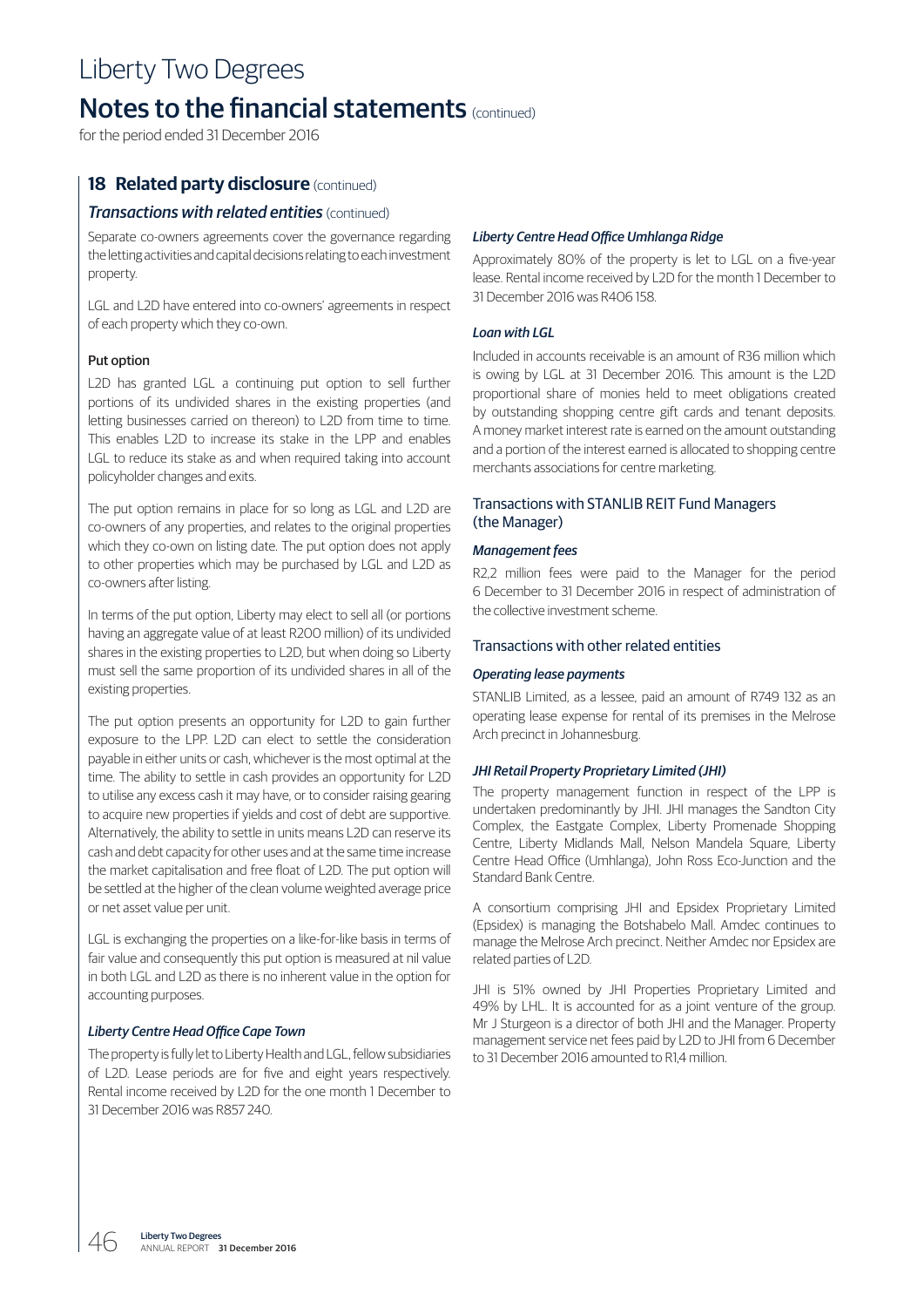## 18 Related party disclosure (continued)

### *Transactions with related entities* (continued)

Separate co-owners agreements cover the governance regarding the letting activities and capital decisions relating to each investment property.

LGL and L2D have entered into co-owners' agreements in respect of each property which they co-own.

#### Put option

L2D has granted LGL a continuing put option to sell further portions of its undivided shares in the existing properties (and letting businesses carried on thereon) to L2D from time to time. This enables L2D to increase its stake in the LPP and enables LGL to reduce its stake as and when required taking into account policyholder changes and exits.

The put option remains in place for so long as LGL and L2D are co-owners of any properties, and relates to the original properties which they co-own on listing date. The put option does not apply to other properties which may be purchased by LGL and L2D as co-owners after listing.

In terms of the put option, Liberty may elect to sell all (or portions having an aggregate value of at least R200 million) of its undivided shares in the existing properties to L2D, but when doing so Liberty must sell the same proportion of its undivided shares in all of the existing properties.

The put option presents an opportunity for L2D to gain further exposure to the LPP. L2D can elect to settle the consideration payable in either units or cash, whichever is the most optimal at the time. The ability to settle in cash provides an opportunity for L2D to utilise any excess cash it may have, or to consider raising gearing to acquire new properties if yields and cost of debt are supportive. Alternatively, the ability to settle in units means L2D can reserve its cash and debt capacity for other uses and at the same time increase the market capitalisation and free float of L2D. The put option will be settled at the higher of the clean volume weighted average price or net asset value per unit.

LGL is exchanging the properties on a like-for-like basis in terms of fair value and consequently this put option is measured at nil value in both LGL and L2D as there is no inherent value in the option for accounting purposes.

#### *Liberty Centre Head Office Cape Town*

The property is fully let to Liberty Health and LGL, fellow subsidiaries of L2D. Lease periods are for five and eight years respectively. Rental income received by L2D for the one month 1 December to 31 December 2016 was R857 240.

#### *Liberty Centre Head Office Umhlanga Ridge*

Approximately 80% of the property is let to LGL on a five-year lease. Rental income received by L2D for the month 1 December to 31 December 2016 was R406 158.

#### *Loan with LGL*

Included in accounts receivable is an amount of R36 million which is owing by LGL at 31 December 2016. This amount is the L2D proportional share of monies held to meet obligations created by outstanding shopping centre gift cards and tenant deposits. A money market interest rate is earned on the amount outstanding and a portion of the interest earned is allocated to shopping centre merchants associations for centre marketing.

### Transactions with STANLIB REIT Fund Managers (the Manager)

#### *Management fees*

R2,2 million fees were paid to the Manager for the period 6 December to 31 December 2016 in respect of administration of the collective investment scheme.

### Transactions with other related entities

#### *Operating lease payments*

STANLIB Limited, as a lessee, paid an amount of R749 132 as an operating lease expense for rental of its premises in the Melrose Arch precinct in Johannesburg.

#### *JHI Retail Property Proprietary Limited (JHI)*

The property management function in respect of the LPP is undertaken predominantly by JHI. JHI manages the Sandton City Complex, the Eastgate Complex, Liberty Promenade Shopping Centre, Liberty Midlands Mall, Nelson Mandela Square, Liberty Centre Head Office (Umhlanga), John Ross Eco-Junction and the Standard Bank Centre.

A consortium comprising JHI and Epsidex Proprietary Limited (Epsidex) is managing the Botshabelo Mall. Amdec continues to manage the Melrose Arch precinct. Neither Amdec nor Epsidex are related parties of L2D.

JHI is 51% owned by JHI Properties Proprietary Limited and 49% by LHL. It is accounted for as a joint venture of the group. Mr J Sturgeon is a director of both JHI and the Manager. Property management service net fees paid by L2D to JHI from 6 December to 31 December 2016 amounted to R1,4 million.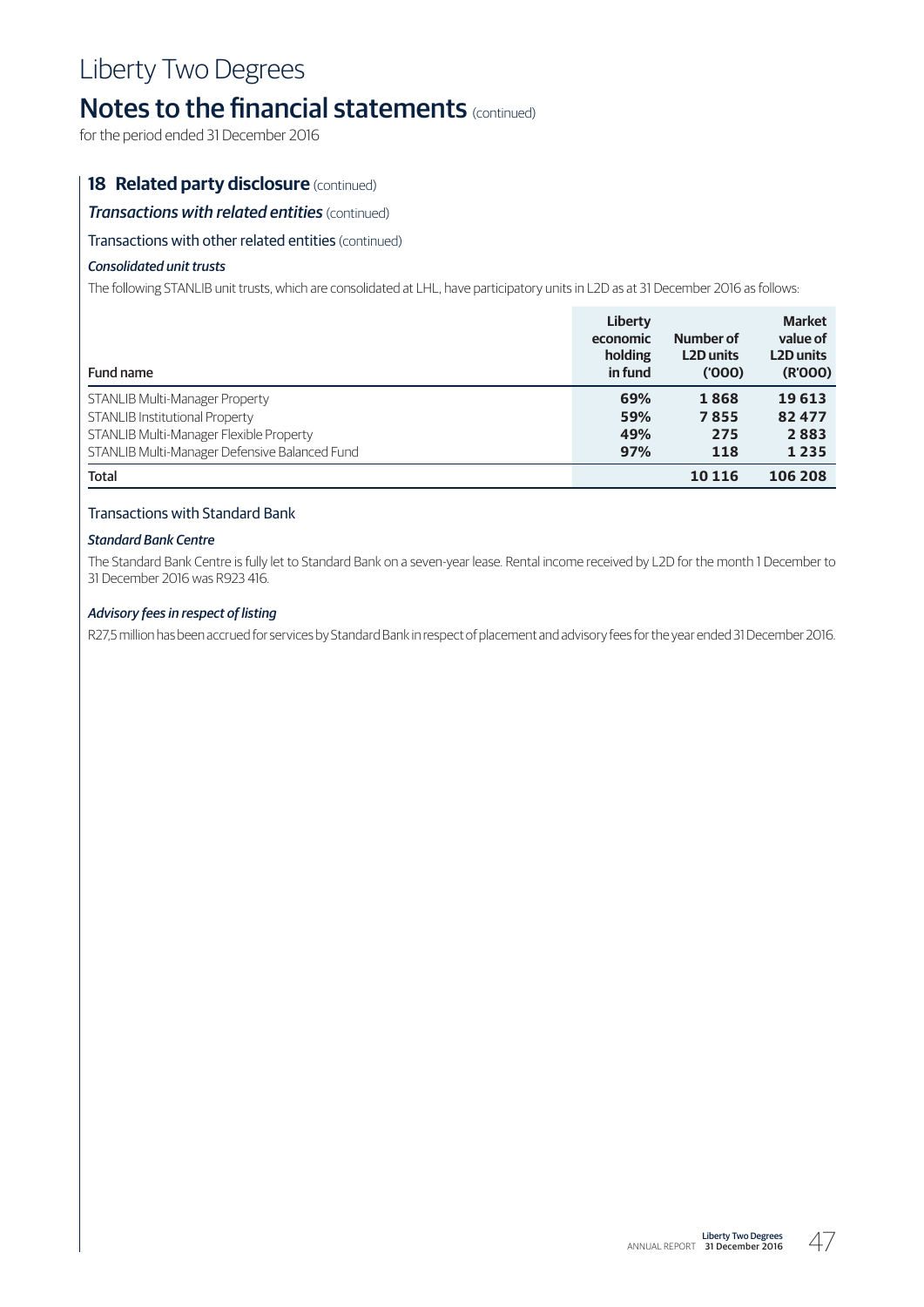# Liberty Two Degrees

## Notes to the financial statements (continued)

for the period ended 31 December 2016

### 18 Related party disclosure (continued)

***Transactions with related entities*** (continued)

Transactions with other related entities (continued)

***Consolidated unit trusts***

The following STANLIB unit trusts, which are consolidated at LHL, have participatory units in L2D as at 31 December 2016 as follows:

| Fund name | Liberty economic holding in fund | Number of L2D units ('000) | Market value of L2D units (R'000) |
|---|---|---|---|
| STANLIB Multi-Manager Property | 69% | 1 868 | 19 613 |
| STANLIB Institutional Property | 59% | 7 855 | 82 477 |
| STANLIB Multi-Manager Flexible Property | 49% | 275 | 2 883 |
| STANLIB Multi-Manager Defensive Balanced Fund | 97% | 118 | 1 235 |
| **Total** | | **10 116** | **106 208** |

Transactions with Standard Bank

***Standard Bank Centre***

The Standard Bank Centre is fully let to Standard Bank on a seven-year lease. Rental income received by L2D for the month 1 December to 31 December 2016 was R923 416.

***Advisory fees in respect of listing***

R27,5 million has been accrued for services by Standard Bank in respect of placement and advisory fees for the year ended 31 December 2016.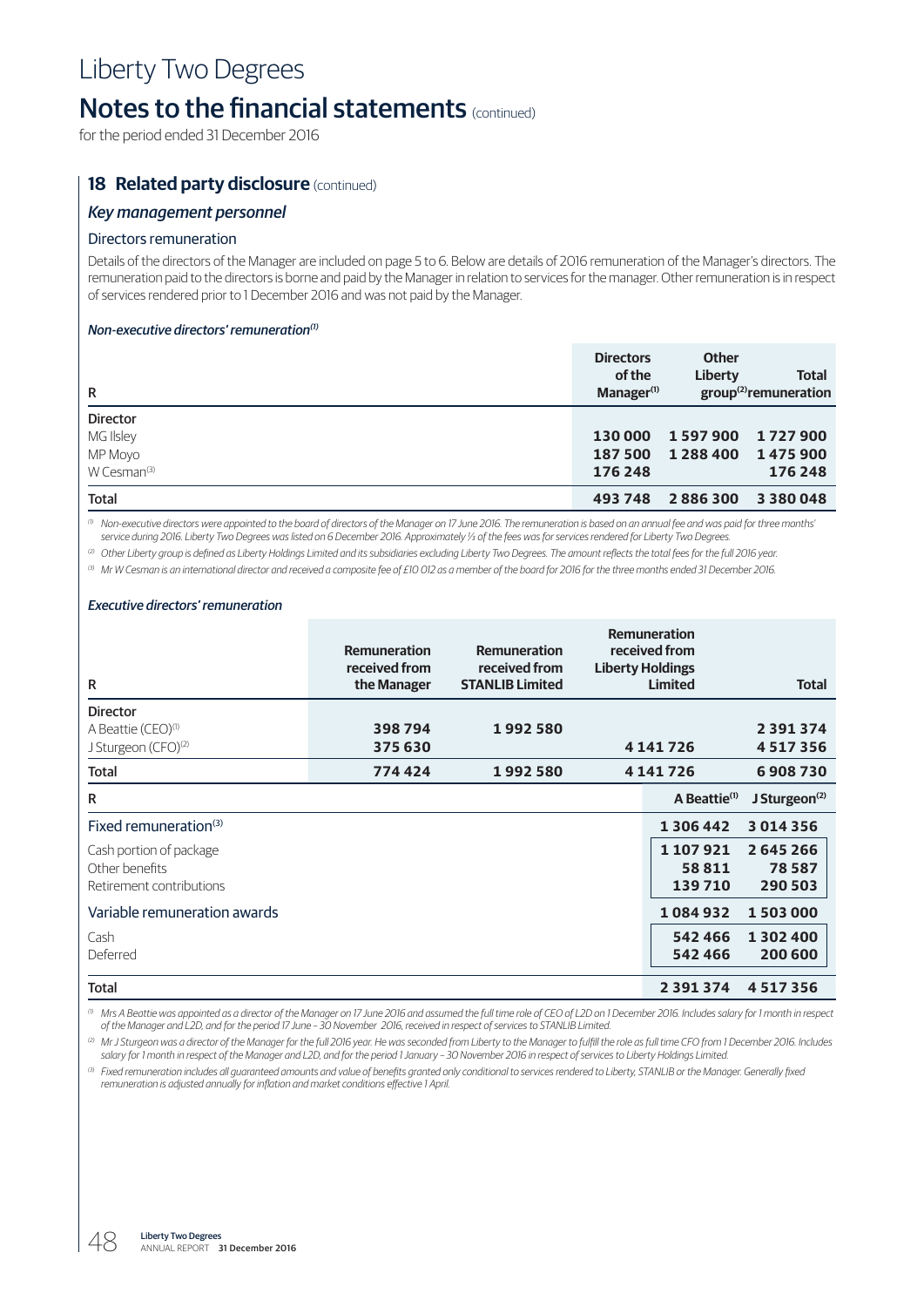# Liberty Two Degrees

## Notes to the financial statements (continued)

for the period ended 31 December 2016

### 18 Related party disclosure (continued)

#### *Key management personnel*

##### Directors remuneration

Details of the directors of the Manager are included on page 5 to 6. Below are details of 2016 remuneration of the Manager's directors. The remuneration paid to the directors is borne and paid by the Manager in relation to services for the manager. Other remuneration is in respect of services rendered prior to 1 December 2016 and was not paid by the Manager.

***Non-executive directors' remuneration[1]***

| R | Directors of the Manager[1] | Other Liberty group[2] | Total remuneration |
|---|---|---|---|
| **Director** | | | |
| MG Ilsley | **130 000** | **1 597 900** | **1 727 900** |
| MP Moyo | **187 500** | **1 288 400** | **1 475 900** |
| W Cesman[3] | **176 248** | | **176 248** |
| **Total** | **493 748** | **2 886 300** | **3 380 048** |

[1] *Non-executive directors were appointed to the board of directors of the Manager on 17 June 2016. The remuneration is based on an annual fee and was paid for three months' service during 2016. Liberty Two Degrees was listed on 6 December 2016. Approximately ⅓ of the fees was for services rendered for Liberty Two Degrees.*

[2] *Other Liberty group is defined as Liberty Holdings Limited and its subsidiaries excluding Liberty Two Degrees. The amount reflects the total fees for the full 2016 year.*

[3] *Mr W Cesman is an international director and received a composite fee of £10 012 as a member of the board for 2016 for the three months ended 31 December 2016.*

***Executive directors' remuneration***

| R | Remuneration received from the Manager | Remuneration received from STANLIB Limited | Remuneration received from Liberty Holdings Limited | Total |
|---|---|---|---|---|
| **Director** | | | | |
| A Beattie (CEO)[1] | **398 794** | **1 992 580** | | **2 391 374** |
| J Sturgeon (CFO)[2] | **375 630** | | **4 141 726** | **4 517 356** |
| **Total** | **774 424** | **1 992 580** | **4 141 726** | **6 908 730** |

| R | A Beattie[1] | J Sturgeon[2] |
|---|---|---|
| Fixed remuneration[3] | **1 306 442** | **3 014 356** |
| Cash portion of package | **1 107 921** | **2 645 266** |
| Other benefits | **58 811** | **78 587** |
| Retirement contributions | **139 710** | **290 503** |
| Variable remuneration awards | **1 084 932** | **1 503 000** |
| Cash | **542 466** | **1 302 400** |
| Deferred | **542 466** | **200 600** |
| **Total** | **2 391 374** | **4 517 356** |

[1] *Mrs A Beattie was appointed as a director of the Manager on 17 June 2016 and assumed the full time role of CEO of L2D on 1 December 2016. Includes salary for 1 month in respect of the Manager and L2D, and for the period 17 June – 30 November 2016, received in respect of services to STANLIB Limited.*

[2] *Mr J Sturgeon was a director of the Manager for the full 2016 year. He was seconded from Liberty to the Manager to fulfill the role as full time CFO from 1 December 2016. Includes salary for 1 month in respect of the Manager and L2D, and for the period 1 January – 30 November 2016 in respect of services to Liberty Holdings Limited.*

[3] *Fixed remuneration includes all guaranteed amounts and value of benefits granted only conditional to services rendered to Liberty, STANLIB or the Manager. Generally fixed remuneration is adjusted annually for inflation and market conditions effective 1 April.*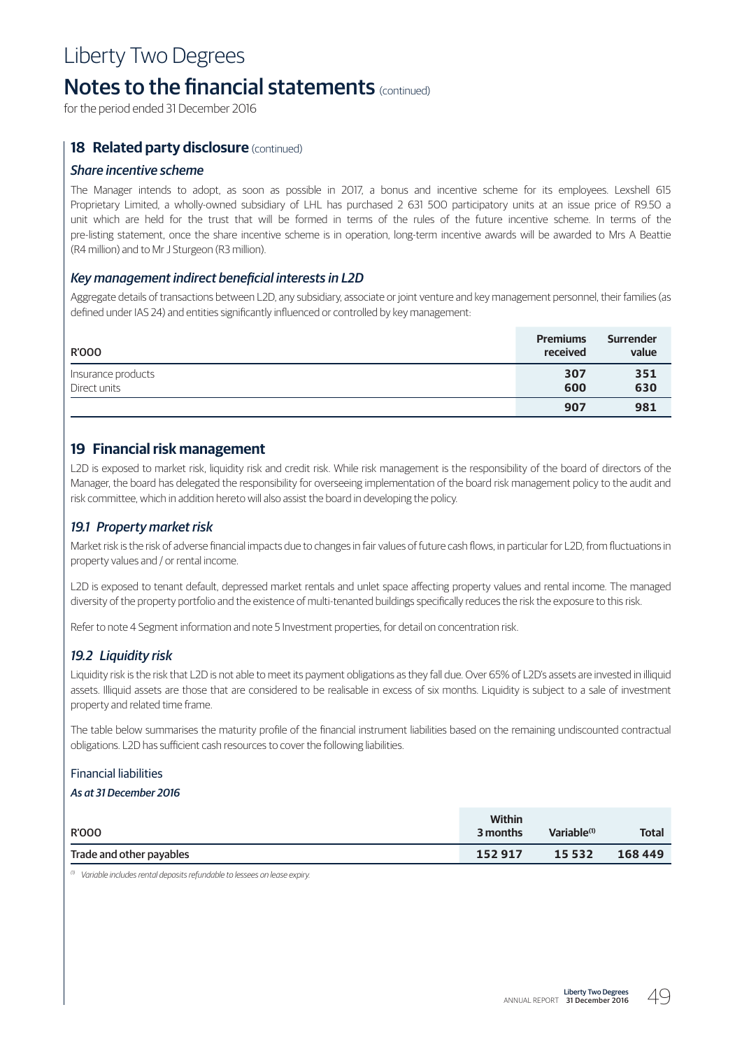# Liberty Two Degrees

## Notes to the financial statements (continued)

for the period ended 31 December 2016

### 18 Related party disclosure (continued)

#### *Share incentive scheme*

The Manager intends to adopt, as soon as possible in 2017, a bonus and incentive scheme for its employees. Lexshell 615 Proprietary Limited, a wholly-owned subsidiary of LHL has purchased 2 631 500 participatory units at an issue price of R9.50 a unit which are held for the trust that will be formed in terms of the rules of the future incentive scheme. In terms of the pre-listing statement, once the share incentive scheme is in operation, long-term incentive awards will be awarded to Mrs A Beattie (R4 million) and to Mr J Sturgeon (R3 million).

#### *Key management indirect beneficial interests in L2D*

Aggregate details of transactions between L2D, any subsidiary, associate or joint venture and key management personnel, their families (as defined under IAS 24) and entities significantly influenced or controlled by key management:

| R'000 | Premiums received | Surrender value |
|---|---|---|
| Insurance products | **307** | **351** |
| Direct units | **600** | **630** |
| | **907** | **981** |

### 19 Financial risk management

L2D is exposed to market risk, liquidity risk and credit risk. While risk management is the responsibility of the board of directors of the Manager, the board has delegated the responsibility for overseeing implementation of the board risk management policy to the audit and risk committee, which in addition hereto will also assist the board in developing the policy.

#### *19.1 Property market risk*

Market risk is the risk of adverse financial impacts due to changes in fair values of future cash flows, in particular for L2D, from fluctuations in property values and / or rental income.

L2D is exposed to tenant default, depressed market rentals and unlet space affecting property values and rental income. The managed diversity of the property portfolio and the existence of multi-tenanted buildings specifically reduces the risk the exposure to this risk.

Refer to note 4 Segment information and note 5 Investment properties, for detail on concentration risk.

#### *19.2 Liquidity risk*

Liquidity risk is the risk that L2D is not able to meet its payment obligations as they fall due. Over 65% of L2D's assets are invested in illiquid assets. Illiquid assets are those that are considered to be realisable in excess of six months. Liquidity is subject to a sale of investment property and related time frame.

The table below summarises the maturity profile of the financial instrument liabilities based on the remaining undiscounted contractual obligations. L2D has sufficient cash resources to cover the following liabilities.

Financial liabilities

***As at 31 December 2016***

| R'000 | Within 3 months | Variable[1] | Total |
|---|---|---|---|
| Trade and other payables | **152 917** | **15 532** | **168 449** |

[1] *Variable includes rental deposits refundable to lessees on lease expiry.*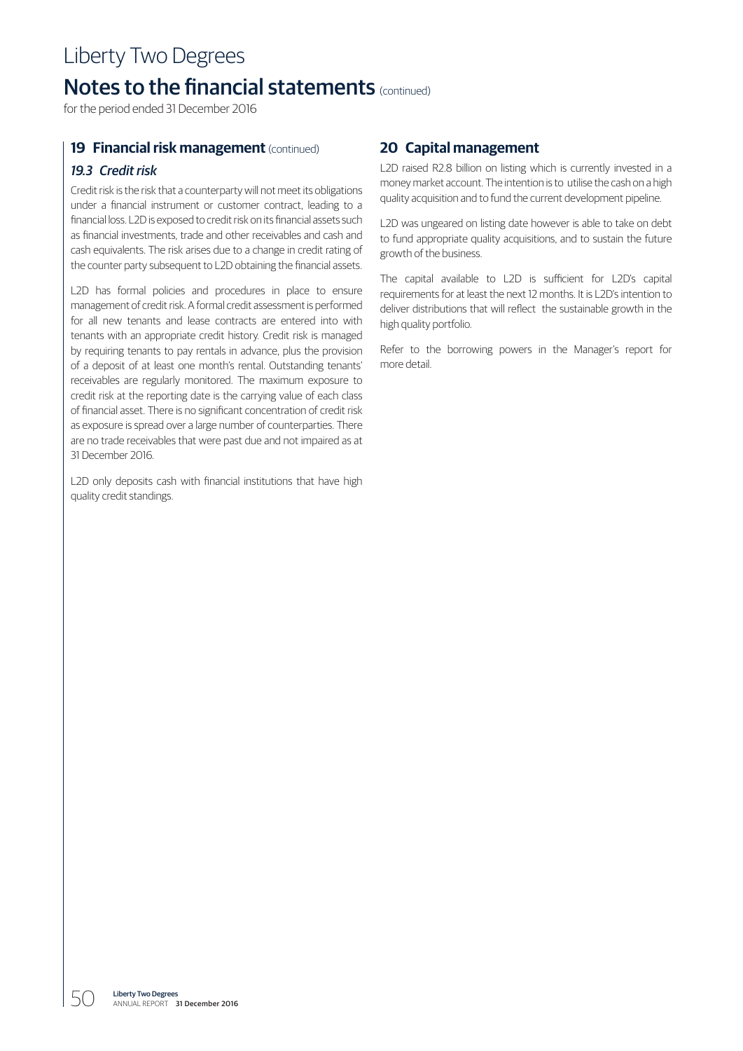# Notes to the financial statements (continued)

for the period ended 31 December 2016

## 19 Financial risk management (continued)

### *19.3 Credit risk*

Credit risk is the risk that a counterparty will not meet its obligations under a financial instrument or customer contract, leading to a financial loss. L2D is exposed to credit risk on its financial assets such as financial investments, trade and other receivables and cash and cash equivalents. The risk arises due to a change in credit rating of the counter party subsequent to L2D obtaining the financial assets.

L2D has formal policies and procedures in place to ensure management of credit risk. A formal credit assessment is performed for all new tenants and lease contracts are entered into with tenants with an appropriate credit history. Credit risk is managed by requiring tenants to pay rentals in advance, plus the provision of a deposit of at least one month's rental. Outstanding tenants' receivables are regularly monitored. The maximum exposure to credit risk at the reporting date is the carrying value of each class of financial asset. There is no significant concentration of credit risk as exposure is spread over a large number of counterparties. There are no trade receivables that were past due and not impaired as at 31 December 2016.

L2D only deposits cash with financial institutions that have high quality credit standings.

## 20 Capital management

L2D raised R2.8 billion on listing which is currently invested in a money market account. The intention is to utilise the cash on a high quality acquisition and to fund the current development pipeline.

L2D was ungeared on listing date however is able to take on debt to fund appropriate quality acquisitions, and to sustain the future growth of the business.

The capital available to L2D is sufficient for L2D's capital requirements for at least the next 12 months. It is L2D's intention to deliver distributions that will reflect the sustainable growth in the high quality portfolio.

Refer to the borrowing powers in the Manager's report for more detail.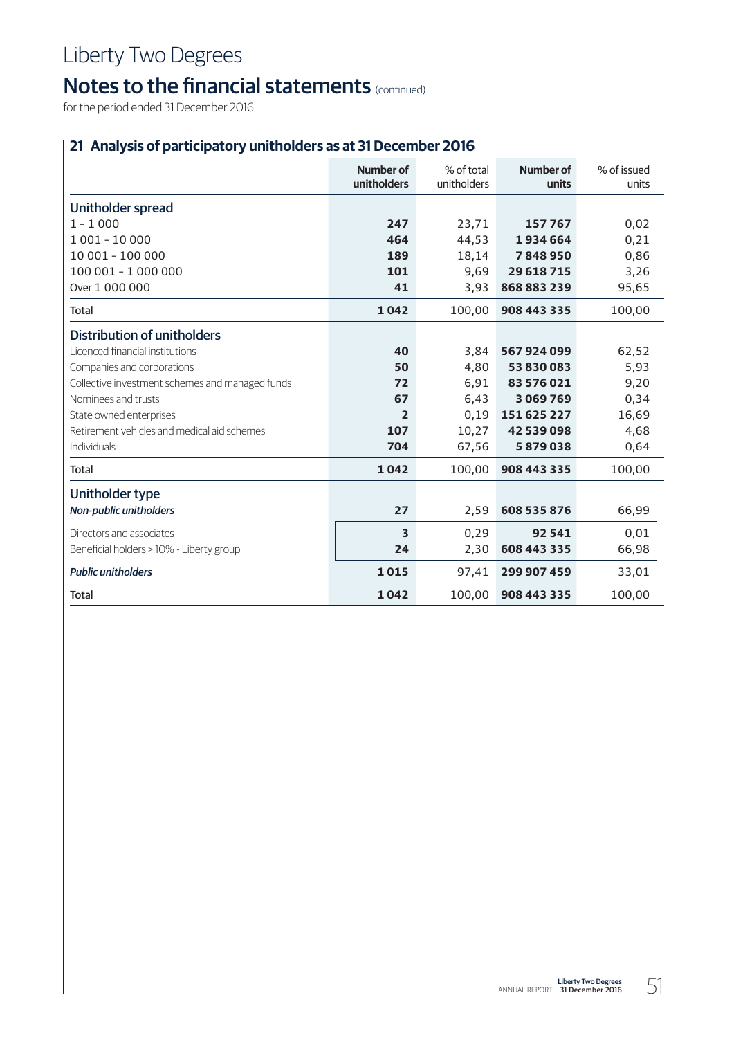# Liberty Two Degrees

## Notes to the financial statements (continued)

for the period ended 31 December 2016

### 21 Analysis of participatory unitholders as at 31 December 2016

| | Number of unitholders | % of total unitholders | Number of units | % of issued units |
|---|---|---|---|---|
| **Unitholder spread** | | | | |
| 1 - 1 000 | **247** | 23,71 | **157 767** | 0,02 |
| 1 001 - 10 000 | **464** | 44,53 | **1 934 664** | 0,21 |
| 10 001 - 100 000 | **189** | 18,14 | **7 848 950** | 0,86 |
| 100 001 - 1 000 000 | **101** | 9,69 | **29 618 715** | 3,26 |
| Over 1 000 000 | **41** | 3,93 | **868 883 239** | 95,65 |
| **Total** | **1 042** | 100,00 | **908 443 335** | 100,00 |
| **Distribution of unitholders** | | | | |
| Licenced financial institutions | **40** | 3,84 | **567 924 099** | 62,52 |
| Companies and corporations | **50** | 4,80 | **53 830 083** | 5,93 |
| Collective investment schemes and managed funds | **72** | 6,91 | **83 576 021** | 9,20 |
| Nominees and trusts | **67** | 6,43 | **3 069 769** | 0,34 |
| State owned enterprises | **2** | 0,19 | **151 625 227** | 16,69 |
| Retirement vehicles and medical aid schemes | **107** | 10,27 | **42 539 098** | 4,68 |
| Individuals | **704** | 67,56 | **5 879 038** | 0,64 |
| **Total** | **1 042** | 100,00 | **908 443 335** | 100,00 |
| **Unitholder type** | | | | |
| ***Non-public unitholders*** | **27** | 2,59 | **608 535 876** | 66,99 |
| Directors and associates | **3** | 0,29 | **92 541** | 0,01 |
| Beneficial holders > 10% - Liberty group | **24** | 2,30 | **608 443 335** | 66,98 |
| ***Public unitholders*** | **1 015** | 97,41 | **299 907 459** | 33,01 |
| **Total** | **1 042** | 100,00 | **908 443 335** | 100,00 |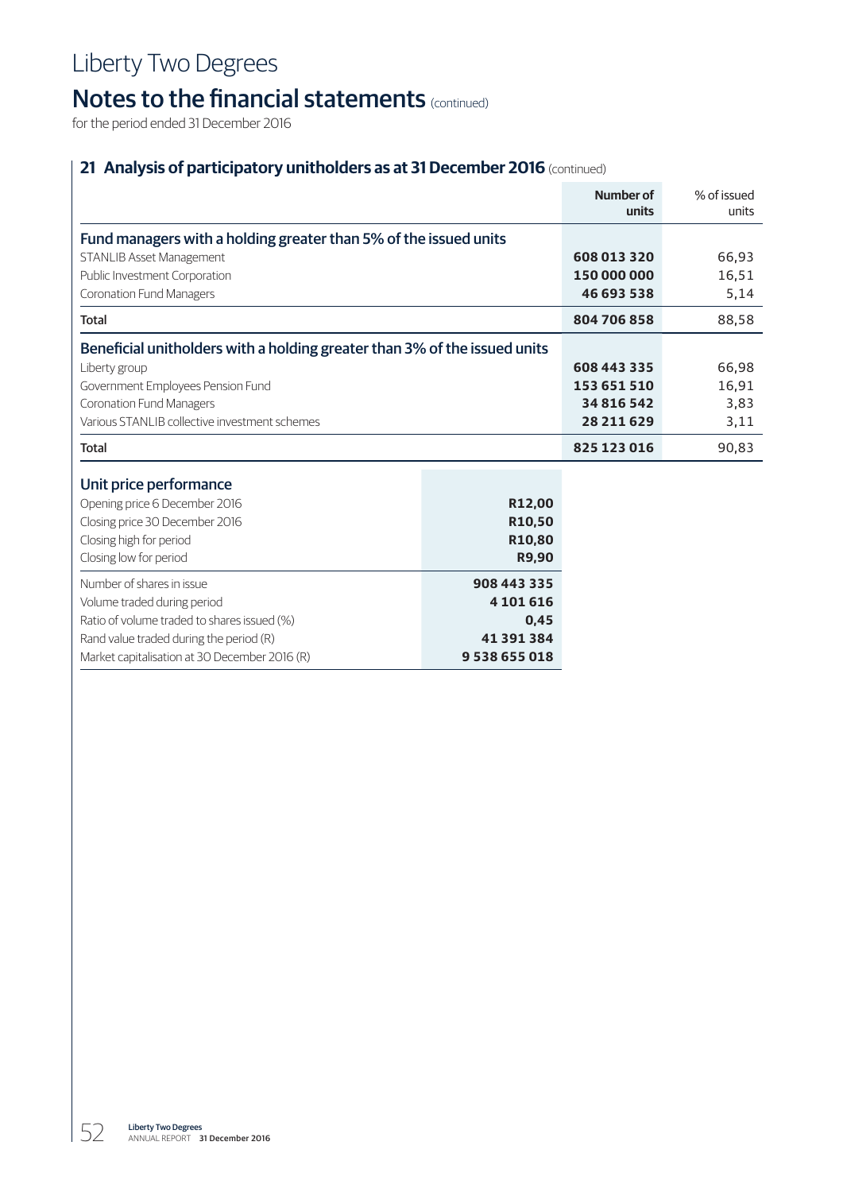# Liberty Two Degrees

## Notes to the financial statements (continued)

for the period ended 31 December 2016

### 21 Analysis of participatory unitholders as at 31 December 2016 (continued)

| | Number of units | % of issued units |
|---|---|---|
| **Fund managers with a holding greater than 5% of the issued units** | | |
| STANLIB Asset Management | **608 013 320** | 66,93 |
| Public Investment Corporation | **150 000 000** | 16,51 |
| Coronation Fund Managers | **46 693 538** | 5,14 |
| **Total** | **804 706 858** | 88,58 |
| **Beneficial unitholders with a holding greater than 3% of the issued units** | | |
| Liberty group | **608 443 335** | 66,98 |
| Government Employees Pension Fund | **153 651 510** | 16,91 |
| Coronation Fund Managers | **34 816 542** | 3,83 |
| Various STANLIB collective investment schemes | **28 211 629** | 3,11 |
| **Total** | **825 123 016** | 90,83 |

| Unit price performance | |
|---|---|
| Opening price 6 December 2016 | **R12,00** |
| Closing price 30 December 2016 | **R10,50** |
| Closing high for period | **R10,80** |
| Closing low for period | **R9,90** |
| Number of shares in issue | **908 443 335** |
| Volume traded during period | **4 101 616** |
| Ratio of volume traded to shares issued (%) | **0,45** |
| Rand value traded during the period (R) | **41 391 384** |
| Market capitalisation at 30 December 2016 (R) | **9 538 655 018** |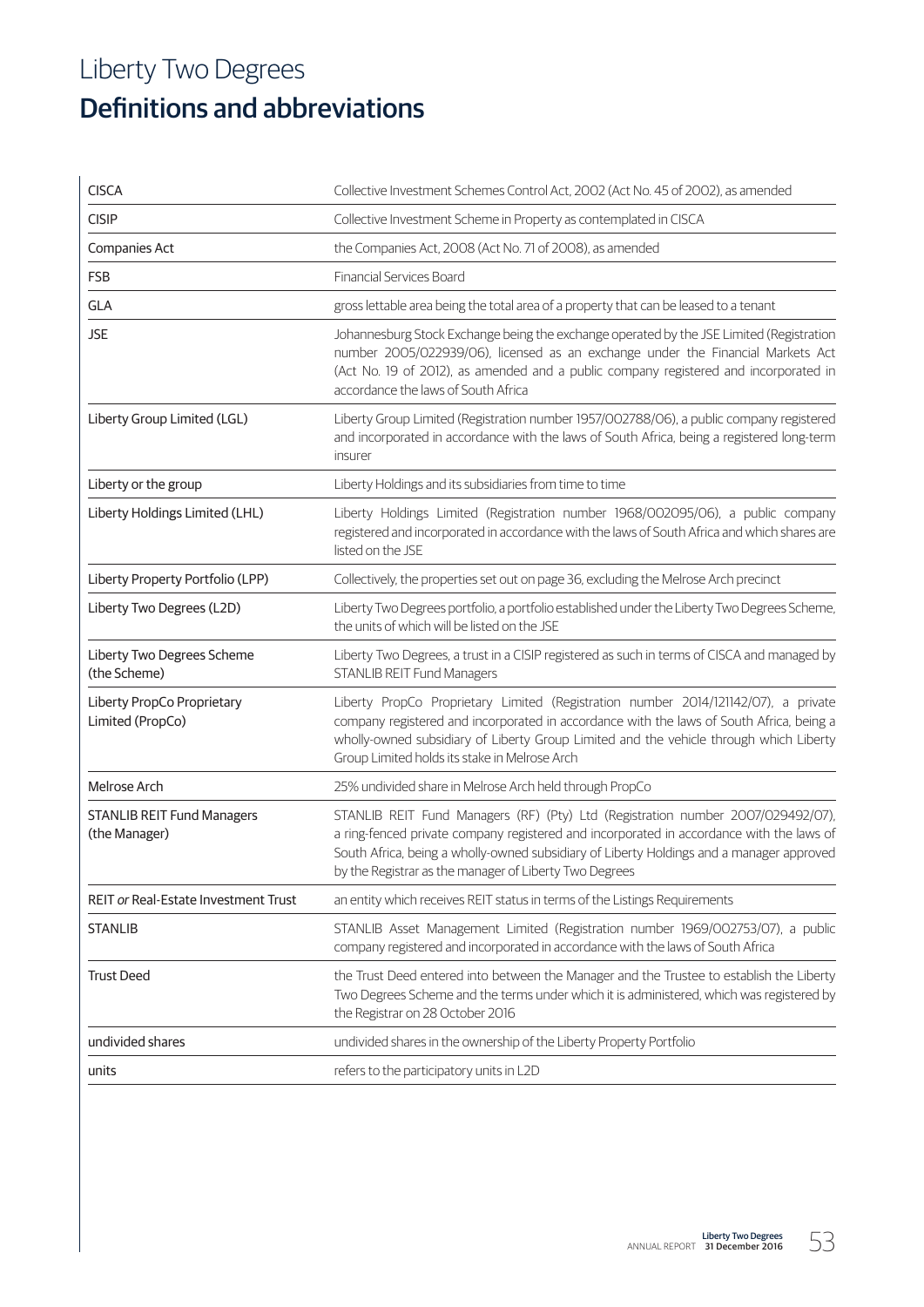# Liberty Two Degrees

## Definitions and abbreviations

| | |
|---|---|
| CISCA | Collective Investment Schemes Control Act, 2002 (Act No. 45 of 2002), as amended |
| CISIP | Collective Investment Scheme in Property as contemplated in CISCA |
| Companies Act | the Companies Act, 2008 (Act No. 71 of 2008), as amended |
| FSB | Financial Services Board |
| GLA | gross lettable area being the total area of a property that can be leased to a tenant |
| JSE | Johannesburg Stock Exchange being the exchange operated by the JSE Limited (Registration number 2005/022939/06), licensed as an exchange under the Financial Markets Act (Act No. 19 of 2012), as amended and a public company registered and incorporated in accordance the laws of South Africa |
| Liberty Group Limited (LGL) | Liberty Group Limited (Registration number 1957/002788/06), a public company registered and incorporated in accordance with the laws of South Africa, being a registered long-term insurer |
| Liberty or the group | Liberty Holdings and its subsidiaries from time to time |
| Liberty Holdings Limited (LHL) | Liberty Holdings Limited (Registration number 1968/002095/06), a public company registered and incorporated in accordance with the laws of South Africa and which shares are listed on the JSE |
| Liberty Property Portfolio (LPP) | Collectively, the properties set out on page 36, excluding the Melrose Arch precinct |
| Liberty Two Degrees (L2D) | Liberty Two Degrees portfolio, a portfolio established under the Liberty Two Degrees Scheme, the units of which will be listed on the JSE |
| Liberty Two Degrees Scheme (the Scheme) | Liberty Two Degrees, a trust in a CISIP registered as such in terms of CISCA and managed by STANLIB REIT Fund Managers |
| Liberty PropCo Proprietary Limited (PropCo) | Liberty PropCo Proprietary Limited (Registration number 2014/121142/07), a private company registered and incorporated in accordance with the laws of South Africa, being a wholly-owned subsidiary of Liberty Group Limited and the vehicle through which Liberty Group Limited holds its stake in Melrose Arch |
| Melrose Arch | 25% undivided share in Melrose Arch held through PropCo |
| STANLIB REIT Fund Managers (the Manager) | STANLIB REIT Fund Managers (RF) (Pty) Ltd (Registration number 2007/029492/07), a ring-fenced private company registered and incorporated in accordance with the laws of South Africa, being a wholly-owned subsidiary of Liberty Holdings and a manager approved by the Registrar as the manager of Liberty Two Degrees |
| REIT *or* Real-Estate Investment Trust | an entity which receives REIT status in terms of the Listings Requirements |
| STANLIB | STANLIB Asset Management Limited (Registration number 1969/002753/07), a public company registered and incorporated in accordance with the laws of South Africa |
| Trust Deed | the Trust Deed entered into between the Manager and the Trustee to establish the Liberty Two Degrees Scheme and the terms under which it is administered, which was registered by the Registrar on 28 October 2016 |
| undivided shares | undivided shares in the ownership of the Liberty Property Portfolio |
| units | refers to the participatory units in L2D |